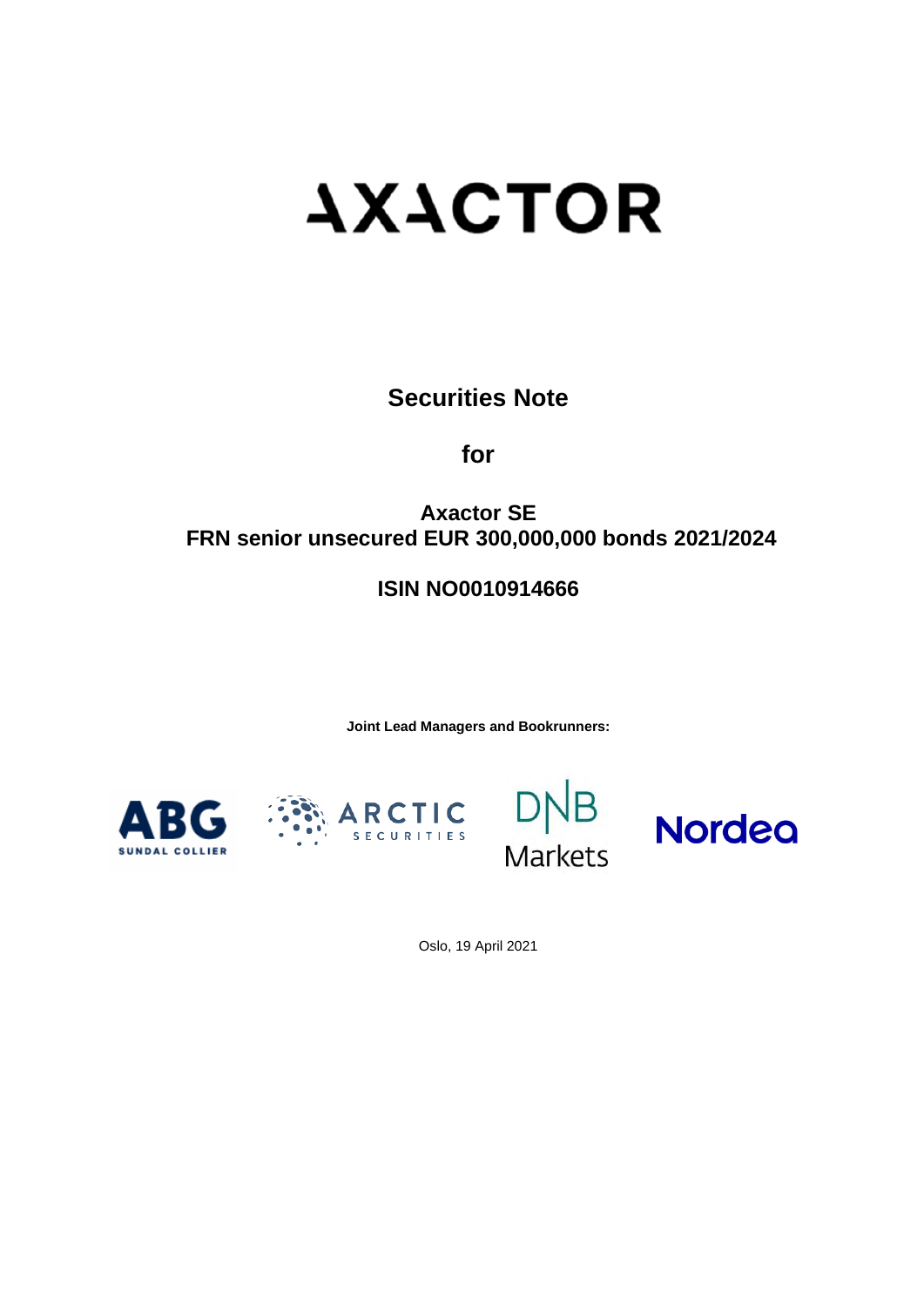# AXACTOR

## Securities Note

## for

## Axactor SE
## FRN senior unsecured EUR 300,000,000 bonds 2021/2024

## ISIN NO0010914666

**Joint Lead Managers and Bookrunners:**

ABG SUNDAL COLLIER

ARCTIC SECURITIES

DNB Markets

Nordea

Oslo, 19 April 2021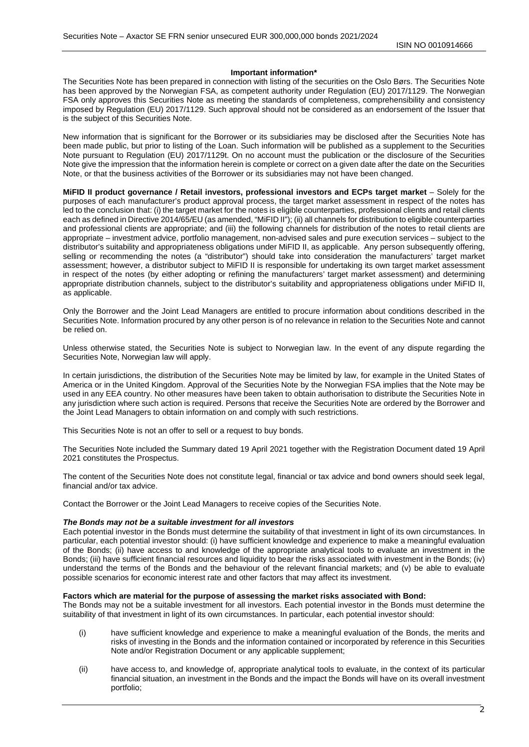**Important information***

The Securities Note has been prepared in connection with listing of the securities on the Oslo Børs. The Securities Note has been approved by the Norwegian FSA, as competent authority under Regulation (EU) 2017/1129. The Norwegian FSA only approves this Securities Note as meeting the standards of completeness, comprehensibility and consistency imposed by Regulation (EU) 2017/1129. Such approval should not be considered as an endorsement of the Issuer that is the subject of this Securities Note.

New information that is significant for the Borrower or its subsidiaries may be disclosed after the Securities Note has been made public, but prior to listing of the Loan. Such information will be published as a supplement to the Securities Note pursuant to Regulation (EU) 2017/1129t. On no account must the publication or the disclosure of the Securities Note give the impression that the information herein is complete or correct on a given date after the date on the Securities Note, or that the business activities of the Borrower or its subsidiaries may not have been changed.

**MiFID II product governance / Retail investors, professional investors and ECPs target market** – Solely for the purposes of each manufacturer's product approval process, the target market assessment in respect of the notes has led to the conclusion that: (i) the target market for the notes is eligible counterparties, professional clients and retail clients each as defined in Directive 2014/65/EU (as amended, "MiFID II"); (ii) all channels for distribution to eligible counterparties and professional clients are appropriate; and (iii) the following channels for distribution of the notes to retail clients are appropriate – investment advice, portfolio management, non-advised sales and pure execution services – subject to the distributor's suitability and appropriateness obligations under MiFID II, as applicable. Any person subsequently offering, selling or recommending the notes (a "distributor") should take into consideration the manufacturers' target market assessment; however, a distributor subject to MiFID II is responsible for undertaking its own target market assessment in respect of the notes (by either adopting or refining the manufacturers' target market assessment) and determining appropriate distribution channels, subject to the distributor's suitability and appropriateness obligations under MiFID II, as applicable.

Only the Borrower and the Joint Lead Managers are entitled to procure information about conditions described in the Securities Note. Information procured by any other person is of no relevance in relation to the Securities Note and cannot be relied on.

Unless otherwise stated, the Securities Note is subject to Norwegian law. In the event of any dispute regarding the Securities Note, Norwegian law will apply.

In certain jurisdictions, the distribution of the Securities Note may be limited by law, for example in the United States of America or in the United Kingdom. Approval of the Securities Note by the Norwegian FSA implies that the Note may be used in any EEA country. No other measures have been taken to obtain authorisation to distribute the Securities Note in any jurisdiction where such action is required. Persons that receive the Securities Note are ordered by the Borrower and the Joint Lead Managers to obtain information on and comply with such restrictions.

This Securities Note is not an offer to sell or a request to buy bonds.

The Securities Note included the Summary dated 19 April 2021 together with the Registration Document dated 19 April 2021 constitutes the Prospectus.

The content of the Securities Note does not constitute legal, financial or tax advice and bond owners should seek legal, financial and/or tax advice.

Contact the Borrower or the Joint Lead Managers to receive copies of the Securities Note.

***The Bonds may not be a suitable investment for all investors***

Each potential investor in the Bonds must determine the suitability of that investment in light of its own circumstances. In particular, each potential investor should: (i) have sufficient knowledge and experience to make a meaningful evaluation of the Bonds; (ii) have access to and knowledge of the appropriate analytical tools to evaluate an investment in the Bonds; (iii) have sufficient financial resources and liquidity to bear the risks associated with investment in the Bonds; (iv) understand the terms of the Bonds and the behaviour of the relevant financial markets; and (v) be able to evaluate possible scenarios for economic interest rate and other factors that may affect its investment.

**Factors which are material for the purpose of assessing the market risks associated with Bond:**

The Bonds may not be a suitable investment for all investors. Each potential investor in the Bonds must determine the suitability of that investment in light of its own circumstances. In particular, each potential investor should:

(i) have sufficient knowledge and experience to make a meaningful evaluation of the Bonds, the merits and risks of investing in the Bonds and the information contained or incorporated by reference in this Securities Note and/or Registration Document or any applicable supplement;

(ii) have access to, and knowledge of, appropriate analytical tools to evaluate, in the context of its particular financial situation, an investment in the Bonds and the impact the Bonds will have on its overall investment portfolio;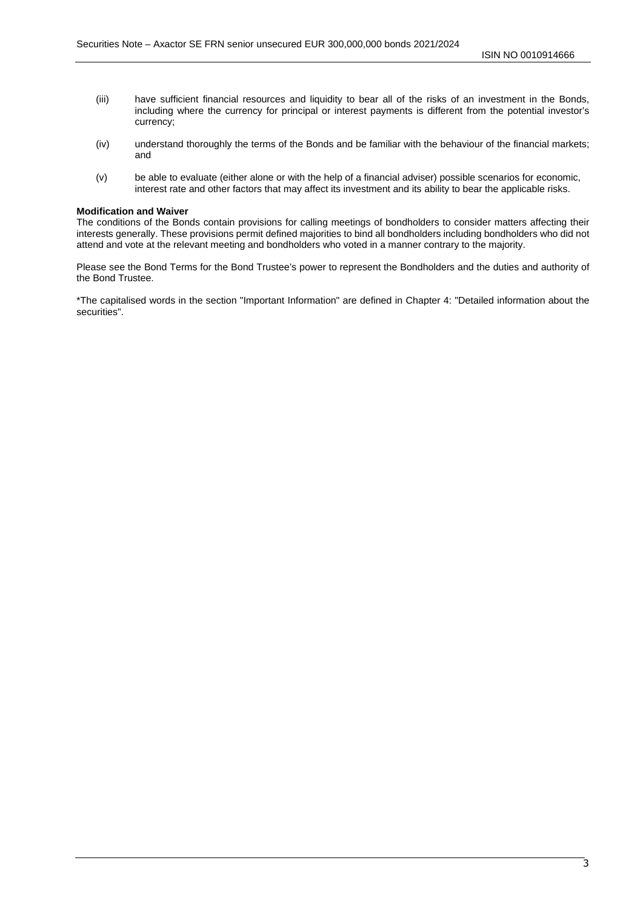(iii) have sufficient financial resources and liquidity to bear all of the risks of an investment in the Bonds, including where the currency for principal or interest payments is different from the potential investor's currency;

(iv) understand thoroughly the terms of the Bonds and be familiar with the behaviour of the financial markets; and

(v) be able to evaluate (either alone or with the help of a financial adviser) possible scenarios for economic, interest rate and other factors that may affect its investment and its ability to bear the applicable risks.

**Modification and Waiver**

The conditions of the Bonds contain provisions for calling meetings of bondholders to consider matters affecting their interests generally. These provisions permit defined majorities to bind all bondholders including bondholders who did not attend and vote at the relevant meeting and bondholders who voted in a manner contrary to the majority.

Please see the Bond Terms for the Bond Trustee's power to represent the Bondholders and the duties and authority of the Bond Trustee.

*The capitalised words in the section "Important Information" are defined in Chapter 4: "Detailed information about the securities".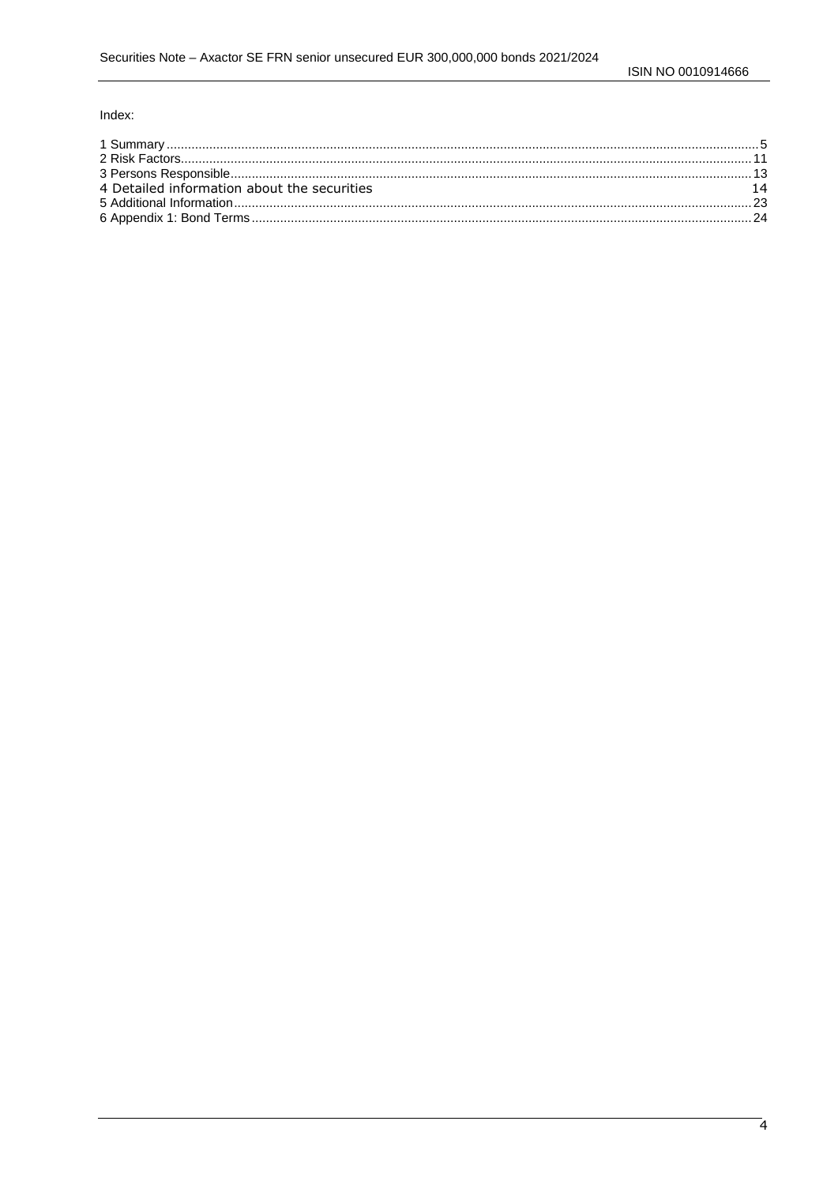Index:

| | |
|---|---|
| 1 Summary | 5 |
| 2 Risk Factors | 11 |
| 3 Persons Responsible | 13 |
| 4 Detailed information about the securities | 14 |
| 5 Additional Information | 23 |
| 6 Appendix 1: Bond Terms | 24 |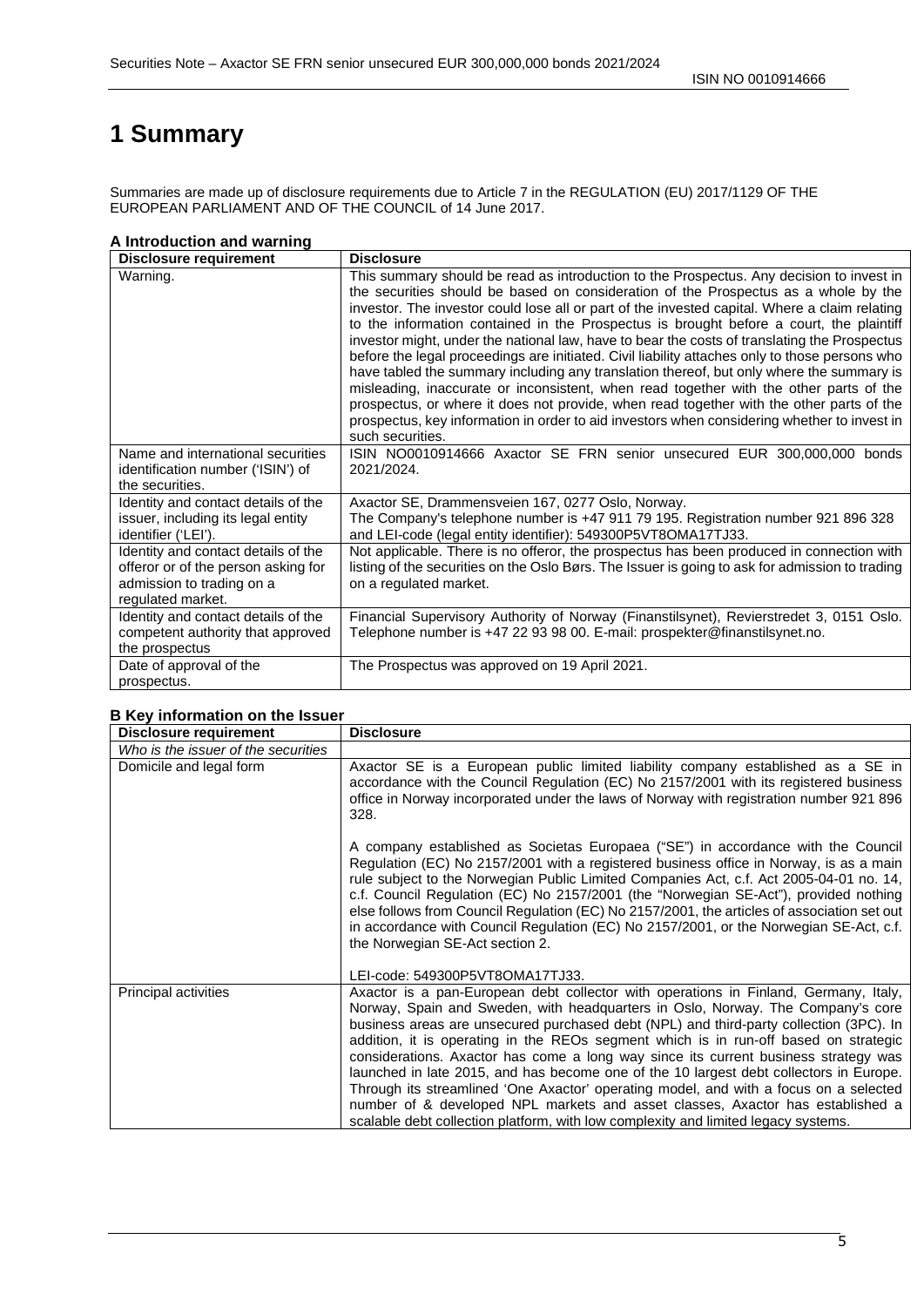# 1 Summary

Summaries are made up of disclosure requirements due to Article 7 in the REGULATION (EU) 2017/1129 OF THE EUROPEAN PARLIAMENT AND OF THE COUNCIL of 14 June 2017.

**A Introduction and warning**

| Disclosure requirement | Disclosure |
|---|---|
| Warning. | This summary should be read as introduction to the Prospectus. Any decision to invest in the securities should be based on consideration of the Prospectus as a whole by the investor. The investor could lose all or part of the invested capital. Where a claim relating to the information contained in the Prospectus is brought before a court, the plaintiff investor might, under the national law, have to bear the costs of translating the Prospectus before the legal proceedings are initiated. Civil liability attaches only to those persons who have tabled the summary including any translation thereof, but only where the summary is misleading, inaccurate or inconsistent, when read together with the other parts of the prospectus, or where it does not provide, when read together with the other parts of the prospectus, key information in order to aid investors when considering whether to invest in such securities. |
| Name and international securities identification number ('ISIN') of the securities. | ISIN NO0010914666 Axactor SE FRN senior unsecured EUR 300,000,000 bonds 2021/2024. |
| Identity and contact details of the issuer, including its legal entity identifier ('LEI'). | Axactor SE, Drammensveien 167, 0277 Oslo, Norway.<br>The Company's telephone number is +47 911 79 195. Registration number 921 896 328 and LEI-code (legal entity identifier): 549300P5VT8OMA17TJ33. |
| Identity and contact details of the offeror or of the person asking for admission to trading on a regulated market. | Not applicable. There is no offeror, the prospectus has been produced in connection with listing of the securities on the Oslo Børs. The Issuer is going to ask for admission to trading on a regulated market. |
| Identity and contact details of the competent authority that approved the prospectus | Financial Supervisory Authority of Norway (Finanstilsynet), Revierstredet 3, 0151 Oslo. Telephone number is +47 22 93 98 00. E-mail: prospekter@finanstilsynet.no. |
| Date of approval of the prospectus. | The Prospectus was approved on 19 April 2021. |

**B Key information on the Issuer**

| Disclosure requirement | Disclosure |
|---|---|
| *Who is the issuer of the securities* | |
| Domicile and legal form | Axactor SE is a European public limited liability company established as a SE in accordance with the Council Regulation (EC) No 2157/2001 with its registered business office in Norway incorporated under the laws of Norway with registration number 921 896 328.<br><br>A company established as Societas Europaea ("SE") in accordance with the Council Regulation (EC) No 2157/2001 with a registered business office in Norway, is as a main rule subject to the Norwegian Public Limited Companies Act, c.f. Act 2005-04-01 no. 14, c.f. Council Regulation (EC) No 2157/2001 (the "Norwegian SE-Act"), provided nothing else follows from Council Regulation (EC) No 2157/2001, the articles of association set out in accordance with Council Regulation (EC) No 2157/2001, or the Norwegian SE-Act, c.f. the Norwegian SE-Act section 2.<br><br>LEI-code: 549300P5VT8OMA17TJ33. |
| Principal activities | Axactor is a pan-European debt collector with operations in Finland, Germany, Italy, Norway, Spain and Sweden, with headquarters in Oslo, Norway. The Company's core business areas are unsecured purchased debt (NPL) and third-party collection (3PC). In addition, it is operating in the REOs segment which is in run-off based on strategic considerations. Axactor has come a long way since its current business strategy was launched in late 2015, and has become one of the 10 largest debt collectors in Europe. Through its streamlined 'One Axactor' operating model, and with a focus on a selected number of & developed NPL markets and asset classes, Axactor has established a scalable debt collection platform, with low complexity and limited legacy systems. |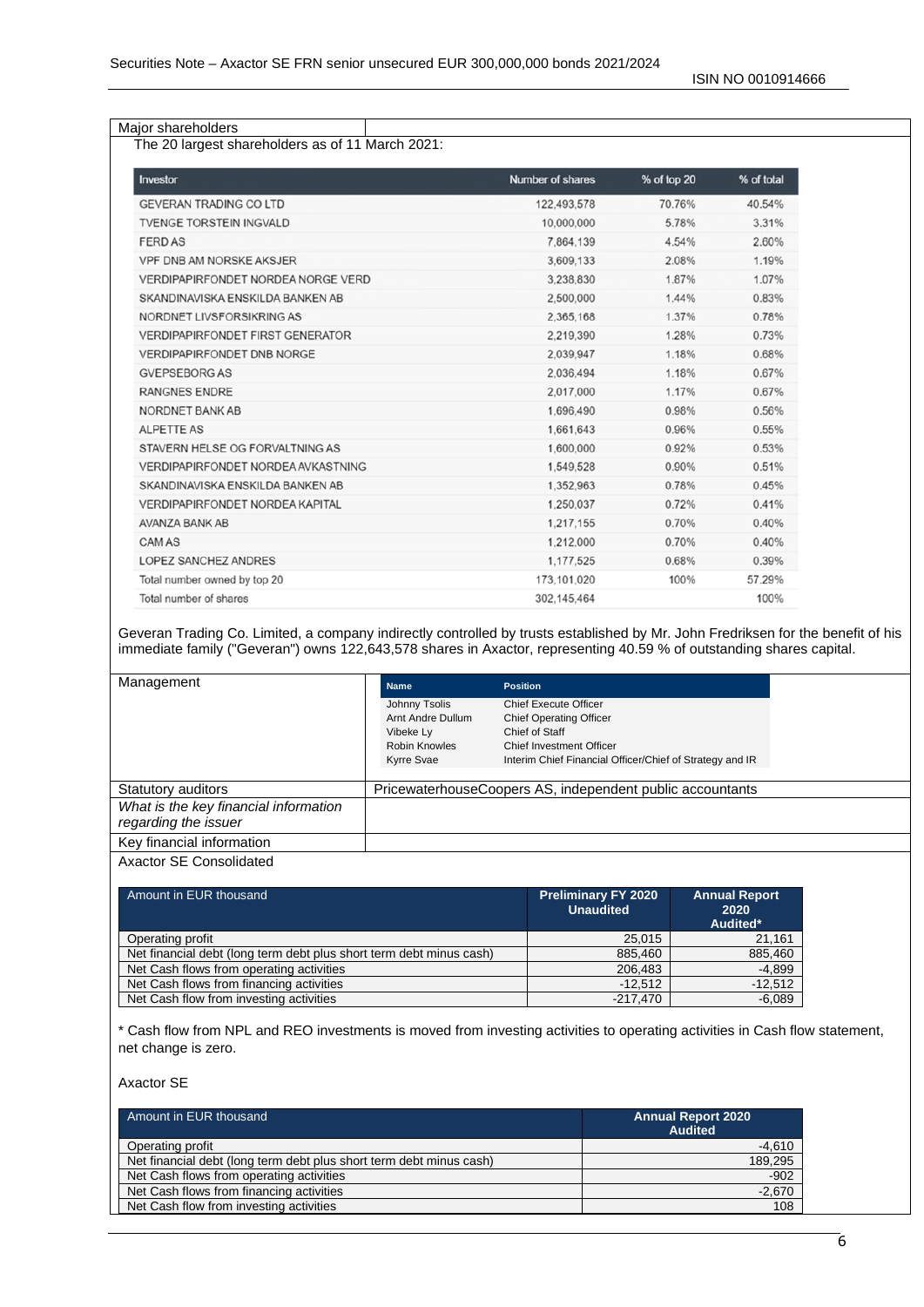Major shareholders

The 20 largest shareholders as of 11 March 2021:

| Investor | Number of shares | % of top 20 | % of total |
|---|---|---|---|
| GEVERAN TRADING CO LTD | 122,493,578 | 70.76% | 40.54% |
| TVENGE TORSTEIN INGVALD | 10,000,000 | 5.78% | 3.31% |
| FERD AS | 7,864,139 | 4.54% | 2.60% |
| VPF DNB AM NORSKE AKSJER | 3,609,133 | 2.08% | 1.19% |
| VERDIPAPIRFONDET NORDEA NORGE VERD | 3,238,830 | 1.87% | 1.07% |
| SKANDINAVISKA ENSKILDA BANKEN AB | 2,500,000 | 1.44% | 0.83% |
| NORDNET LIVSFORSIKRING AS | 2,365,168 | 1.37% | 0.78% |
| VERDIPAPIRFONDET FIRST GENERATOR | 2,219,390 | 1.28% | 0.73% |
| VERDIPAPIRFONDET DNB NORGE | 2,039,947 | 1.18% | 0.68% |
| GVEPSEBORG AS | 2,036,494 | 1.18% | 0.67% |
| RANGNES ENDRE | 2,017,000 | 1.17% | 0.67% |
| NORDNET BANK AB | 1,696,490 | 0.98% | 0.56% |
| ALPETTE AS | 1,661,643 | 0.96% | 0.55% |
| STAVERN HELSE OG FORVALTNING AS | 1,600,000 | 0.92% | 0.53% |
| VERDIPAPIRFONDET NORDEA AVKASTNING | 1,549,528 | 0.90% | 0.51% |
| SKANDINAVISKA ENSKILDA BANKEN AB | 1,352,963 | 0.78% | 0.45% |
| VERDIPAPIRFONDET NORDEA KAPITAL | 1,250,037 | 0.72% | 0.41% |
| AVANZA BANK AB | 1,217,155 | 0.70% | 0.40% |
| CAM AS | 1,212,000 | 0.70% | 0.40% |
| LOPEZ SANCHEZ ANDRES | 1,177,525 | 0.68% | 0.39% |
| Total number owned by top 20 | 173,101,020 | 100% | 57.29% |
| Total number of shares | 302,145,464 | | 100% |

Geveran Trading Co. Limited, a company indirectly controlled by trusts established by Mr. John Fredriksen for the benefit of his immediate family ("Geveran") owns 122,643,578 shares in Axactor, representing 40.59 % of outstanding shares capital.

Management

| Name | Position |
|---|---|
| Johnny Tsolis | Chief Execute Officer |
| Arnt Andre Dullum | Chief Operating Officer |
| Vibeke Ly | Chief of Staff |
| Robin Knowles | Chief Investment Officer |
| Kyrre Svae | Interim Chief Financial Officer/Chief of Strategy and IR |

Statutory auditors: PricewaterhouseCoopers AS, independent public accountants

*What is the key financial information regarding the issuer*

Key financial information

Axactor SE Consolidated

| Amount in EUR thousand | Preliminary FY 2020 Unaudited | Annual Report 2020 Audited* |
|---|---|---|
| Operating profit | 25,015 | 21,161 |
| Net financial debt (long term debt plus short term debt minus cash) | 885,460 | 885,460 |
| Net Cash flows from operating activities | 206,483 | -4,899 |
| Net Cash flows from financing activities | -12,512 | -12,512 |
| Net Cash flow from investing activities | -217,470 | -6,089 |

\* Cash flow from NPL and REO investments is moved from investing activities to operating activities in Cash flow statement, net change is zero.

Axactor SE

| Amount in EUR thousand | Annual Report 2020 Audited |
|---|---|
| Operating profit | -4,610 |
| Net financial debt (long term debt plus short term debt minus cash) | 189,295 |
| Net Cash flows from operating activities | -902 |
| Net Cash flows from financing activities | -2,670 |
| Net Cash flow from investing activities | 108 |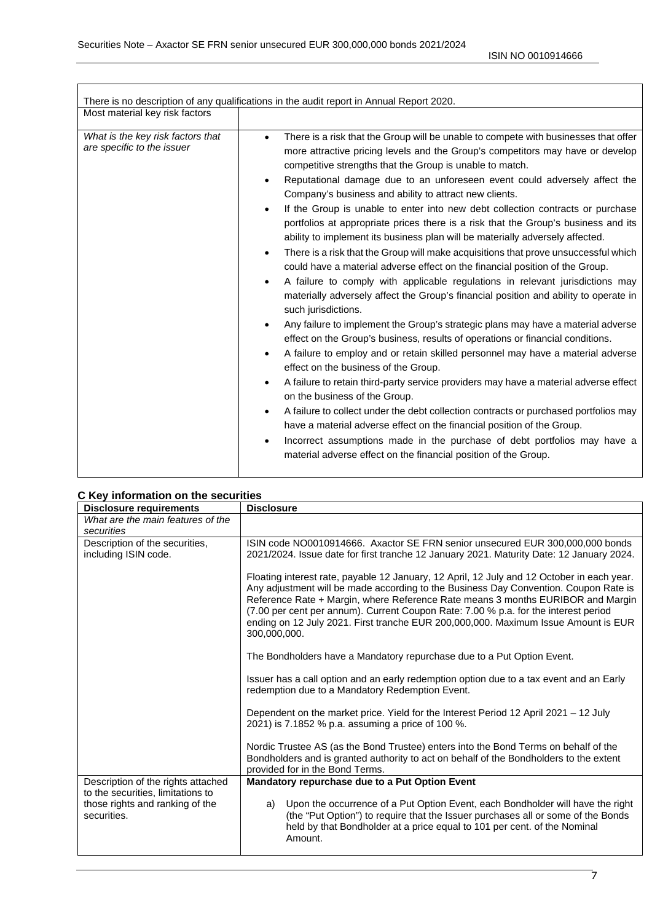| | |
|---|---|
| There is no description of any qualifications in the audit report in Annual Report 2020. | |
| Most material key risk factors | |
| *What is the key risk factors that are specific to the issuer* | • There is a risk that the Group will be unable to compete with businesses that offer more attractive pricing levels and the Group's competitors may have or develop competitive strengths that the Group is unable to match.<br>• Reputational damage due to an unforeseen event could adversely affect the Company's business and ability to attract new clients.<br>• If the Group is unable to enter into new debt collection contracts or purchase portfolios at appropriate prices there is a risk that the Group's business and its ability to implement its business plan will be materially adversely affected.<br>• There is a risk that the Group will make acquisitions that prove unsuccessful which could have a material adverse effect on the financial position of the Group.<br>• A failure to comply with applicable regulations in relevant jurisdictions may materially adversely affect the Group's financial position and ability to operate in such jurisdictions.<br>• Any failure to implement the Group's strategic plans may have a material adverse effect on the Group's business, results of operations or financial conditions.<br>• A failure to employ and or retain skilled personnel may have a material adverse effect on the business of the Group.<br>• A failure to retain third-party service providers may have a material adverse effect on the business of the Group.<br>• A failure to collect under the debt collection contracts or purchased portfolios may have a material adverse effect on the financial position of the Group.<br>• Incorrect assumptions made in the purchase of debt portfolios may have a material adverse effect on the financial position of the Group. |

## C Key information on the securities

| Disclosure requirements | Disclosure |
|---|---|
| *What are the main features of the securities* | |
| Description of the securities, including ISIN code. | ISIN code NO0010914666. Axactor SE FRN senior unsecured EUR 300,000,000 bonds 2021/2024. Issue date for first tranche 12 January 2021. Maturity Date: 12 January 2024.<br><br>Floating interest rate, payable 12 January, 12 April, 12 July and 12 October in each year. Any adjustment will be made according to the Business Day Convention. Coupon Rate is Reference Rate + Margin, where Reference Rate means 3 months EURIBOR and Margin (7.00 per cent per annum). Current Coupon Rate: 7.00 % p.a. for the interest period ending on 12 July 2021. First tranche EUR 200,000,000. Maximum Issue Amount is EUR 300,000,000.<br><br>The Bondholders have a Mandatory repurchase due to a Put Option Event.<br><br>Issuer has a call option and an early redemption option due to a tax event and an Early redemption due to a Mandatory Redemption Event.<br><br>Dependent on the market price. Yield for the Interest Period 12 April 2021 – 12 July 2021) is 7.1852 % p.a. assuming a price of 100 %.<br><br>Nordic Trustee AS (as the Bond Trustee) enters into the Bond Terms on behalf of the Bondholders and is granted authority to act on behalf of the Bondholders to the extent provided for in the Bond Terms. |
| Description of the rights attached to the securities, limitations to those rights and ranking of the securities. | **Mandatory repurchase due to a Put Option Event**<br><br>a) Upon the occurrence of a Put Option Event, each Bondholder will have the right (the "Put Option") to require that the Issuer purchases all or some of the Bonds held by that Bondholder at a price equal to 101 per cent. of the Nominal Amount. |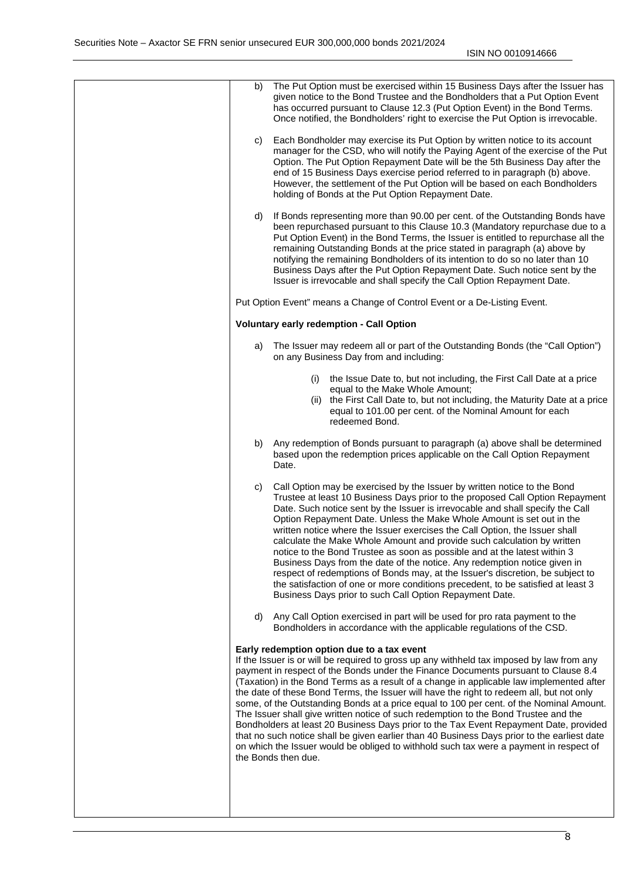b) The Put Option must be exercised within 15 Business Days after the Issuer has given notice to the Bond Trustee and the Bondholders that a Put Option Event has occurred pursuant to Clause 12.3 (Put Option Event) in the Bond Terms. Once notified, the Bondholders' right to exercise the Put Option is irrevocable.

c) Each Bondholder may exercise its Put Option by written notice to its account manager for the CSD, who will notify the Paying Agent of the exercise of the Put Option. The Put Option Repayment Date will be the 5th Business Day after the end of 15 Business Days exercise period referred to in paragraph (b) above. However, the settlement of the Put Option will be based on each Bondholders holding of Bonds at the Put Option Repayment Date.

d) If Bonds representing more than 90.00 per cent. of the Outstanding Bonds have been repurchased pursuant to this Clause 10.3 (Mandatory repurchase due to a Put Option Event) in the Bond Terms, the Issuer is entitled to repurchase all the remaining Outstanding Bonds at the price stated in paragraph (a) above by notifying the remaining Bondholders of its intention to do so no later than 10 Business Days after the Put Option Repayment Date. Such notice sent by the Issuer is irrevocable and shall specify the Call Option Repayment Date.

Put Option Event" means a Change of Control Event or a De-Listing Event.

**Voluntary early redemption - Call Option**

a) The Issuer may redeem all or part of the Outstanding Bonds (the "Call Option") on any Business Day from and including:

   (i) the Issue Date to, but not including, the First Call Date at a price equal to the Make Whole Amount;
   (ii) the First Call Date to, but not including, the Maturity Date at a price equal to 101.00 per cent. of the Nominal Amount for each redeemed Bond.

b) Any redemption of Bonds pursuant to paragraph (a) above shall be determined based upon the redemption prices applicable on the Call Option Repayment Date.

c) Call Option may be exercised by the Issuer by written notice to the Bond Trustee at least 10 Business Days prior to the proposed Call Option Repayment Date. Such notice sent by the Issuer is irrevocable and shall specify the Call Option Repayment Date. Unless the Make Whole Amount is set out in the written notice where the Issuer exercises the Call Option, the Issuer shall calculate the Make Whole Amount and provide such calculation by written notice to the Bond Trustee as soon as possible and at the latest within 3 Business Days from the date of the notice. Any redemption notice given in respect of redemptions of Bonds may, at the Issuer's discretion, be subject to the satisfaction of one or more conditions precedent, to be satisfied at least 3 Business Days prior to such Call Option Repayment Date.

d) Any Call Option exercised in part will be used for pro rata payment to the Bondholders in accordance with the applicable regulations of the CSD.

**Early redemption option due to a tax event**

If the Issuer is or will be required to gross up any withheld tax imposed by law from any payment in respect of the Bonds under the Finance Documents pursuant to Clause 8.4 (Taxation) in the Bond Terms as a result of a change in applicable law implemented after the date of these Bond Terms, the Issuer will have the right to redeem all, but not only some, of the Outstanding Bonds at a price equal to 100 per cent. of the Nominal Amount. The Issuer shall give written notice of such redemption to the Bond Trustee and the Bondholders at least 20 Business Days prior to the Tax Event Repayment Date, provided that no such notice shall be given earlier than 40 Business Days prior to the earliest date on which the Issuer would be obliged to withhold such tax were a payment in respect of the Bonds then due.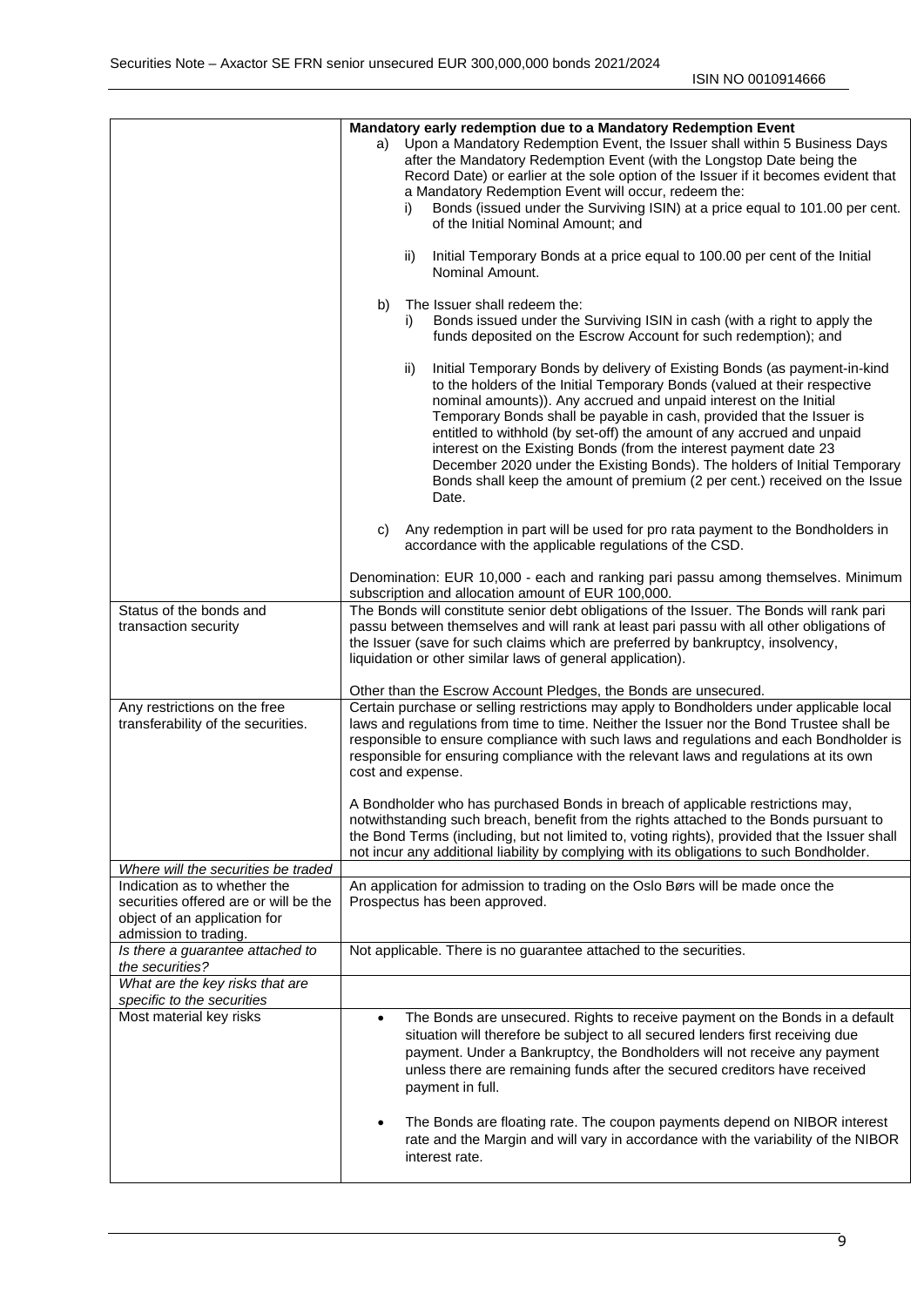| | |
|---|---|
| | **Mandatory early redemption due to a Mandatory Redemption Event**<br>a) Upon a Mandatory Redemption Event, the Issuer shall within 5 Business Days after the Mandatory Redemption Event (with the Longstop Date being the Record Date) or earlier at the sole option of the Issuer if it becomes evident that a Mandatory Redemption Event will occur, redeem the:<br>i) Bonds (issued under the Surviving ISIN) at a price equal to 101.00 per cent. of the Initial Nominal Amount; and<br>ii) Initial Temporary Bonds at a price equal to 100.00 per cent of the Initial Nominal Amount.<br><br>b) The Issuer shall redeem the:<br>i) Bonds issued under the Surviving ISIN in cash (with a right to apply the funds deposited on the Escrow Account for such redemption); and<br>ii) Initial Temporary Bonds by delivery of Existing Bonds (as payment-in-kind to the holders of the Initial Temporary Bonds (valued at their respective nominal amounts)). Any accrued and unpaid interest on the Initial Temporary Bonds shall be payable in cash, provided that the Issuer is entitled to withhold (by set-off) the amount of any accrued and unpaid interest on the Existing Bonds (from the interest payment date 23 December 2020 under the Existing Bonds). The holders of Initial Temporary Bonds shall keep the amount of premium (2 per cent.) received on the Issue Date.<br><br>c) Any redemption in part will be used for pro rata payment to the Bondholders in accordance with the applicable regulations of the CSD.<br><br>Denomination: EUR 10,000 - each and ranking pari passu among themselves. Minimum subscription and allocation amount of EUR 100,000. |
| Status of the bonds and transaction security | The Bonds will constitute senior debt obligations of the Issuer. The Bonds will rank pari passu between themselves and will rank at least pari passu with all other obligations of the Issuer (save for such claims which are preferred by bankruptcy, insolvency, liquidation or other similar laws of general application).<br><br>Other than the Escrow Account Pledges, the Bonds are unsecured. |
| Any restrictions on the free transferability of the securities. | Certain purchase or selling restrictions may apply to Bondholders under applicable local laws and regulations from time to time. Neither the Issuer nor the Bond Trustee shall be responsible to ensure compliance with such laws and regulations and each Bondholder is responsible for ensuring compliance with the relevant laws and regulations at its own cost and expense.<br><br>A Bondholder who has purchased Bonds in breach of applicable restrictions may, notwithstanding such breach, benefit from the rights attached to the Bonds pursuant to the Bond Terms (including, but not limited to, voting rights), provided that the Issuer shall not incur any additional liability by complying with its obligations to such Bondholder. |
| *Where will the securities be traded* | |
| Indication as to whether the securities offered are or will be the object of an application for admission to trading. | An application for admission to trading on the Oslo Børs will be made once the Prospectus has been approved. |
| *Is there a guarantee attached to the securities?* | Not applicable. There is no guarantee attached to the securities. |
| *What are the key risks that are specific to the securities* | |
| Most material key risks | • The Bonds are unsecured. Rights to receive payment on the Bonds in a default situation will therefore be subject to all secured lenders first receiving due payment. Under a Bankruptcy, the Bondholders will not receive any payment unless there are remaining funds after the secured creditors have received payment in full.<br><br>• The Bonds are floating rate. The coupon payments depend on NIBOR interest rate and the Margin and will vary in accordance with the variability of the NIBOR interest rate. |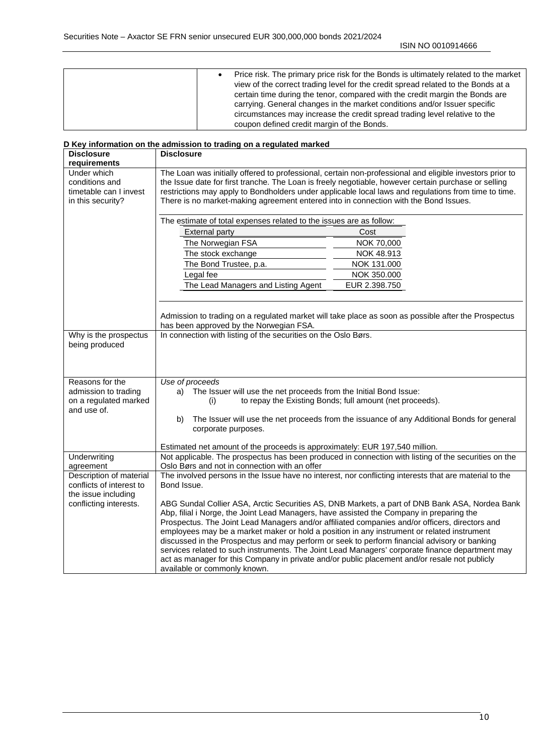| | |
|---|---|
| | • Price risk. The primary price risk for the Bonds is ultimately related to the market view of the correct trading level for the credit spread related to the Bonds at a certain time during the tenor, compared with the credit margin the Bonds are carrying. General changes in the market conditions and/or Issuer specific circumstances may increase the credit spread trading level relative to the coupon defined credit margin of the Bonds. |

**D Key information on the admission to trading on a regulated marked**

| Disclosure requirements | Disclosure |
|---|---|
| Under which conditions and timetable can I invest in this security? | The Loan was initially offered to professional, certain non-professional and eligible investors prior to the Issue date for first tranche. The Loan is freely negotiable, however certain purchase or selling restrictions may apply to Bondholders under applicable local laws and regulations from time to time. There is no market-making agreement entered into in connection with the Bond Issues.<br><br>The estimate of total expenses related to the issues are as follow:<br>External party — Cost<br>The Norwegian FSA — NOK 70,000<br>The stock exchange — NOK 48.913<br>The Bond Trustee, p.a. — NOK 131.000<br>Legal fee — NOK 350.000<br>The Lead Managers and Listing Agent — EUR 2.398.750<br><br>Admission to trading on a regulated market will take place as soon as possible after the Prospectus has been approved by the Norwegian FSA. |
| Why is the prospectus being produced | In connection with listing of the securities on the Oslo Børs. |
| Reasons for the admission to trading on a regulated marked and use of. | *Use of proceeds*<br>a) The Issuer will use the net proceeds from the Initial Bond Issue:<br>(i) to repay the Existing Bonds; full amount (net proceeds).<br><br>b) The Issuer will use the net proceeds from the issuance of any Additional Bonds for general corporate purposes.<br><br>Estimated net amount of the proceeds is approximately: EUR 197,540 million. |
| Underwriting agreement | Not applicable. The prospectus has been produced in connection with listing of the securities on the Oslo Børs and not in connection with an offer |
| Description of material conflicts of interest to the issue including conflicting interests. | The involved persons in the Issue have no interest, nor conflicting interests that are material to the Bond Issue.<br><br>ABG Sundal Collier ASA, Arctic Securities AS, DNB Markets, a part of DNB Bank ASA, Nordea Bank Abp, filial i Norge, the Joint Lead Managers, have assisted the Company in preparing the Prospectus. The Joint Lead Managers and/or affiliated companies and/or officers, directors and employees may be a market maker or hold a position in any instrument or related instrument discussed in the Prospectus and may perform or seek to perform financial advisory or banking services related to such instruments. The Joint Lead Managers' corporate finance department may act as manager for this Company in private and/or public placement and/or resale not publicly available or commonly known. |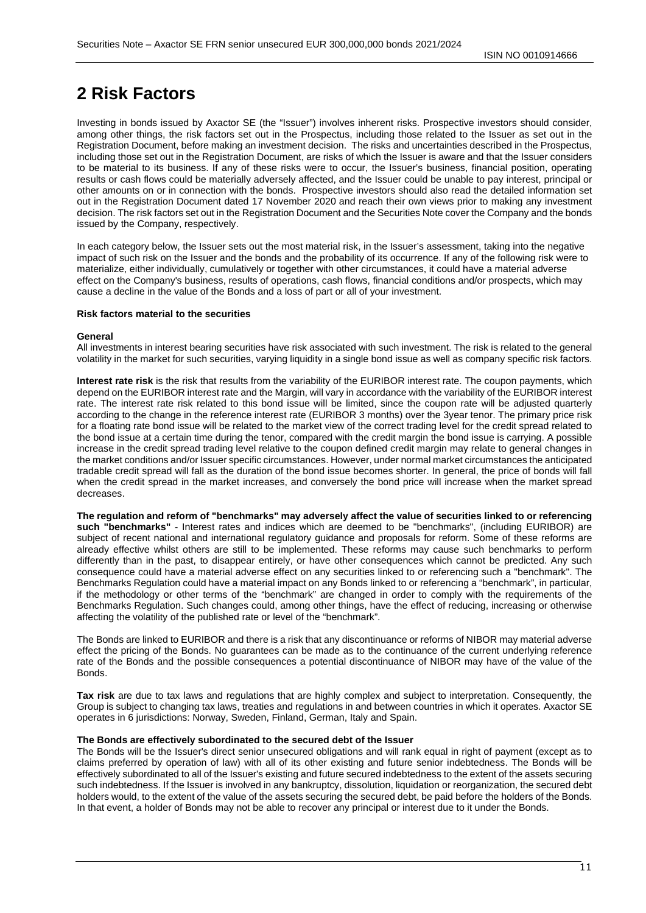# 2 Risk Factors

Investing in bonds issued by Axactor SE (the "Issuer") involves inherent risks. Prospective investors should consider, among other things, the risk factors set out in the Prospectus, including those related to the Issuer as set out in the Registration Document, before making an investment decision. The risks and uncertainties described in the Prospectus, including those set out in the Registration Document, are risks of which the Issuer is aware and that the Issuer considers to be material to its business. If any of these risks were to occur, the Issuer's business, financial position, operating results or cash flows could be materially adversely affected, and the Issuer could be unable to pay interest, principal or other amounts on or in connection with the bonds. Prospective investors should also read the detailed information set out in the Registration Document dated 17 November 2020 and reach their own views prior to making any investment decision. The risk factors set out in the Registration Document and the Securities Note cover the Company and the bonds issued by the Company, respectively.

In each category below, the Issuer sets out the most material risk, in the Issuer's assessment, taking into the negative impact of such risk on the Issuer and the bonds and the probability of its occurrence. If any of the following risk were to materialize, either individually, cumulatively or together with other circumstances, it could have a material adverse effect on the Company's business, results of operations, cash flows, financial conditions and/or prospects, which may cause a decline in the value of the Bonds and a loss of part or all of your investment.

**Risk factors material to the securities**

**General**

All investments in interest bearing securities have risk associated with such investment. The risk is related to the general volatility in the market for such securities, varying liquidity in a single bond issue as well as company specific risk factors.

**Interest rate risk** is the risk that results from the variability of the EURIBOR interest rate. The coupon payments, which depend on the EURIBOR interest rate and the Margin, will vary in accordance with the variability of the EURIBOR interest rate. The interest rate risk related to this bond issue will be limited, since the coupon rate will be adjusted quarterly according to the change in the reference interest rate (EURIBOR 3 months) over the 3year tenor. The primary price risk for a floating rate bond issue will be related to the market view of the correct trading level for the credit spread related to the bond issue at a certain time during the tenor, compared with the credit margin the bond issue is carrying. A possible increase in the credit spread trading level relative to the coupon defined credit margin may relate to general changes in the market conditions and/or Issuer specific circumstances. However, under normal market circumstances the anticipated tradable credit spread will fall as the duration of the bond issue becomes shorter. In general, the price of bonds will fall when the credit spread in the market increases, and conversely the bond price will increase when the market spread decreases.

**The regulation and reform of "benchmarks" may adversely affect the value of securities linked to or referencing such "benchmarks"** - Interest rates and indices which are deemed to be "benchmarks", (including EURIBOR) are subject of recent national and international regulatory guidance and proposals for reform. Some of these reforms are already effective whilst others are still to be implemented. These reforms may cause such benchmarks to perform differently than in the past, to disappear entirely, or have other consequences which cannot be predicted. Any such consequence could have a material adverse effect on any securities linked to or referencing such a "benchmark". The Benchmarks Regulation could have a material impact on any Bonds linked to or referencing a "benchmark", in particular, if the methodology or other terms of the "benchmark" are changed in order to comply with the requirements of the Benchmarks Regulation. Such changes could, among other things, have the effect of reducing, increasing or otherwise affecting the volatility of the published rate or level of the "benchmark".

The Bonds are linked to EURIBOR and there is a risk that any discontinuance or reforms of NIBOR may material adverse effect the pricing of the Bonds. No guarantees can be made as to the continuance of the current underlying reference rate of the Bonds and the possible consequences a potential discontinuance of NIBOR may have of the value of the Bonds.

**Tax risk** are due to tax laws and regulations that are highly complex and subject to interpretation. Consequently, the Group is subject to changing tax laws, treaties and regulations in and between countries in which it operates. Axactor SE operates in 6 jurisdictions: Norway, Sweden, Finland, German, Italy and Spain.

**The Bonds are effectively subordinated to the secured debt of the Issuer**

The Bonds will be the Issuer's direct senior unsecured obligations and will rank equal in right of payment (except as to claims preferred by operation of law) with all of its other existing and future senior indebtedness. The Bonds will be effectively subordinated to all of the Issuer's existing and future secured indebtedness to the extent of the assets securing such indebtedness. If the Issuer is involved in any bankruptcy, dissolution, liquidation or reorganization, the secured debt holders would, to the extent of the value of the assets securing the secured debt, be paid before the holders of the Bonds. In that event, a holder of Bonds may not be able to recover any principal or interest due to it under the Bonds.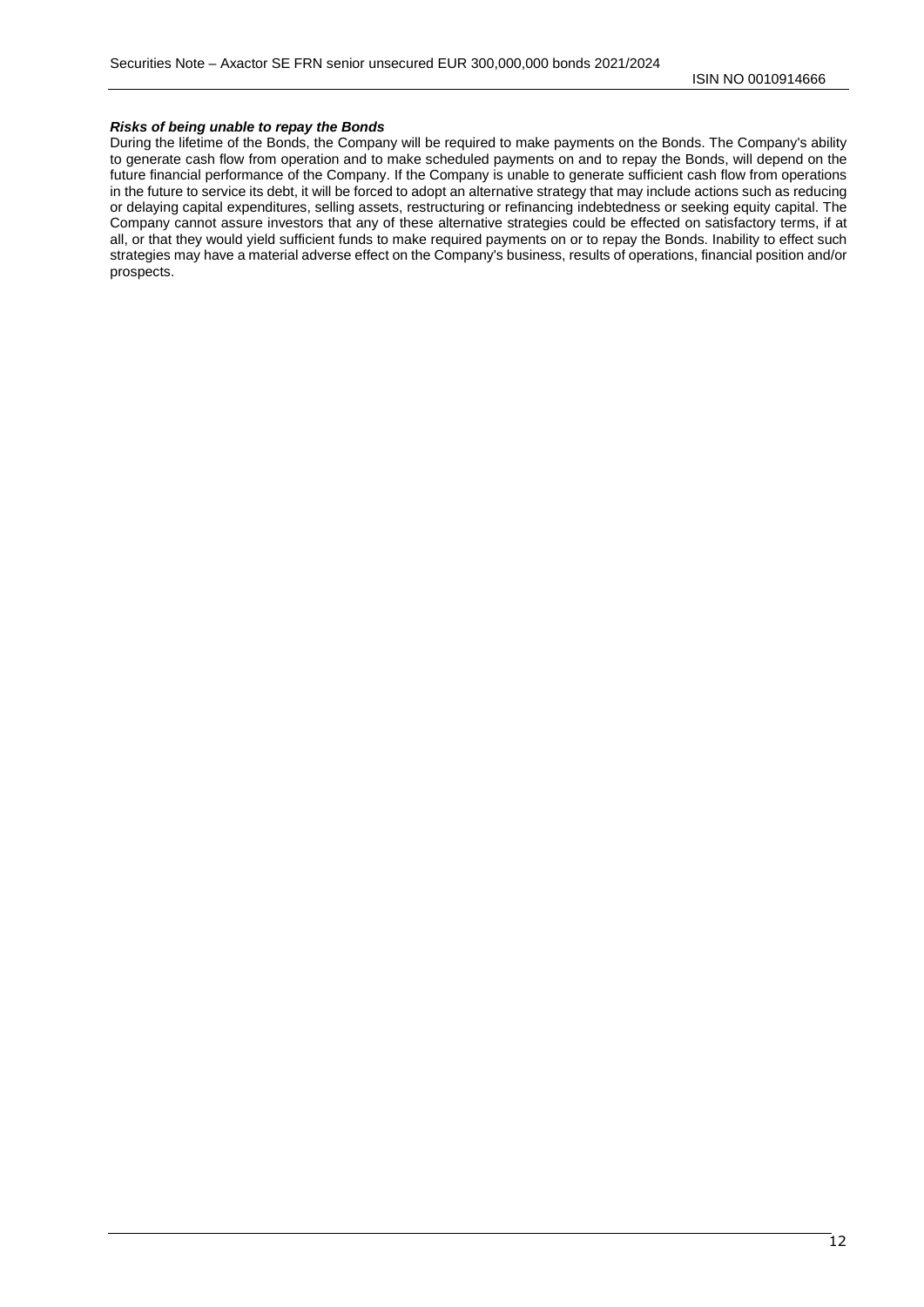***Risks of being unable to repay the Bonds***

During the lifetime of the Bonds, the Company will be required to make payments on the Bonds. The Company's ability to generate cash flow from operation and to make scheduled payments on and to repay the Bonds, will depend on the future financial performance of the Company. If the Company is unable to generate sufficient cash flow from operations in the future to service its debt, it will be forced to adopt an alternative strategy that may include actions such as reducing or delaying capital expenditures, selling assets, restructuring or refinancing indebtedness or seeking equity capital. The Company cannot assure investors that any of these alternative strategies could be effected on satisfactory terms, if at all, or that they would yield sufficient funds to make required payments on or to repay the Bonds. Inability to effect such strategies may have a material adverse effect on the Company's business, results of operations, financial position and/or prospects.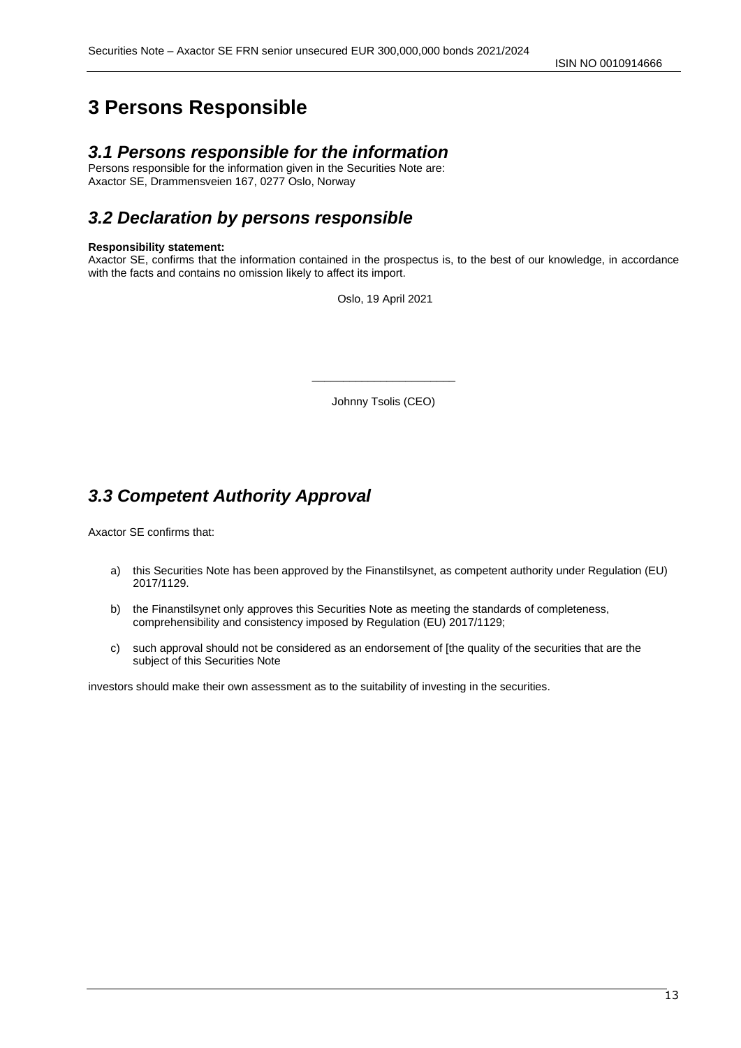# 3 Persons Responsible

## *3.1 Persons responsible for the information*

Persons responsible for the information given in the Securities Note are:
Axactor SE, Drammensveien 167, 0277 Oslo, Norway

## *3.2 Declaration by persons responsible*

**Responsibility statement:**
Axactor SE, confirms that the information contained in the prospectus is, to the best of our knowledge, in accordance with the facts and contains no omission likely to affect its import.

Oslo, 19 April 2021

\_\_\_\_\_\_\_\_\_\_\_\_\_\_\_\_\_\_\_\_\_\_

Johnny Tsolis (CEO)

## *3.3 Competent Authority Approval*

Axactor SE confirms that:

a) this Securities Note has been approved by the Finanstilsynet, as competent authority under Regulation (EU) 2017/1129.

b) the Finanstilsynet only approves this Securities Note as meeting the standards of completeness, comprehensibility and consistency imposed by Regulation (EU) 2017/1129;

c) such approval should not be considered as an endorsement of [the quality of the securities that are the subject of this Securities Note

investors should make their own assessment as to the suitability of investing in the securities.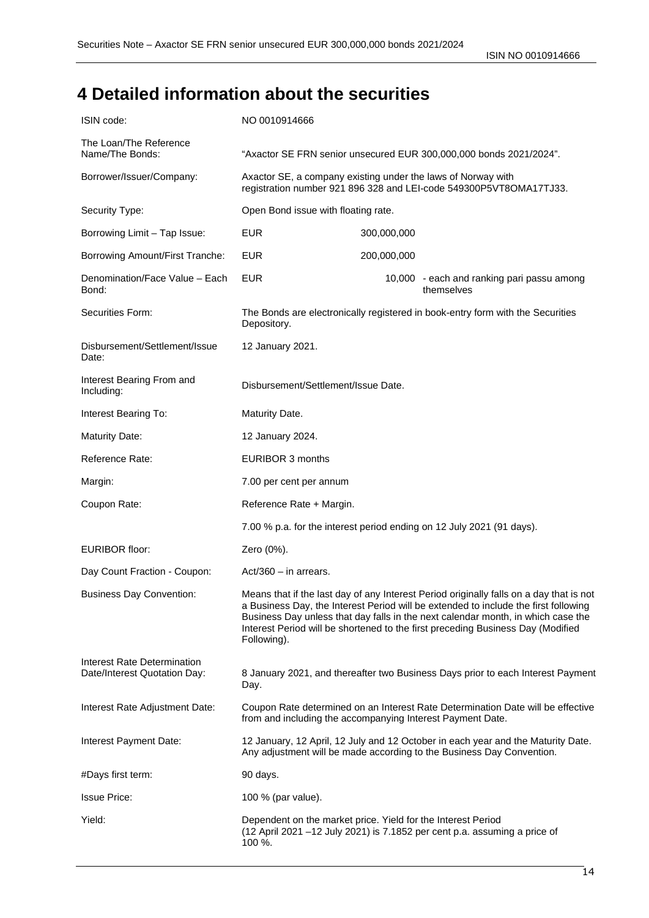# 4 Detailed information about the securities

| | | | |
|---|---|---|---|
| ISIN code: | NO 0010914666 | | |
| The Loan/The Reference Name/The Bonds: | "Axactor SE FRN senior unsecured EUR 300,000,000 bonds 2021/2024". | | |
| Borrower/Issuer/Company: | Axactor SE, a company existing under the laws of Norway with registration number 921 896 328 and LEI-code 549300P5VT8OMA17TJ33. | | |
| Security Type: | Open Bond issue with floating rate. | | |
| Borrowing Limit – Tap Issue: | EUR | 300,000,000 | |
| Borrowing Amount/First Tranche: | EUR | 200,000,000 | |
| Denomination/Face Value – Each Bond: | EUR | 10,000 | - each and ranking pari passu among themselves |
| Securities Form: | The Bonds are electronically registered in book-entry form with the Securities Depository. | | |
| Disbursement/Settlement/Issue Date: | 12 January 2021. | | |
| Interest Bearing From and Including: | Disbursement/Settlement/Issue Date. | | |
| Interest Bearing To: | Maturity Date. | | |
| Maturity Date: | 12 January 2024. | | |
| Reference Rate: | EURIBOR 3 months | | |
| Margin: | 7.00 per cent per annum | | |
| Coupon Rate: | Reference Rate + Margin. | | |
| | 7.00 % p.a. for the interest period ending on 12 July 2021 (91 days). | | |
| EURIBOR floor: | Zero (0%). | | |
| Day Count Fraction - Coupon: | Act/360 – in arrears. | | |
| Business Day Convention: | Means that if the last day of any Interest Period originally falls on a day that is not a Business Day, the Interest Period will be extended to include the first following Business Day unless that day falls in the next calendar month, in which case the Interest Period will be shortened to the first preceding Business Day (Modified Following). | | |
| Interest Rate Determination Date/Interest Quotation Day: | 8 January 2021, and thereafter two Business Days prior to each Interest Payment Day. | | |
| Interest Rate Adjustment Date: | Coupon Rate determined on an Interest Rate Determination Date will be effective from and including the accompanying Interest Payment Date. | | |
| Interest Payment Date: | 12 January, 12 April, 12 July and 12 October in each year and the Maturity Date. Any adjustment will be made according to the Business Day Convention. | | |
| #Days first term: | 90 days. | | |
| Issue Price: | 100 % (par value). | | |
| Yield: | Dependent on the market price. Yield for the Interest Period (12 April 2021 –12 July 2021) is 7.1852 per cent p.a. assuming a price of 100 %. | | |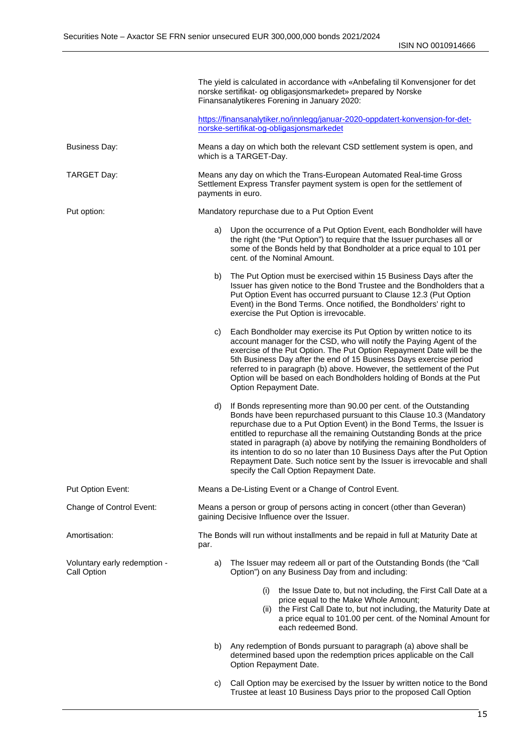| | |
|---|---|
| | The yield is calculated in accordance with «Anbefaling til Konvensjoner for det norske sertifikat- og obligasjonsmarkedet» prepared by Norske Finansanalytikeres Forening in January 2020:<br><br>[https://finansanalytiker.no/innlegg/januar-2020-oppdatert-konvensjon-for-det-norske-sertifikat-og-obligasjonsmarkedet](https://finansanalytiker.no/innlegg/januar-2020-oppdatert-konvensjon-for-det-norske-sertifikat-og-obligasjonsmarkedet) |
| Business Day: | Means a day on which both the relevant CSD settlement system is open, and which is a TARGET-Day. |
| TARGET Day: | Means any day on which the Trans-European Automated Real-time Gross Settlement Express Transfer payment system is open for the settlement of payments in euro. |
| Put option: | Mandatory repurchase due to a Put Option Event<br><br>a) Upon the occurrence of a Put Option Event, each Bondholder will have the right (the "Put Option") to require that the Issuer purchases all or some of the Bonds held by that Bondholder at a price equal to 101 per cent. of the Nominal Amount.<br><br>b) The Put Option must be exercised within 15 Business Days after the Issuer has given notice to the Bond Trustee and the Bondholders that a Put Option Event has occurred pursuant to Clause 12.3 (Put Option Event) in the Bond Terms. Once notified, the Bondholders' right to exercise the Put Option is irrevocable.<br><br>c) Each Bondholder may exercise its Put Option by written notice to its account manager for the CSD, who will notify the Paying Agent of the exercise of the Put Option. The Put Option Repayment Date will be the 5th Business Day after the end of 15 Business Days exercise period referred to in paragraph (b) above. However, the settlement of the Put Option will be based on each Bondholders holding of Bonds at the Put Option Repayment Date.<br><br>d) If Bonds representing more than 90.00 per cent. of the Outstanding Bonds have been repurchased pursuant to this Clause 10.3 (Mandatory repurchase due to a Put Option Event) in the Bond Terms, the Issuer is entitled to repurchase all the remaining Outstanding Bonds at the price stated in paragraph (a) above by notifying the remaining Bondholders of its intention to do so no later than 10 Business Days after the Put Option Repayment Date. Such notice sent by the Issuer is irrevocable and shall specify the Call Option Repayment Date. |
| Put Option Event: | Means a De-Listing Event or a Change of Control Event. |
| Change of Control Event: | Means a person or group of persons acting in concert (other than Geveran) gaining Decisive Influence over the Issuer. |
| Amortisation: | The Bonds will run without installments and be repaid in full at Maturity Date at par. |
| Voluntary early redemption - Call Option | a) The Issuer may redeem all or part of the Outstanding Bonds (the "Call Option") on any Business Day from and including:<br><br>(i) the Issue Date to, but not including, the First Call Date at a price equal to the Make Whole Amount;<br>(ii) the First Call Date to, but not including, the Maturity Date at a price equal to 101.00 per cent. of the Nominal Amount for each redeemed Bond.<br><br>b) Any redemption of Bonds pursuant to paragraph (a) above shall be determined based upon the redemption prices applicable on the Call Option Repayment Date.<br><br>c) Call Option may be exercised by the Issuer by written notice to the Bond Trustee at least 10 Business Days prior to the proposed Call Option |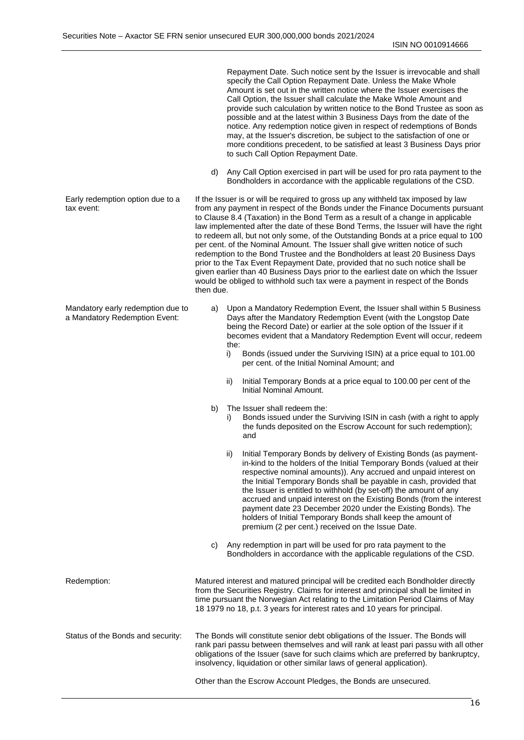| | |
|---|---|
| | Repayment Date. Such notice sent by the Issuer is irrevocable and shall specify the Call Option Repayment Date. Unless the Make Whole Amount is set out in the written notice where the Issuer exercises the Call Option, the Issuer shall calculate the Make Whole Amount and provide such calculation by written notice to the Bond Trustee as soon as possible and at the latest within 3 Business Days from the date of the notice. Any redemption notice given in respect of redemptions of Bonds may, at the Issuer's discretion, be subject to the satisfaction of one or more conditions precedent, to be satisfied at least 3 Business Days prior to such Call Option Repayment Date.<br><br>d) Any Call Option exercised in part will be used for pro rata payment to the Bondholders in accordance with the applicable regulations of the CSD. |
| Early redemption option due to a tax event: | If the Issuer is or will be required to gross up any withheld tax imposed by law from any payment in respect of the Bonds under the Finance Documents pursuant to Clause 8.4 (Taxation) in the Bond Term as a result of a change in applicable law implemented after the date of these Bond Terms, the Issuer will have the right to redeem all, but not only some, of the Outstanding Bonds at a price equal to 100 per cent. of the Nominal Amount. The Issuer shall give written notice of such redemption to the Bond Trustee and the Bondholders at least 20 Business Days prior to the Tax Event Repayment Date, provided that no such notice shall be given earlier than 40 Business Days prior to the earliest date on which the Issuer would be obliged to withhold such tax were a payment in respect of the Bonds then due. |
| Mandatory early redemption due to a Mandatory Redemption Event: | a) Upon a Mandatory Redemption Event, the Issuer shall within 5 Business Days after the Mandatory Redemption Event (with the Longstop Date being the Record Date) or earlier at the sole option of the Issuer if it becomes evident that a Mandatory Redemption Event will occur, redeem the:<br>i) Bonds (issued under the Surviving ISIN) at a price equal to 101.00 per cent. of the Initial Nominal Amount; and<br>ii) Initial Temporary Bonds at a price equal to 100.00 per cent of the Initial Nominal Amount.<br><br>b) The Issuer shall redeem the:<br>i) Bonds issued under the Surviving ISIN in cash (with a right to apply the funds deposited on the Escrow Account for such redemption); and<br>ii) Initial Temporary Bonds by delivery of Existing Bonds (as payment-in-kind to the holders of the Initial Temporary Bonds (valued at their respective nominal amounts)). Any accrued and unpaid interest on the Initial Temporary Bonds shall be payable in cash, provided that the Issuer is entitled to withhold (by set-off) the amount of any accrued and unpaid interest on the Existing Bonds (from the interest payment date 23 December 2020 under the Existing Bonds). The holders of Initial Temporary Bonds shall keep the amount of premium (2 per cent.) received on the Issue Date.<br><br>c) Any redemption in part will be used for pro rata payment to the Bondholders in accordance with the applicable regulations of the CSD. |
| Redemption: | Matured interest and matured principal will be credited each Bondholder directly from the Securities Registry. Claims for interest and principal shall be limited in time pursuant the Norwegian Act relating to the Limitation Period Claims of May 18 1979 no 18, p.t. 3 years for interest rates and 10 years for principal. |
| Status of the Bonds and security: | The Bonds will constitute senior debt obligations of the Issuer. The Bonds will rank pari passu between themselves and will rank at least pari passu with all other obligations of the Issuer (save for such claims which are preferred by bankruptcy, insolvency, liquidation or other similar laws of general application).<br><br>Other than the Escrow Account Pledges, the Bonds are unsecured. |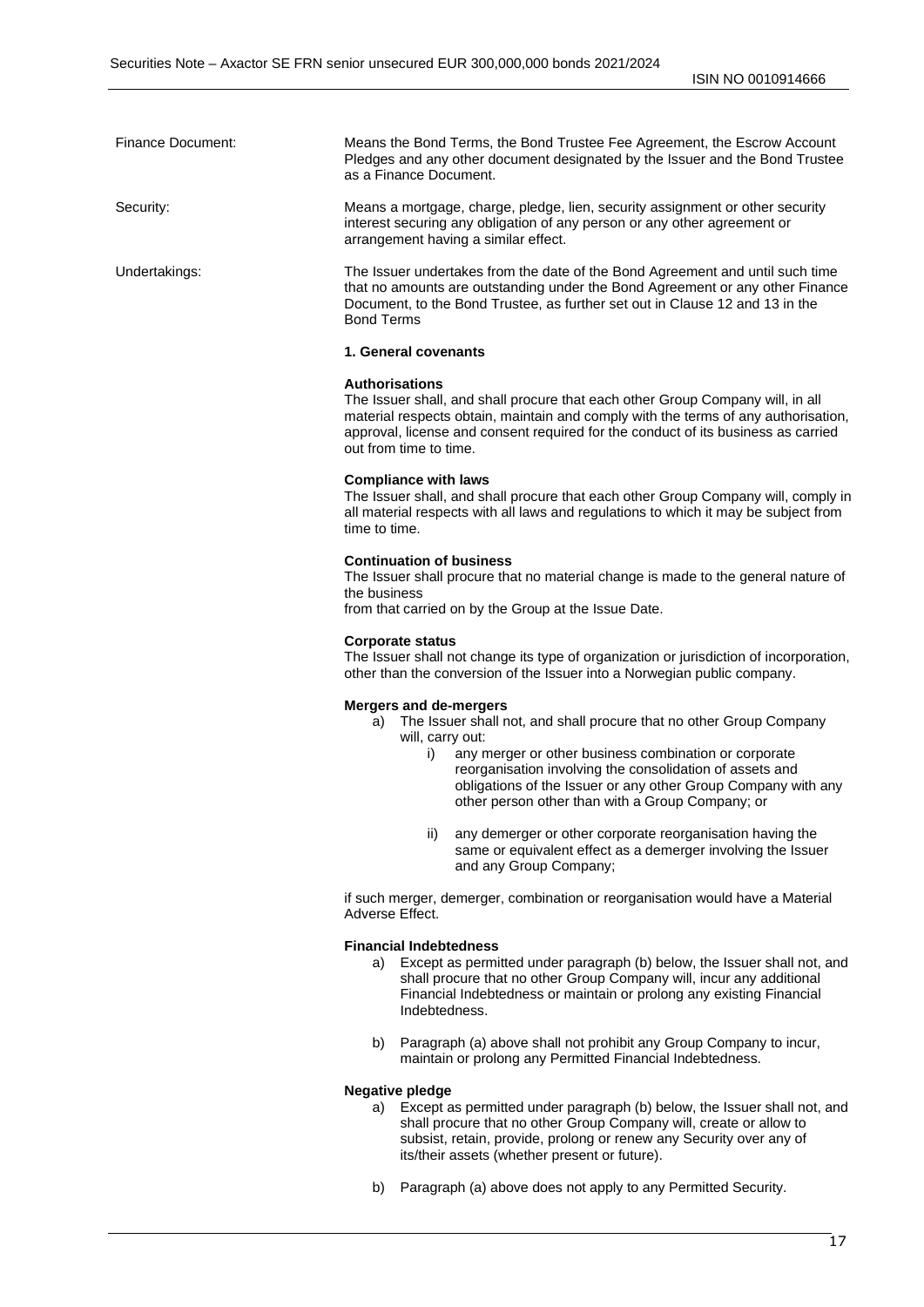**Finance Document:** Means the Bond Terms, the Bond Trustee Fee Agreement, the Escrow Account Pledges and any other document designated by the Issuer and the Bond Trustee as a Finance Document.

**Security:** Means a mortgage, charge, pledge, lien, security assignment or other security interest securing any obligation of any person or any other agreement or arrangement having a similar effect.

**Undertakings:** The Issuer undertakes from the date of the Bond Agreement and until such time that no amounts are outstanding under the Bond Agreement or any other Finance Document, to the Bond Trustee, as further set out in Clause 12 and 13 in the Bond Terms

**1. General covenants**

**Authorisations**
The Issuer shall, and shall procure that each other Group Company will, in all material respects obtain, maintain and comply with the terms of any authorisation, approval, license and consent required for the conduct of its business as carried out from time to time.

**Compliance with laws**
The Issuer shall, and shall procure that each other Group Company will, comply in all material respects with all laws and regulations to which it may be subject from time to time.

**Continuation of business**
The Issuer shall procure that no material change is made to the general nature of the business
from that carried on by the Group at the Issue Date.

**Corporate status**
The Issuer shall not change its type of organization or jurisdiction of incorporation, other than the conversion of the Issuer into a Norwegian public company.

**Mergers and de-mergers**

a) The Issuer shall not, and shall procure that no other Group Company will, carry out:
   i) any merger or other business combination or corporate reorganisation involving the consolidation of assets and obligations of the Issuer or any other Group Company with any other person other than with a Group Company; or

   ii) any demerger or other corporate reorganisation having the same or equivalent effect as a demerger involving the Issuer and any Group Company;

if such merger, demerger, combination or reorganisation would have a Material Adverse Effect.

**Financial Indebtedness**

a) Except as permitted under paragraph (b) below, the Issuer shall not, and shall procure that no other Group Company will, incur any additional Financial Indebtedness or maintain or prolong any existing Financial Indebtedness.

b) Paragraph (a) above shall not prohibit any Group Company to incur, maintain or prolong any Permitted Financial Indebtedness.

**Negative pledge**

a) Except as permitted under paragraph (b) below, the Issuer shall not, and shall procure that no other Group Company will, create or allow to subsist, retain, provide, prolong or renew any Security over any of its/their assets (whether present or future).

b) Paragraph (a) above does not apply to any Permitted Security.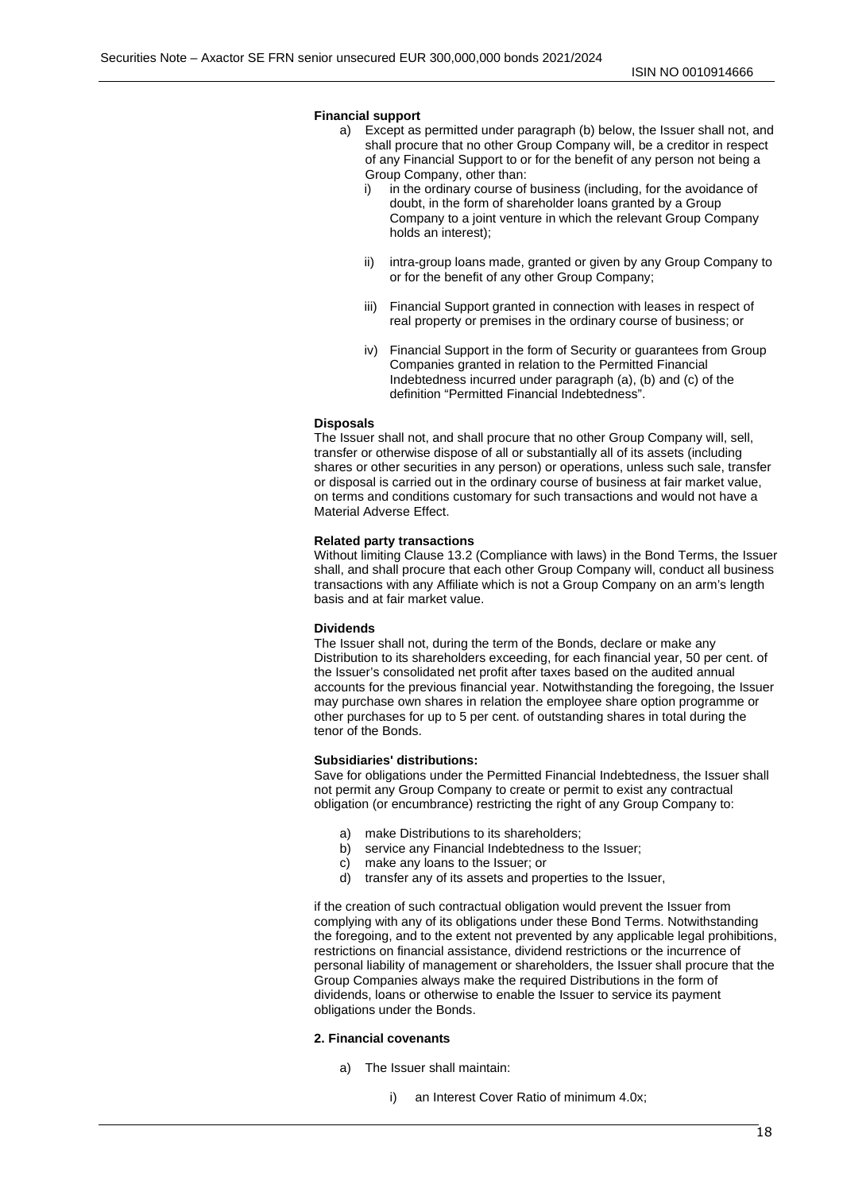**Financial support**

a) Except as permitted under paragraph (b) below, the Issuer shall not, and shall procure that no other Group Company will, be a creditor in respect of any Financial Support to or for the benefit of any person not being a Group Company, other than:

   i) in the ordinary course of business (including, for the avoidance of doubt, in the form of shareholder loans granted by a Group Company to a joint venture in which the relevant Group Company holds an interest);

   ii) intra-group loans made, granted or given by any Group Company to or for the benefit of any other Group Company;

   iii) Financial Support granted in connection with leases in respect of real property or premises in the ordinary course of business; or

   iv) Financial Support in the form of Security or guarantees from Group Companies granted in relation to the Permitted Financial Indebtedness incurred under paragraph (a), (b) and (c) of the definition "Permitted Financial Indebtedness".

**Disposals**

The Issuer shall not, and shall procure that no other Group Company will, sell, transfer or otherwise dispose of all or substantially all of its assets (including shares or other securities in any person) or operations, unless such sale, transfer or disposal is carried out in the ordinary course of business at fair market value, on terms and conditions customary for such transactions and would not have a Material Adverse Effect.

**Related party transactions**

Without limiting Clause 13.2 (Compliance with laws) in the Bond Terms, the Issuer shall, and shall procure that each other Group Company will, conduct all business transactions with any Affiliate which is not a Group Company on an arm's length basis and at fair market value.

**Dividends**

The Issuer shall not, during the term of the Bonds, declare or make any Distribution to its shareholders exceeding, for each financial year, 50 per cent. of the Issuer's consolidated net profit after taxes based on the audited annual accounts for the previous financial year. Notwithstanding the foregoing, the Issuer may purchase own shares in relation the employee share option programme or other purchases for up to 5 per cent. of outstanding shares in total during the tenor of the Bonds.

**Subsidiaries' distributions:**

Save for obligations under the Permitted Financial Indebtedness, the Issuer shall not permit any Group Company to create or permit to exist any contractual obligation (or encumbrance) restricting the right of any Group Company to:

a) make Distributions to its shareholders;
b) service any Financial Indebtedness to the Issuer;
c) make any loans to the Issuer; or
d) transfer any of its assets and properties to the Issuer,

if the creation of such contractual obligation would prevent the Issuer from complying with any of its obligations under these Bond Terms. Notwithstanding the foregoing, and to the extent not prevented by any applicable legal prohibitions, restrictions on financial assistance, dividend restrictions or the incurrence of personal liability of management or shareholders, the Issuer shall procure that the Group Companies always make the required Distributions in the form of dividends, loans or otherwise to enable the Issuer to service its payment obligations under the Bonds.

**2. Financial covenants**

a) The Issuer shall maintain:

   i) an Interest Cover Ratio of minimum 4.0x;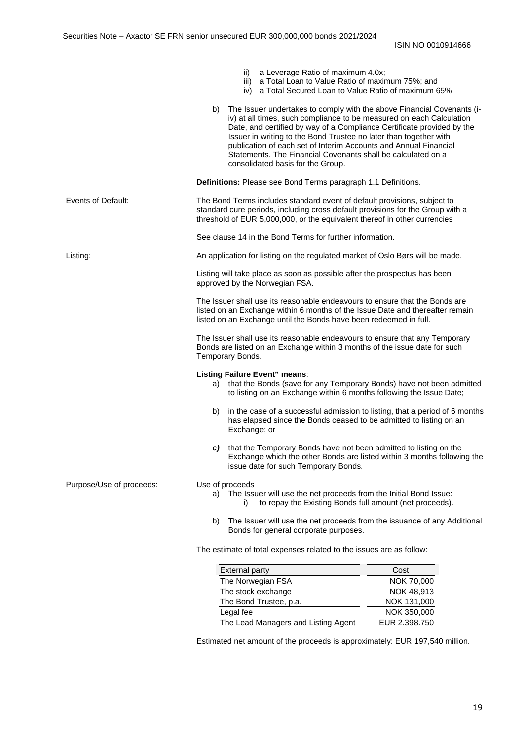ii) a Leverage Ratio of maximum 4.0x;
iii) a Total Loan to Value Ratio of maximum 75%; and
iv) a Total Secured Loan to Value Ratio of maximum 65%

b) The Issuer undertakes to comply with the above Financial Covenants (i-iv) at all times, such compliance to be measured on each Calculation Date, and certified by way of a Compliance Certificate provided by the Issuer in writing to the Bond Trustee no later than together with publication of each set of Interim Accounts and Annual Financial Statements. The Financial Covenants shall be calculated on a consolidated basis for the Group.

**Definitions:** Please see Bond Terms paragraph 1.1 Definitions.

Events of Default:

The Bond Terms includes standard event of default provisions, subject to standard cure periods, including cross default provisions for the Group with a threshold of EUR 5,000,000, or the equivalent thereof in other currencies

See clause 14 in the Bond Terms for further information.

Listing:

An application for listing on the regulated market of Oslo Børs will be made.

Listing will take place as soon as possible after the prospectus has been approved by the Norwegian FSA.

The Issuer shall use its reasonable endeavours to ensure that the Bonds are listed on an Exchange within 6 months of the Issue Date and thereafter remain listed on an Exchange until the Bonds have been redeemed in full.

The Issuer shall use its reasonable endeavours to ensure that any Temporary Bonds are listed on an Exchange within 3 months of the issue date for such Temporary Bonds.

**Listing Failure Event" means**:

a) that the Bonds (save for any Temporary Bonds) have not been admitted to listing on an Exchange within 6 months following the Issue Date;

b) in the case of a successful admission to listing, that a period of 6 months has elapsed since the Bonds ceased to be admitted to listing on an Exchange; or

***c)*** that the Temporary Bonds have not been admitted to listing on the Exchange which the other Bonds are listed within 3 months following the issue date for such Temporary Bonds.

Purpose/Use of proceeds:

Use of proceeds

a) The Issuer will use the net proceeds from the Initial Bond Issue:
   i) to repay the Existing Bonds full amount (net proceeds).

b) The Issuer will use the net proceeds from the issuance of any Additional Bonds for general corporate purposes.

The estimate of total expenses related to the issues are as follow:

| External party | Cost |
|---|---|
| The Norwegian FSA | NOK 70,000 |
| The stock exchange | NOK 48,913 |
| The Bond Trustee, p.a. | NOK 131,000 |
| Legal fee | NOK 350,000 |
| The Lead Managers and Listing Agent | EUR 2.398.750 |

Estimated net amount of the proceeds is approximately: EUR 197,540 million.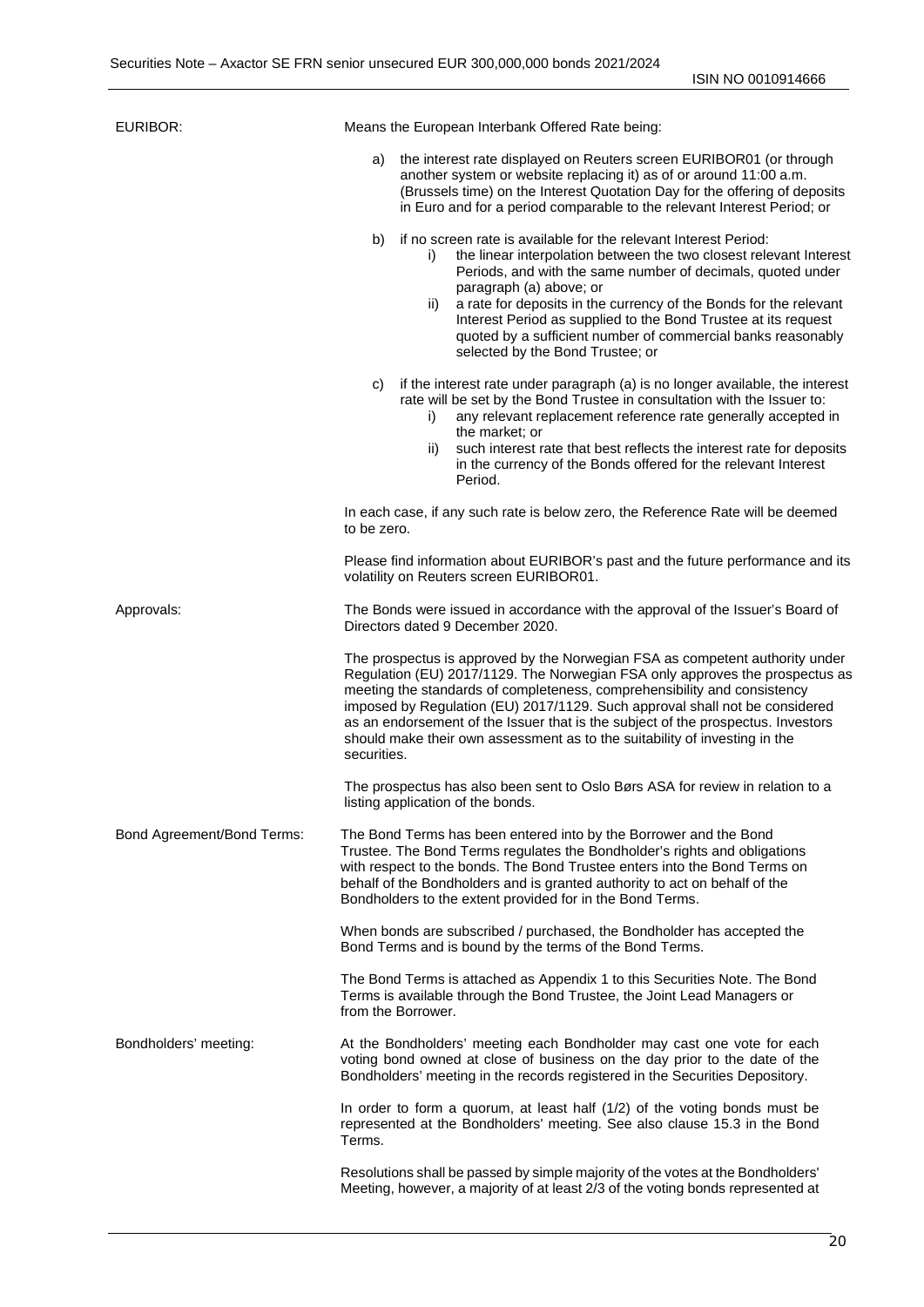EURIBOR: Means the European Interbank Offered Rate being:

a) the interest rate displayed on Reuters screen EURIBOR01 (or through another system or website replacing it) as of or around 11:00 a.m. (Brussels time) on the Interest Quotation Day for the offering of deposits in Euro and for a period comparable to the relevant Interest Period; or

b) if no screen rate is available for the relevant Interest Period:
   i) the linear interpolation between the two closest relevant Interest Periods, and with the same number of decimals, quoted under paragraph (a) above; or
   ii) a rate for deposits in the currency of the Bonds for the relevant Interest Period as supplied to the Bond Trustee at its request quoted by a sufficient number of commercial banks reasonably selected by the Bond Trustee; or

c) if the interest rate under paragraph (a) is no longer available, the interest rate will be set by the Bond Trustee in consultation with the Issuer to:
   i) any relevant replacement reference rate generally accepted in the market; or
   ii) such interest rate that best reflects the interest rate for deposits in the currency of the Bonds offered for the relevant Interest Period.

In each case, if any such rate is below zero, the Reference Rate will be deemed to be zero.

Please find information about EURIBOR's past and the future performance and its volatility on Reuters screen EURIBOR01.

Approvals: The Bonds were issued in accordance with the approval of the Issuer's Board of Directors dated 9 December 2020.

The prospectus is approved by the Norwegian FSA as competent authority under Regulation (EU) 2017/1129. The Norwegian FSA only approves the prospectus as meeting the standards of completeness, comprehensibility and consistency imposed by Regulation (EU) 2017/1129. Such approval shall not be considered as an endorsement of the Issuer that is the subject of the prospectus. Investors should make their own assessment as to the suitability of investing in the securities.

The prospectus has also been sent to Oslo Børs ASA for review in relation to a listing application of the bonds.

Bond Agreement/Bond Terms: The Bond Terms has been entered into by the Borrower and the Bond Trustee. The Bond Terms regulates the Bondholder's rights and obligations with respect to the bonds. The Bond Trustee enters into the Bond Terms on behalf of the Bondholders and is granted authority to act on behalf of the Bondholders to the extent provided for in the Bond Terms.

When bonds are subscribed / purchased, the Bondholder has accepted the Bond Terms and is bound by the terms of the Bond Terms.

The Bond Terms is attached as Appendix 1 to this Securities Note. The Bond Terms is available through the Bond Trustee, the Joint Lead Managers or from the Borrower.

Bondholders' meeting: At the Bondholders' meeting each Bondholder may cast one vote for each voting bond owned at close of business on the day prior to the date of the Bondholders' meeting in the records registered in the Securities Depository.

In order to form a quorum, at least half (1/2) of the voting bonds must be represented at the Bondholders' meeting. See also clause 15.3 in the Bond Terms.

Resolutions shall be passed by simple majority of the votes at the Bondholders' Meeting, however, a majority of at least 2/3 of the voting bonds represented at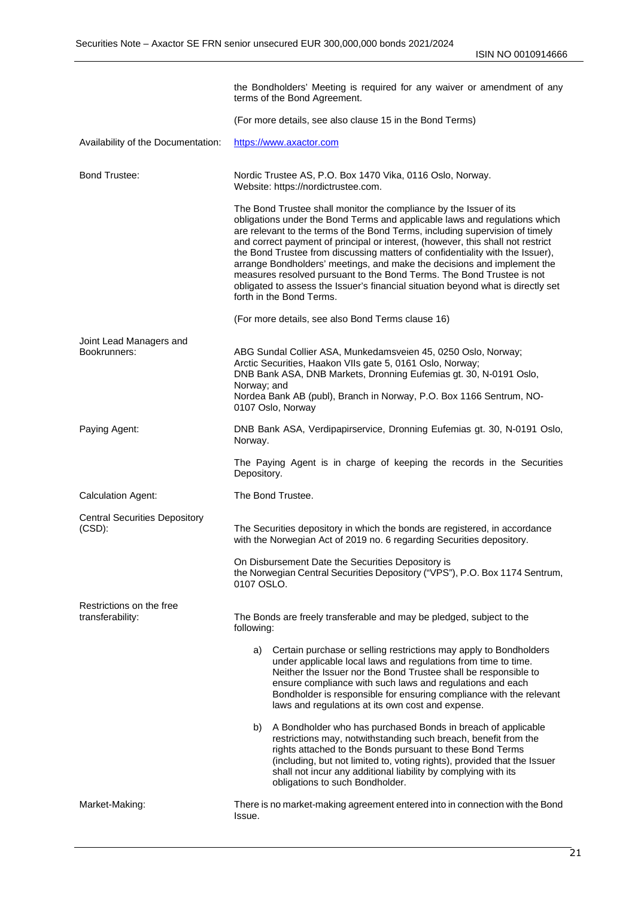| | |
|---|---|
| | the Bondholders' Meeting is required for any waiver or amendment of any terms of the Bond Agreement.<br><br>(For more details, see also clause 15 in the Bond Terms) |
| Availability of the Documentation: | https://www.axactor.com |
| Bond Trustee: | Nordic Trustee AS, P.O. Box 1470 Vika, 0116 Oslo, Norway.<br>Website: https://nordictrustee.com.<br><br>The Bond Trustee shall monitor the compliance by the Issuer of its obligations under the Bond Terms and applicable laws and regulations which are relevant to the terms of the Bond Terms, including supervision of timely and correct payment of principal or interest, (however, this shall not restrict the Bond Trustee from discussing matters of confidentiality with the Issuer), arrange Bondholders' meetings, and make the decisions and implement the measures resolved pursuant to the Bond Terms. The Bond Trustee is not obligated to assess the Issuer's financial situation beyond what is directly set forth in the Bond Terms.<br><br>(For more details, see also Bond Terms clause 16) |
| Joint Lead Managers and Bookrunners: | ABG Sundal Collier ASA, Munkedamsveien 45, 0250 Oslo, Norway;<br>Arctic Securities, Haakon VIIs gate 5, 0161 Oslo, Norway;<br>DNB Bank ASA, DNB Markets, Dronning Eufemias gt. 30, N-0191 Oslo, Norway; and<br>Nordea Bank AB (publ), Branch in Norway, P.O. Box 1166 Sentrum, NO-0107 Oslo, Norway |
| Paying Agent: | DNB Bank ASA, Verdipapirservice, Dronning Eufemias gt. 30, N-0191 Oslo, Norway.<br><br>The Paying Agent is in charge of keeping the records in the Securities Depository. |
| Calculation Agent: | The Bond Trustee. |
| Central Securities Depository (CSD): | The Securities depository in which the bonds are registered, in accordance with the Norwegian Act of 2019 no. 6 regarding Securities depository.<br><br>On Disbursement Date the Securities Depository is the Norwegian Central Securities Depository ("VPS"), P.O. Box 1174 Sentrum, 0107 OSLO. |
| Restrictions on the free transferability: | The Bonds are freely transferable and may be pledged, subject to the following:<br><br>a) Certain purchase or selling restrictions may apply to Bondholders under applicable local laws and regulations from time to time. Neither the Issuer nor the Bond Trustee shall be responsible to ensure compliance with such laws and regulations and each Bondholder is responsible for ensuring compliance with the relevant laws and regulations at its own cost and expense.<br><br>b) A Bondholder who has purchased Bonds in breach of applicable restrictions may, notwithstanding such breach, benefit from the rights attached to the Bonds pursuant to these Bond Terms (including, but not limited to, voting rights), provided that the Issuer shall not incur any additional liability by complying with its obligations to such Bondholder. |
| Market-Making: | There is no market-making agreement entered into in connection with the Bond Issue. |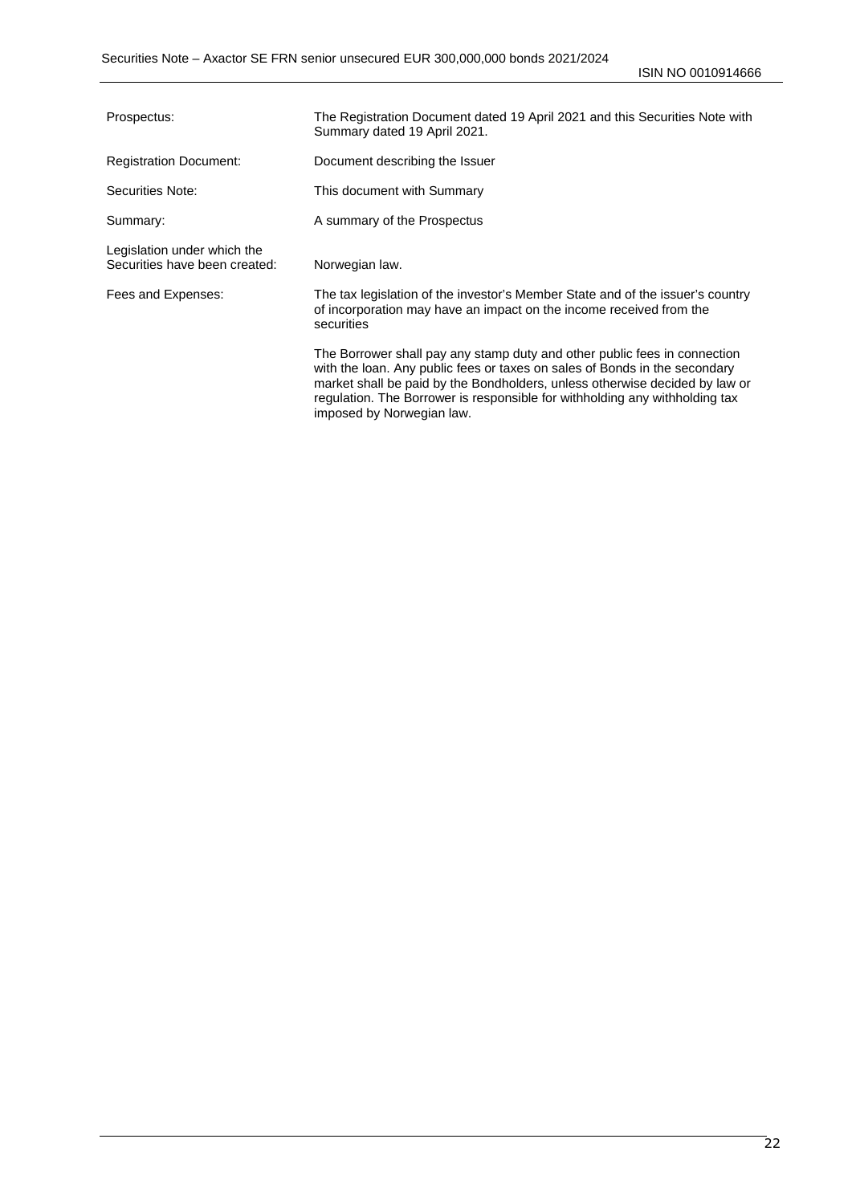| | |
|---|---|
| Prospectus: | The Registration Document dated 19 April 2021 and this Securities Note with Summary dated 19 April 2021. |
| Registration Document: | Document describing the Issuer |
| Securities Note: | This document with Summary |
| Summary: | A summary of the Prospectus |
| Legislation under which the Securities have been created: | Norwegian law. |
| Fees and Expenses: | The tax legislation of the investor's Member State and of the issuer's country of incorporation may have an impact on the income received from the securities<br><br>The Borrower shall pay any stamp duty and other public fees in connection with the loan. Any public fees or taxes on sales of Bonds in the secondary market shall be paid by the Bondholders, unless otherwise decided by law or regulation. The Borrower is responsible for withholding any withholding tax imposed by Norwegian law. |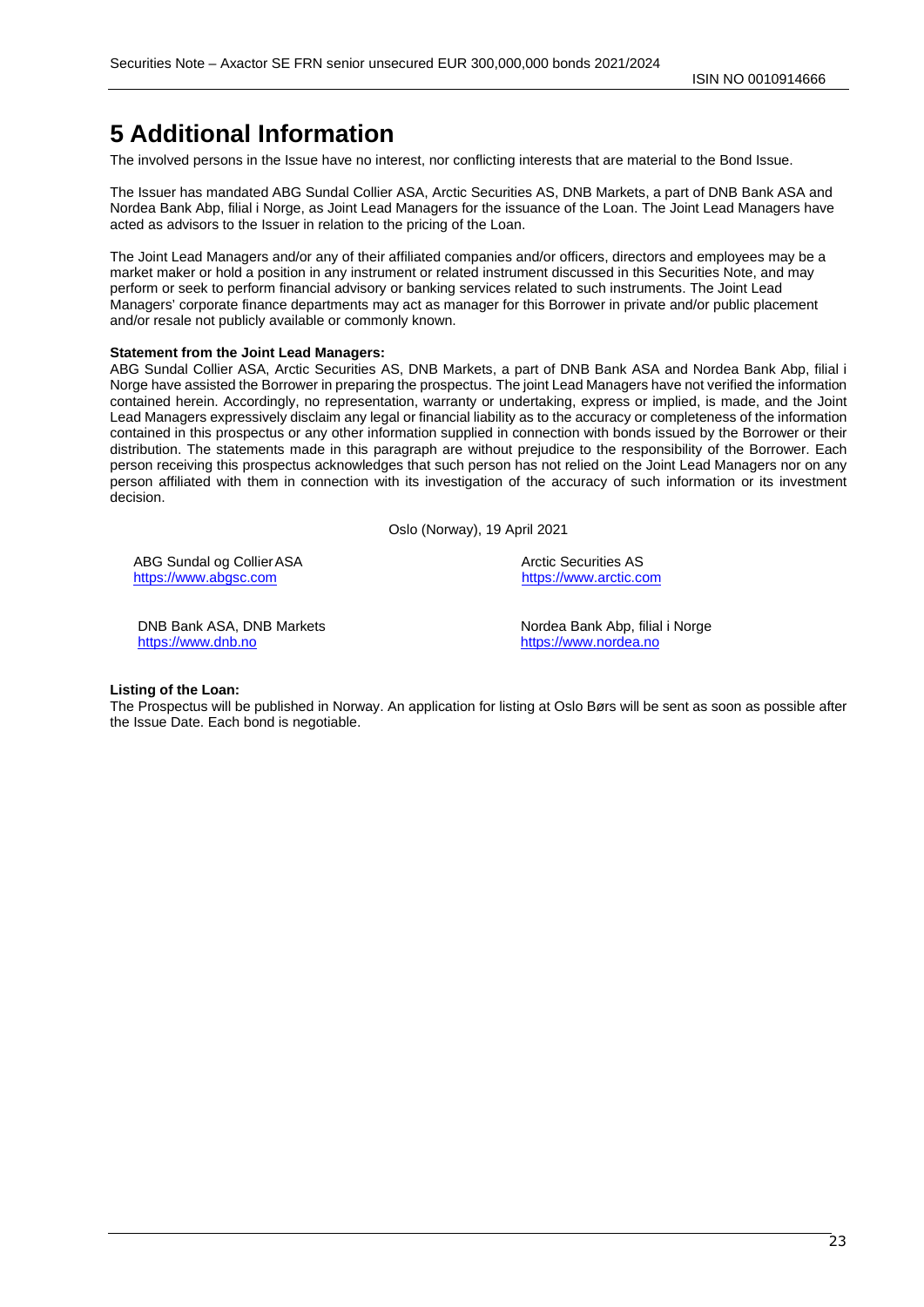# 5 Additional Information

The involved persons in the Issue have no interest, nor conflicting interests that are material to the Bond Issue.

The Issuer has mandated ABG Sundal Collier ASA, Arctic Securities AS, DNB Markets, a part of DNB Bank ASA and Nordea Bank Abp, filial i Norge, as Joint Lead Managers for the issuance of the Loan. The Joint Lead Managers have acted as advisors to the Issuer in relation to the pricing of the Loan.

The Joint Lead Managers and/or any of their affiliated companies and/or officers, directors and employees may be a market maker or hold a position in any instrument or related instrument discussed in this Securities Note, and may perform or seek to perform financial advisory or banking services related to such instruments. The Joint Lead Managers' corporate finance departments may act as manager for this Borrower in private and/or public placement and/or resale not publicly available or commonly known.

**Statement from the Joint Lead Managers:**

ABG Sundal Collier ASA, Arctic Securities AS, DNB Markets, a part of DNB Bank ASA and Nordea Bank Abp, filial i Norge have assisted the Borrower in preparing the prospectus. The joint Lead Managers have not verified the information contained herein. Accordingly, no representation, warranty or undertaking, express or implied, is made, and the Joint Lead Managers expressively disclaim any legal or financial liability as to the accuracy or completeness of the information contained in this prospectus or any other information supplied in connection with bonds issued by the Borrower or their distribution. The statements made in this paragraph are without prejudice to the responsibility of the Borrower. Each person receiving this prospectus acknowledges that such person has not relied on the Joint Lead Managers nor on any person affiliated with them in connection with its investigation of the accuracy of such information or its investment decision.

Oslo (Norway), 19 April 2021

ABG Sundal og Collier ASA
https://www.abgsc.com

Arctic Securities AS
https://www.arctic.com

DNB Bank ASA, DNB Markets
https://www.dnb.no

Nordea Bank Abp, filial i Norge
https://www.nordea.no

**Listing of the Loan:**

The Prospectus will be published in Norway. An application for listing at Oslo Børs will be sent as soon as possible after the Issue Date. Each bond is negotiable.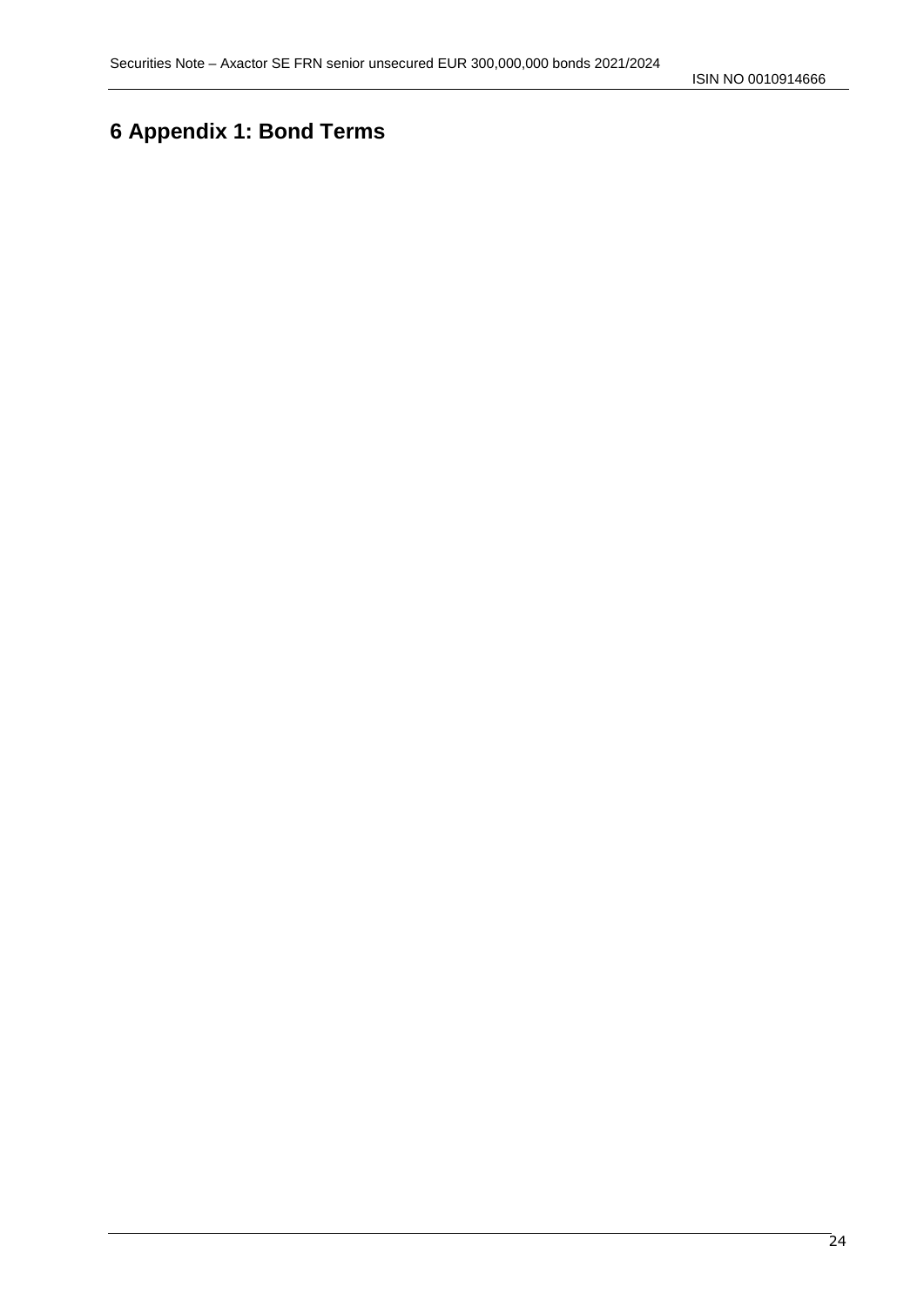# 6 Appendix 1: Bond Terms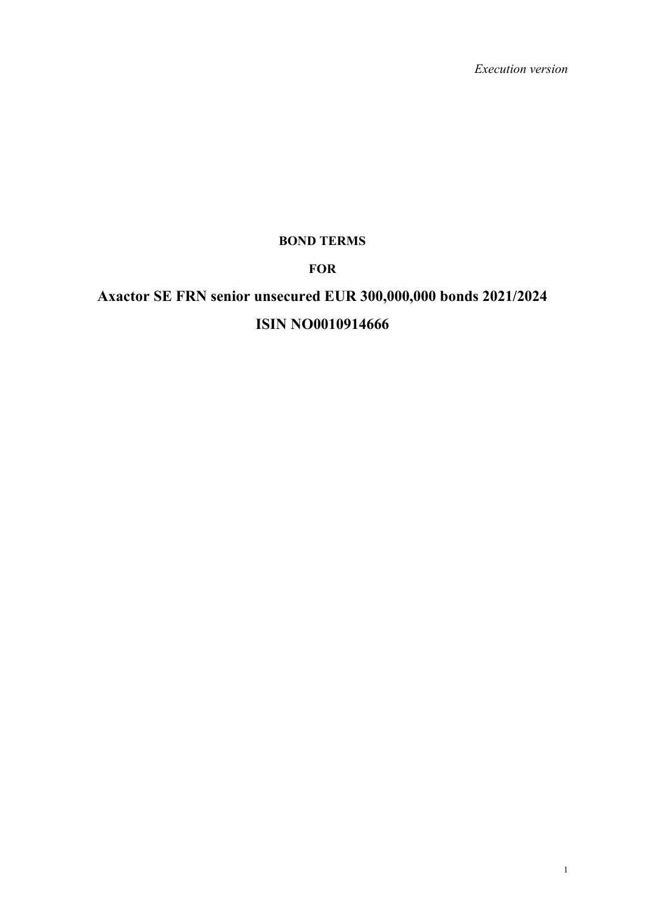*Execution version*

**BOND TERMS**

**FOR**

# Axactor SE FRN senior unsecured EUR 300,000,000 bonds 2021/2024

# ISIN NO0010914666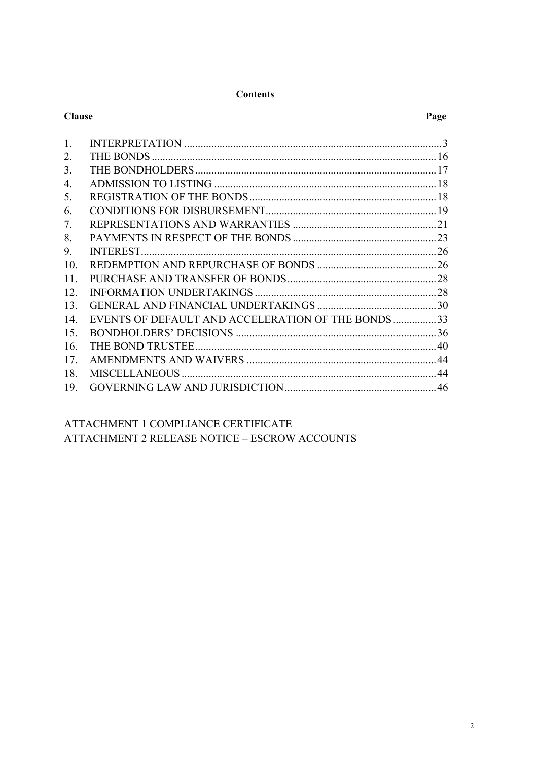**Contents**

| Clause | | Page |
|---|---|---|
| 1. | INTERPRETATION | 3 |
| 2. | THE BONDS | 16 |
| 3. | THE BONDHOLDERS | 17 |
| 4. | ADMISSION TO LISTING | 18 |
| 5. | REGISTRATION OF THE BONDS | 18 |
| 6. | CONDITIONS FOR DISBURSEMENT | 19 |
| 7. | REPRESENTATIONS AND WARRANTIES | 21 |
| 8. | PAYMENTS IN RESPECT OF THE BONDS | 23 |
| 9. | INTEREST | 26 |
| 10. | REDEMPTION AND REPURCHASE OF BONDS | 26 |
| 11. | PURCHASE AND TRANSFER OF BONDS | 28 |
| 12. | INFORMATION UNDERTAKINGS | 28 |
| 13. | GENERAL AND FINANCIAL UNDERTAKINGS | 30 |
| 14. | EVENTS OF DEFAULT AND ACCELERATION OF THE BONDS | 33 |
| 15. | BONDHOLDERS' DECISIONS | 36 |
| 16. | THE BOND TRUSTEE | 40 |
| 17. | AMENDMENTS AND WAIVERS | 44 |
| 18. | MISCELLANEOUS | 44 |
| 19. | GOVERNING LAW AND JURISDICTION | 46 |

ATTACHMENT 1 COMPLIANCE CERTIFICATE
ATTACHMENT 2 RELEASE NOTICE – ESCROW ACCOUNTS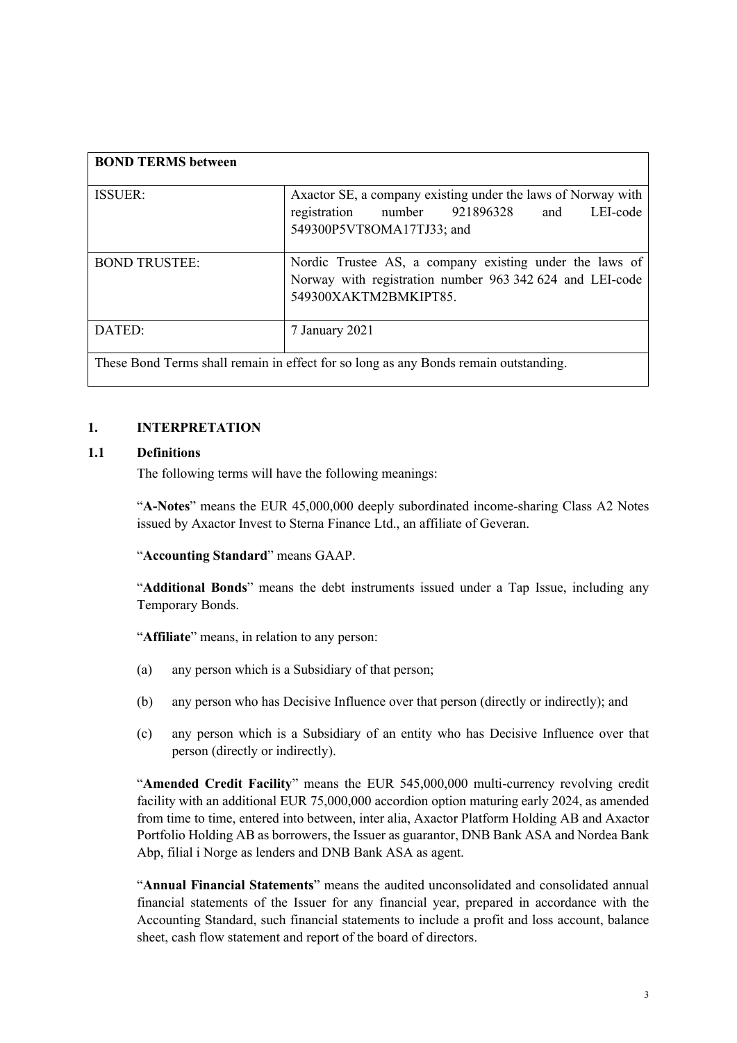| BOND TERMS between | |
|---|---|
| ISSUER: | Axactor SE, a company existing under the laws of Norway with registration number 921896328 and LEI-code 549300P5VT8OMA17TJ33; and |
| BOND TRUSTEE: | Nordic Trustee AS, a company existing under the laws of Norway with registration number 963 342 624 and LEI-code 549300XAKTM2BMKIPT85. |
| DATED: | 7 January 2021 |
| These Bond Terms shall remain in effect for so long as any Bonds remain outstanding. | |

## 1. INTERPRETATION

### 1.1 Definitions

The following terms will have the following meanings:

"**A-Notes**" means the EUR 45,000,000 deeply subordinated income-sharing Class A2 Notes issued by Axactor Invest to Sterna Finance Ltd., an affiliate of Geveran.

"**Accounting Standard**" means GAAP.

"**Additional Bonds**" means the debt instruments issued under a Tap Issue, including any Temporary Bonds.

"**Affiliate**" means, in relation to any person:

(a) any person which is a Subsidiary of that person;

(b) any person who has Decisive Influence over that person (directly or indirectly); and

(c) any person which is a Subsidiary of an entity who has Decisive Influence over that person (directly or indirectly).

"**Amended Credit Facility**" means the EUR 545,000,000 multi-currency revolving credit facility with an additional EUR 75,000,000 accordion option maturing early 2024, as amended from time to time, entered into between, inter alia, Axactor Platform Holding AB and Axactor Portfolio Holding AB as borrowers, the Issuer as guarantor, DNB Bank ASA and Nordea Bank Abp, filial i Norge as lenders and DNB Bank ASA as agent.

"**Annual Financial Statements**" means the audited unconsolidated and consolidated annual financial statements of the Issuer for any financial year, prepared in accordance with the Accounting Standard, such financial statements to include a profit and loss account, balance sheet, cash flow statement and report of the board of directors.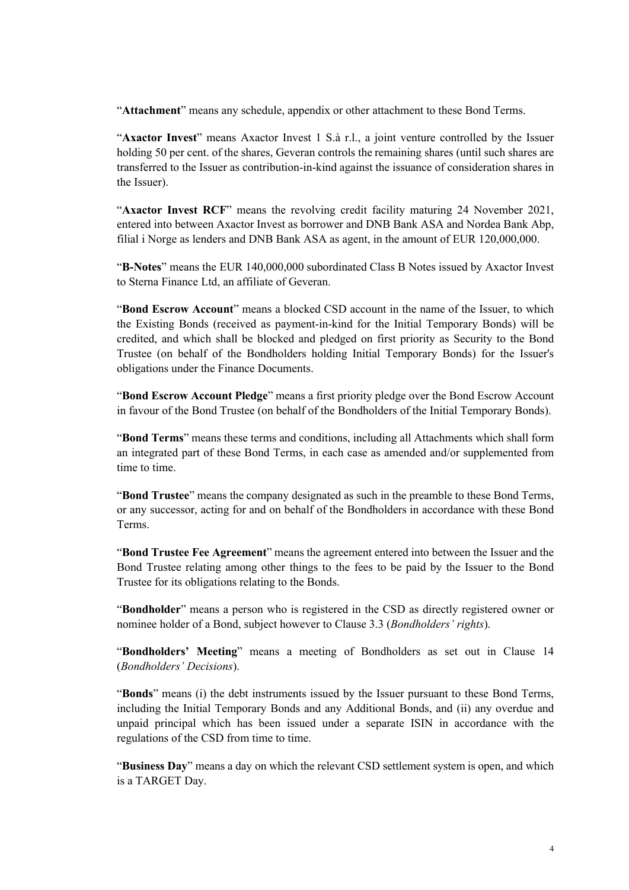"**Attachment**" means any schedule, appendix or other attachment to these Bond Terms.

"**Axactor Invest**" means Axactor Invest 1 S.à r.l., a joint venture controlled by the Issuer holding 50 per cent. of the shares, Geveran controls the remaining shares (until such shares are transferred to the Issuer as contribution-in-kind against the issuance of consideration shares in the Issuer).

"**Axactor Invest RCF**" means the revolving credit facility maturing 24 November 2021, entered into between Axactor Invest as borrower and DNB Bank ASA and Nordea Bank Abp, filial i Norge as lenders and DNB Bank ASA as agent, in the amount of EUR 120,000,000.

"**B-Notes**" means the EUR 140,000,000 subordinated Class B Notes issued by Axactor Invest to Sterna Finance Ltd, an affiliate of Geveran.

"**Bond Escrow Account**" means a blocked CSD account in the name of the Issuer, to which the Existing Bonds (received as payment-in-kind for the Initial Temporary Bonds) will be credited, and which shall be blocked and pledged on first priority as Security to the Bond Trustee (on behalf of the Bondholders holding Initial Temporary Bonds) for the Issuer's obligations under the Finance Documents.

"**Bond Escrow Account Pledge**" means a first priority pledge over the Bond Escrow Account in favour of the Bond Trustee (on behalf of the Bondholders of the Initial Temporary Bonds).

"**Bond Terms**" means these terms and conditions, including all Attachments which shall form an integrated part of these Bond Terms, in each case as amended and/or supplemented from time to time.

"**Bond Trustee**" means the company designated as such in the preamble to these Bond Terms, or any successor, acting for and on behalf of the Bondholders in accordance with these Bond Terms.

"**Bond Trustee Fee Agreement**" means the agreement entered into between the Issuer and the Bond Trustee relating among other things to the fees to be paid by the Issuer to the Bond Trustee for its obligations relating to the Bonds.

"**Bondholder**" means a person who is registered in the CSD as directly registered owner or nominee holder of a Bond, subject however to Clause 3.3 (*Bondholders' rights*).

"**Bondholders' Meeting**" means a meeting of Bondholders as set out in Clause 14 (*Bondholders' Decisions*).

"**Bonds**" means (i) the debt instruments issued by the Issuer pursuant to these Bond Terms, including the Initial Temporary Bonds and any Additional Bonds, and (ii) any overdue and unpaid principal which has been issued under a separate ISIN in accordance with the regulations of the CSD from time to time.

"**Business Day**" means a day on which the relevant CSD settlement system is open, and which is a TARGET Day.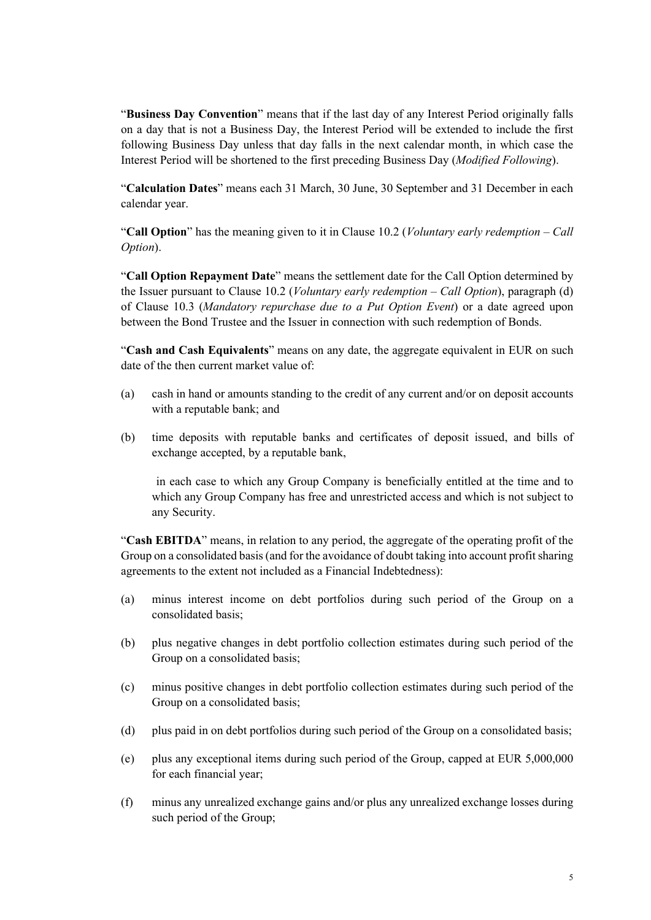"**Business Day Convention**" means that if the last day of any Interest Period originally falls on a day that is not a Business Day, the Interest Period will be extended to include the first following Business Day unless that day falls in the next calendar month, in which case the Interest Period will be shortened to the first preceding Business Day (*Modified Following*).

"**Calculation Dates**" means each 31 March, 30 June, 30 September and 31 December in each calendar year.

"**Call Option**" has the meaning given to it in Clause 10.2 (*Voluntary early redemption – Call Option*).

"**Call Option Repayment Date**" means the settlement date for the Call Option determined by the Issuer pursuant to Clause 10.2 (*Voluntary early redemption – Call Option*), paragraph (d) of Clause 10.3 (*Mandatory repurchase due to a Put Option Event*) or a date agreed upon between the Bond Trustee and the Issuer in connection with such redemption of Bonds.

"**Cash and Cash Equivalents**" means on any date, the aggregate equivalent in EUR on such date of the then current market value of:

(a) cash in hand or amounts standing to the credit of any current and/or on deposit accounts with a reputable bank; and

(b) time deposits with reputable banks and certificates of deposit issued, and bills of exchange accepted, by a reputable bank,

in each case to which any Group Company is beneficially entitled at the time and to which any Group Company has free and unrestricted access and which is not subject to any Security.

"**Cash EBITDA**" means, in relation to any period, the aggregate of the operating profit of the Group on a consolidated basis (and for the avoidance of doubt taking into account profit sharing agreements to the extent not included as a Financial Indebtedness):

(a) minus interest income on debt portfolios during such period of the Group on a consolidated basis;

(b) plus negative changes in debt portfolio collection estimates during such period of the Group on a consolidated basis;

(c) minus positive changes in debt portfolio collection estimates during such period of the Group on a consolidated basis;

(d) plus paid in on debt portfolios during such period of the Group on a consolidated basis;

(e) plus any exceptional items during such period of the Group, capped at EUR 5,000,000 for each financial year;

(f) minus any unrealized exchange gains and/or plus any unrealized exchange losses during such period of the Group;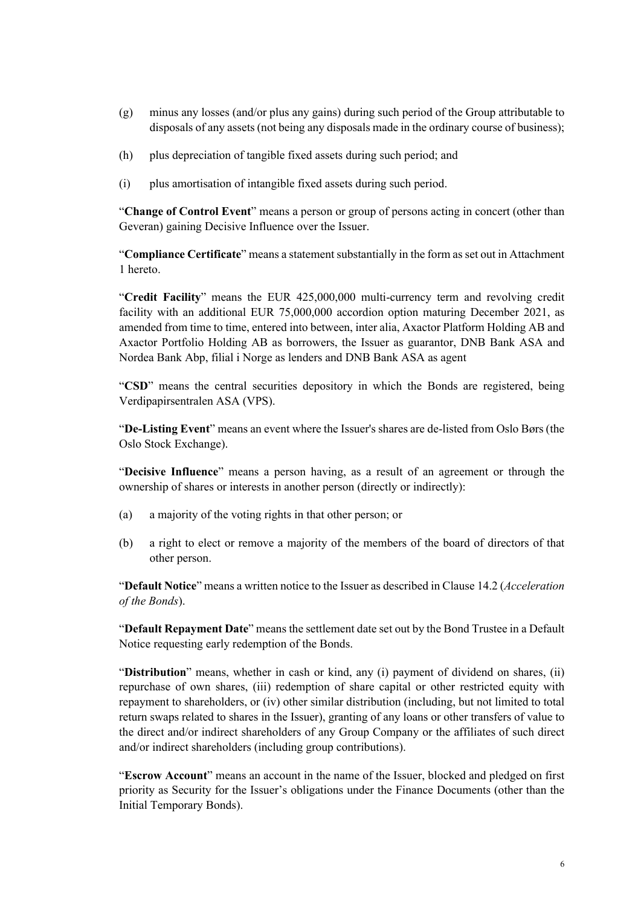(g) minus any losses (and/or plus any gains) during such period of the Group attributable to disposals of any assets (not being any disposals made in the ordinary course of business);

(h) plus depreciation of tangible fixed assets during such period; and

(i) plus amortisation of intangible fixed assets during such period.

"**Change of Control Event**" means a person or group of persons acting in concert (other than Geveran) gaining Decisive Influence over the Issuer.

"**Compliance Certificate**" means a statement substantially in the form as set out in Attachment 1 hereto.

"**Credit Facility**" means the EUR 425,000,000 multi-currency term and revolving credit facility with an additional EUR 75,000,000 accordion option maturing December 2021, as amended from time to time, entered into between, inter alia, Axactor Platform Holding AB and Axactor Portfolio Holding AB as borrowers, the Issuer as guarantor, DNB Bank ASA and Nordea Bank Abp, filial i Norge as lenders and DNB Bank ASA as agent

"**CSD**" means the central securities depository in which the Bonds are registered, being Verdipapirsentralen ASA (VPS).

"**De-Listing Event**" means an event where the Issuer's shares are de-listed from Oslo Børs (the Oslo Stock Exchange).

"**Decisive Influence**" means a person having, as a result of an agreement or through the ownership of shares or interests in another person (directly or indirectly):

(a) a majority of the voting rights in that other person; or

(b) a right to elect or remove a majority of the members of the board of directors of that other person.

"**Default Notice**" means a written notice to the Issuer as described in Clause 14.2 (*Acceleration of the Bonds*).

"**Default Repayment Date**" means the settlement date set out by the Bond Trustee in a Default Notice requesting early redemption of the Bonds.

"**Distribution**" means, whether in cash or kind, any (i) payment of dividend on shares, (ii) repurchase of own shares, (iii) redemption of share capital or other restricted equity with repayment to shareholders, or (iv) other similar distribution (including, but not limited to total return swaps related to shares in the Issuer), granting of any loans or other transfers of value to the direct and/or indirect shareholders of any Group Company or the affiliates of such direct and/or indirect shareholders (including group contributions).

"**Escrow Account**" means an account in the name of the Issuer, blocked and pledged on first priority as Security for the Issuer's obligations under the Finance Documents (other than the Initial Temporary Bonds).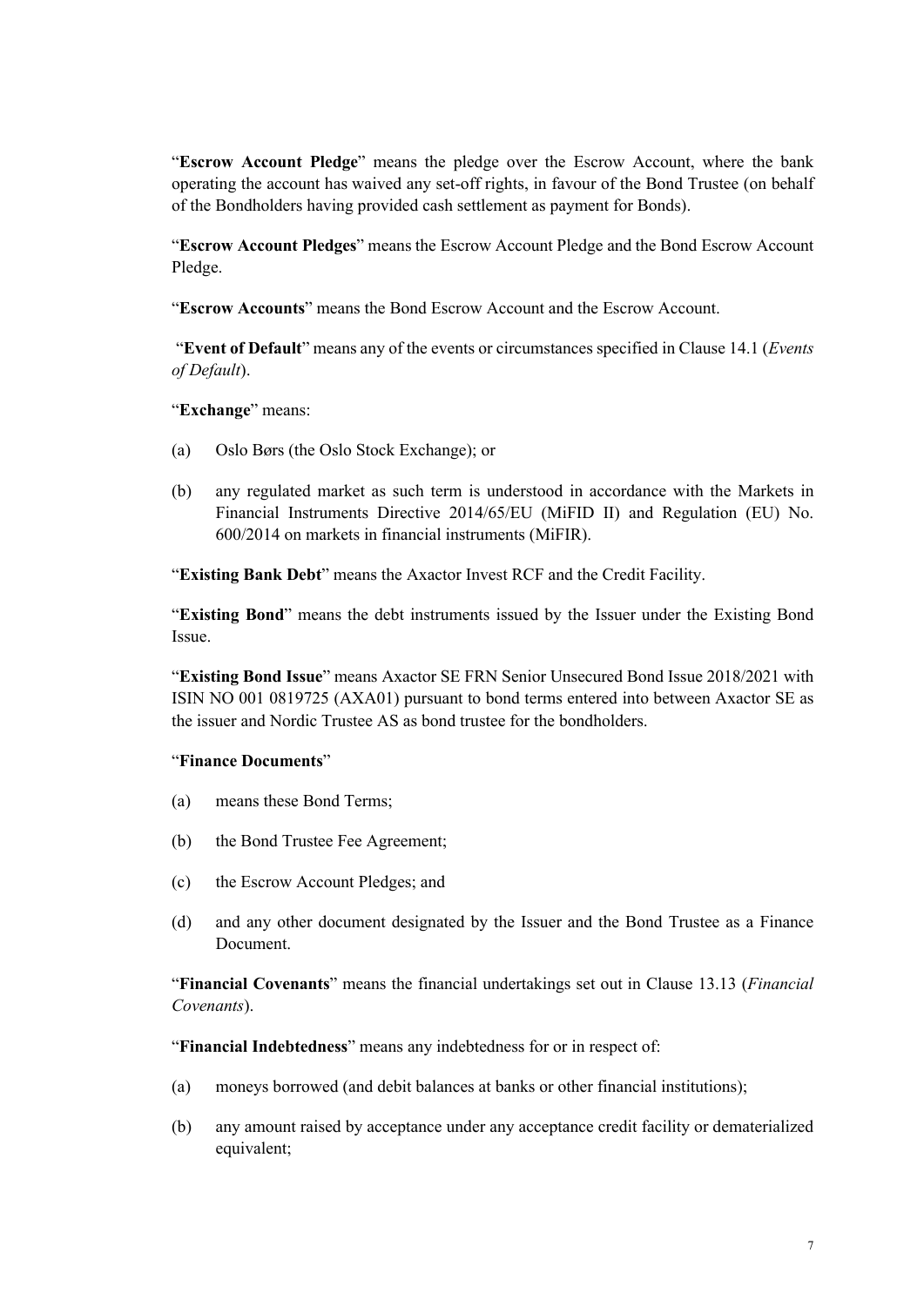"**Escrow Account Pledge**" means the pledge over the Escrow Account, where the bank operating the account has waived any set-off rights, in favour of the Bond Trustee (on behalf of the Bondholders having provided cash settlement as payment for Bonds).

"**Escrow Account Pledges**" means the Escrow Account Pledge and the Bond Escrow Account Pledge.

"**Escrow Accounts**" means the Bond Escrow Account and the Escrow Account.

"**Event of Default**" means any of the events or circumstances specified in Clause 14.1 (*Events of Default*).

"**Exchange**" means:

(a) Oslo Børs (the Oslo Stock Exchange); or

(b) any regulated market as such term is understood in accordance with the Markets in Financial Instruments Directive 2014/65/EU (MiFID II) and Regulation (EU) No. 600/2014 on markets in financial instruments (MiFIR).

"**Existing Bank Debt**" means the Axactor Invest RCF and the Credit Facility.

"**Existing Bond**" means the debt instruments issued by the Issuer under the Existing Bond Issue.

"**Existing Bond Issue**" means Axactor SE FRN Senior Unsecured Bond Issue 2018/2021 with ISIN NO 001 0819725 (AXA01) pursuant to bond terms entered into between Axactor SE as the issuer and Nordic Trustee AS as bond trustee for the bondholders.

"**Finance Documents**"

(a) means these Bond Terms;

(b) the Bond Trustee Fee Agreement;

(c) the Escrow Account Pledges; and

(d) and any other document designated by the Issuer and the Bond Trustee as a Finance Document.

"**Financial Covenants**" means the financial undertakings set out in Clause 13.13 (*Financial Covenants*).

"**Financial Indebtedness**" means any indebtedness for or in respect of:

(a) moneys borrowed (and debit balances at banks or other financial institutions);

(b) any amount raised by acceptance under any acceptance credit facility or dematerialized equivalent;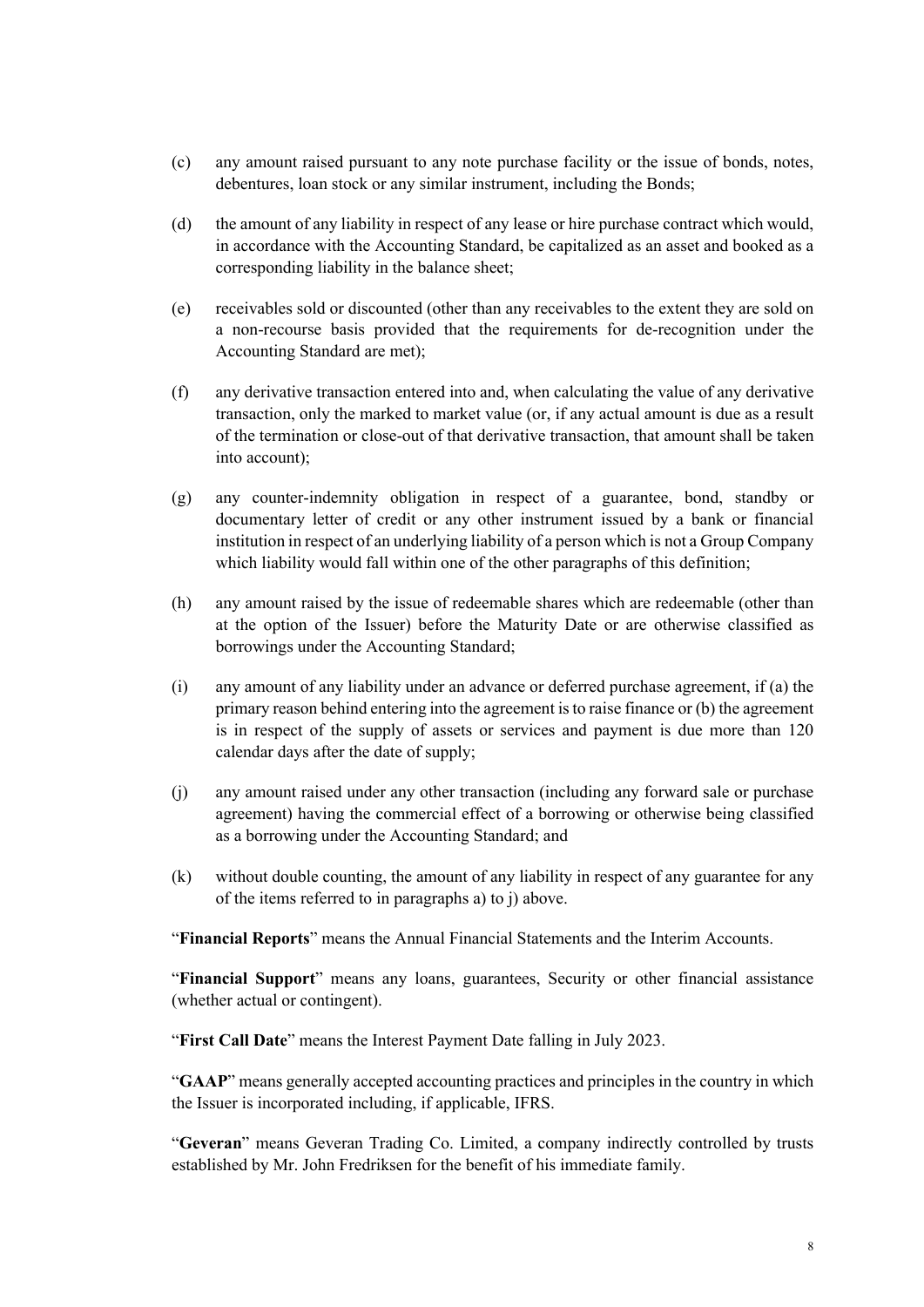(c) any amount raised pursuant to any note purchase facility or the issue of bonds, notes, debentures, loan stock or any similar instrument, including the Bonds;

(d) the amount of any liability in respect of any lease or hire purchase contract which would, in accordance with the Accounting Standard, be capitalized as an asset and booked as a corresponding liability in the balance sheet;

(e) receivables sold or discounted (other than any receivables to the extent they are sold on a non-recourse basis provided that the requirements for de-recognition under the Accounting Standard are met);

(f) any derivative transaction entered into and, when calculating the value of any derivative transaction, only the marked to market value (or, if any actual amount is due as a result of the termination or close-out of that derivative transaction, that amount shall be taken into account);

(g) any counter-indemnity obligation in respect of a guarantee, bond, standby or documentary letter of credit or any other instrument issued by a bank or financial institution in respect of an underlying liability of a person which is not a Group Company which liability would fall within one of the other paragraphs of this definition;

(h) any amount raised by the issue of redeemable shares which are redeemable (other than at the option of the Issuer) before the Maturity Date or are otherwise classified as borrowings under the Accounting Standard;

(i) any amount of any liability under an advance or deferred purchase agreement, if (a) the primary reason behind entering into the agreement is to raise finance or (b) the agreement is in respect of the supply of assets or services and payment is due more than 120 calendar days after the date of supply;

(j) any amount raised under any other transaction (including any forward sale or purchase agreement) having the commercial effect of a borrowing or otherwise being classified as a borrowing under the Accounting Standard; and

(k) without double counting, the amount of any liability in respect of any guarantee for any of the items referred to in paragraphs a) to j) above.

"**Financial Reports**" means the Annual Financial Statements and the Interim Accounts.

"**Financial Support**" means any loans, guarantees, Security or other financial assistance (whether actual or contingent).

"**First Call Date**" means the Interest Payment Date falling in July 2023.

"**GAAP**" means generally accepted accounting practices and principles in the country in which the Issuer is incorporated including, if applicable, IFRS.

"**Geveran**" means Geveran Trading Co. Limited, a company indirectly controlled by trusts established by Mr. John Fredriksen for the benefit of his immediate family.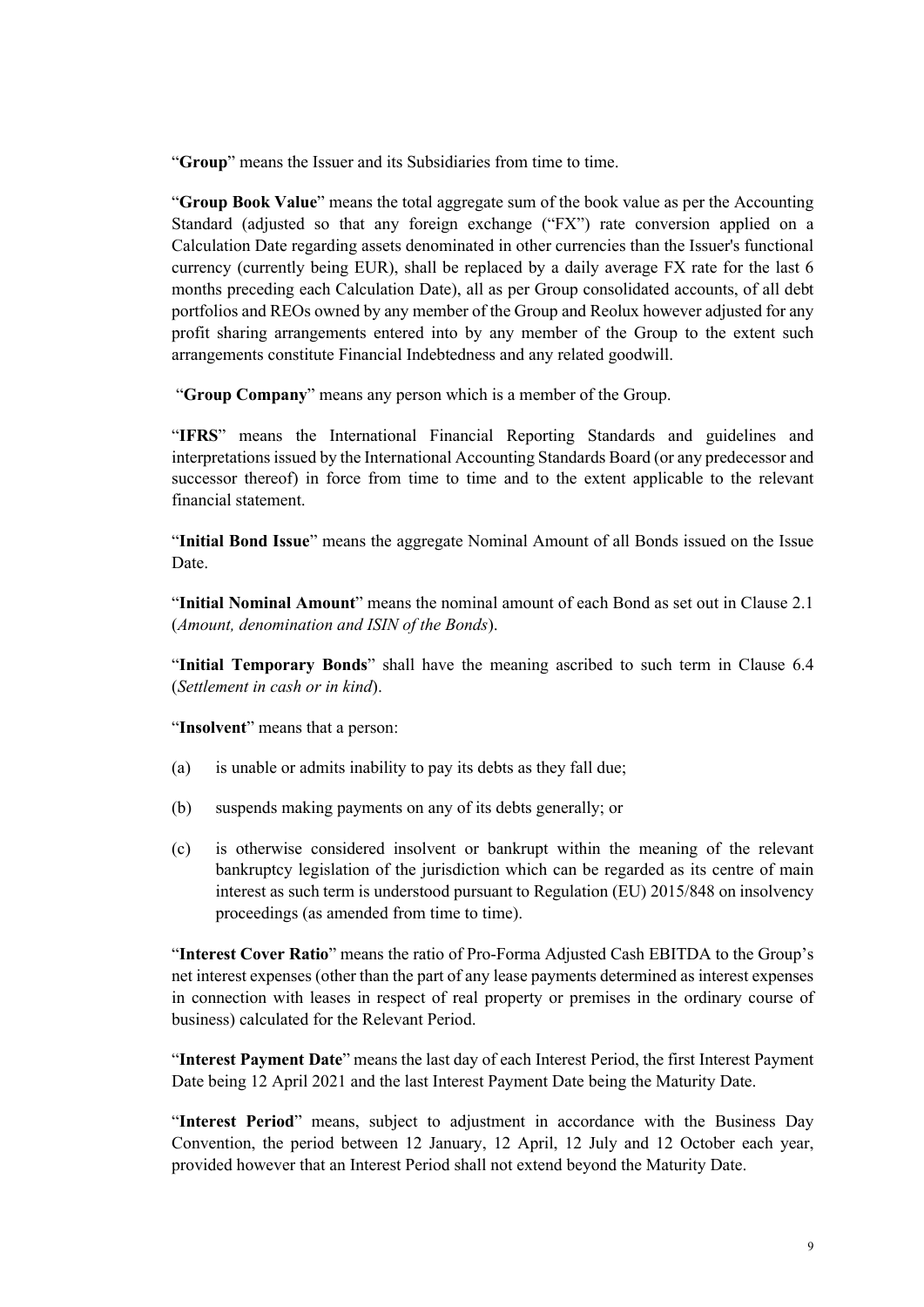"**Group**" means the Issuer and its Subsidiaries from time to time.

"**Group Book Value**" means the total aggregate sum of the book value as per the Accounting Standard (adjusted so that any foreign exchange ("FX") rate conversion applied on a Calculation Date regarding assets denominated in other currencies than the Issuer's functional currency (currently being EUR), shall be replaced by a daily average FX rate for the last 6 months preceding each Calculation Date), all as per Group consolidated accounts, of all debt portfolios and REOs owned by any member of the Group and Reolux however adjusted for any profit sharing arrangements entered into by any member of the Group to the extent such arrangements constitute Financial Indebtedness and any related goodwill.

"**Group Company**" means any person which is a member of the Group.

"**IFRS**" means the International Financial Reporting Standards and guidelines and interpretations issued by the International Accounting Standards Board (or any predecessor and successor thereof) in force from time to time and to the extent applicable to the relevant financial statement.

"**Initial Bond Issue**" means the aggregate Nominal Amount of all Bonds issued on the Issue Date.

"**Initial Nominal Amount**" means the nominal amount of each Bond as set out in Clause 2.1 (*Amount, denomination and ISIN of the Bonds*).

"**Initial Temporary Bonds**" shall have the meaning ascribed to such term in Clause 6.4 (*Settlement in cash or in kind*).

"**Insolvent**" means that a person:

(a) is unable or admits inability to pay its debts as they fall due;

(b) suspends making payments on any of its debts generally; or

(c) is otherwise considered insolvent or bankrupt within the meaning of the relevant bankruptcy legislation of the jurisdiction which can be regarded as its centre of main interest as such term is understood pursuant to Regulation (EU) 2015/848 on insolvency proceedings (as amended from time to time).

"**Interest Cover Ratio**" means the ratio of Pro-Forma Adjusted Cash EBITDA to the Group's net interest expenses (other than the part of any lease payments determined as interest expenses in connection with leases in respect of real property or premises in the ordinary course of business) calculated for the Relevant Period.

"**Interest Payment Date**" means the last day of each Interest Period, the first Interest Payment Date being 12 April 2021 and the last Interest Payment Date being the Maturity Date.

"**Interest Period**" means, subject to adjustment in accordance with the Business Day Convention, the period between 12 January, 12 April, 12 July and 12 October each year, provided however that an Interest Period shall not extend beyond the Maturity Date.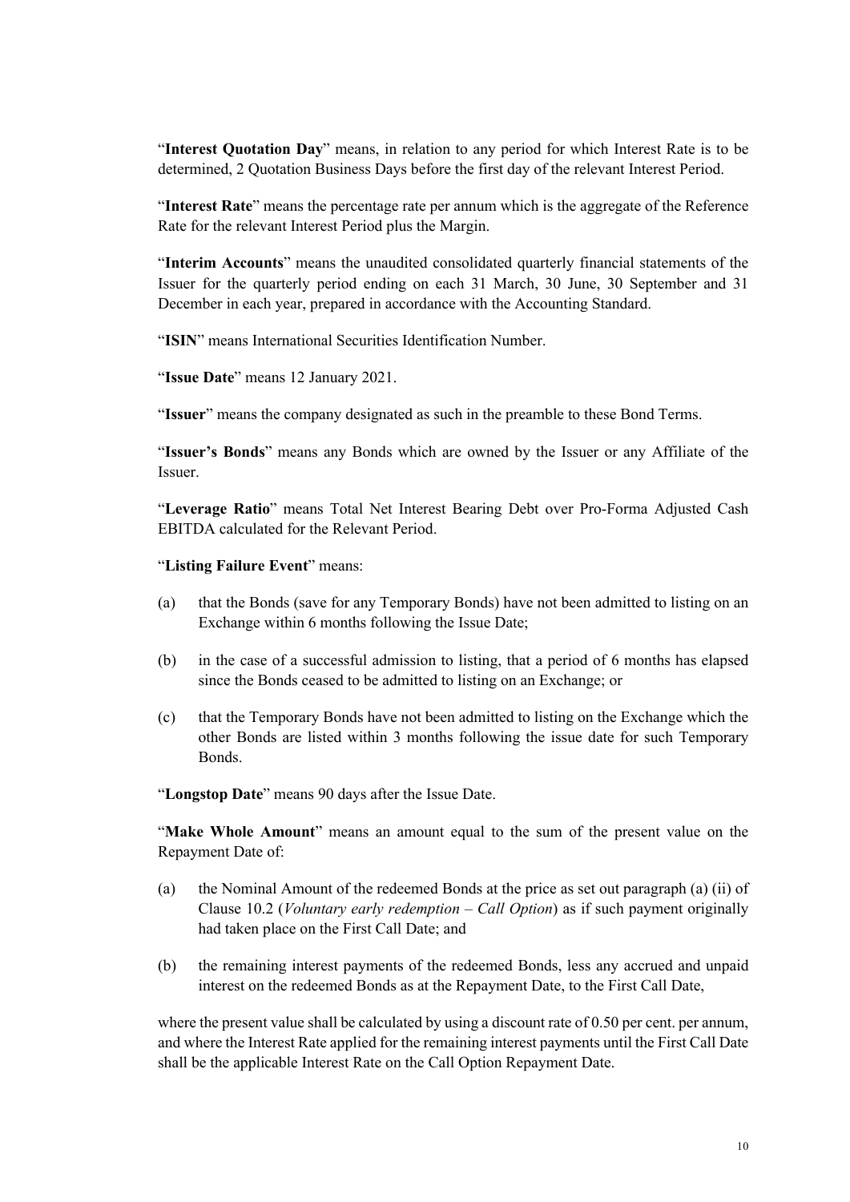"**Interest Quotation Day**" means, in relation to any period for which Interest Rate is to be determined, 2 Quotation Business Days before the first day of the relevant Interest Period.

"**Interest Rate**" means the percentage rate per annum which is the aggregate of the Reference Rate for the relevant Interest Period plus the Margin.

"**Interim Accounts**" means the unaudited consolidated quarterly financial statements of the Issuer for the quarterly period ending on each 31 March, 30 June, 30 September and 31 December in each year, prepared in accordance with the Accounting Standard.

"**ISIN**" means International Securities Identification Number.

"**Issue Date**" means 12 January 2021.

"**Issuer**" means the company designated as such in the preamble to these Bond Terms.

"**Issuer's Bonds**" means any Bonds which are owned by the Issuer or any Affiliate of the Issuer.

"**Leverage Ratio**" means Total Net Interest Bearing Debt over Pro-Forma Adjusted Cash EBITDA calculated for the Relevant Period.

"**Listing Failure Event**" means:

(a) that the Bonds (save for any Temporary Bonds) have not been admitted to listing on an Exchange within 6 months following the Issue Date;

(b) in the case of a successful admission to listing, that a period of 6 months has elapsed since the Bonds ceased to be admitted to listing on an Exchange; or

(c) that the Temporary Bonds have not been admitted to listing on the Exchange which the other Bonds are listed within 3 months following the issue date for such Temporary Bonds.

"**Longstop Date**" means 90 days after the Issue Date.

"**Make Whole Amount**" means an amount equal to the sum of the present value on the Repayment Date of:

(a) the Nominal Amount of the redeemed Bonds at the price as set out paragraph (a) (ii) of Clause 10.2 (*Voluntary early redemption – Call Option*) as if such payment originally had taken place on the First Call Date; and

(b) the remaining interest payments of the redeemed Bonds, less any accrued and unpaid interest on the redeemed Bonds as at the Repayment Date, to the First Call Date,

where the present value shall be calculated by using a discount rate of 0.50 per cent. per annum, and where the Interest Rate applied for the remaining interest payments until the First Call Date shall be the applicable Interest Rate on the Call Option Repayment Date.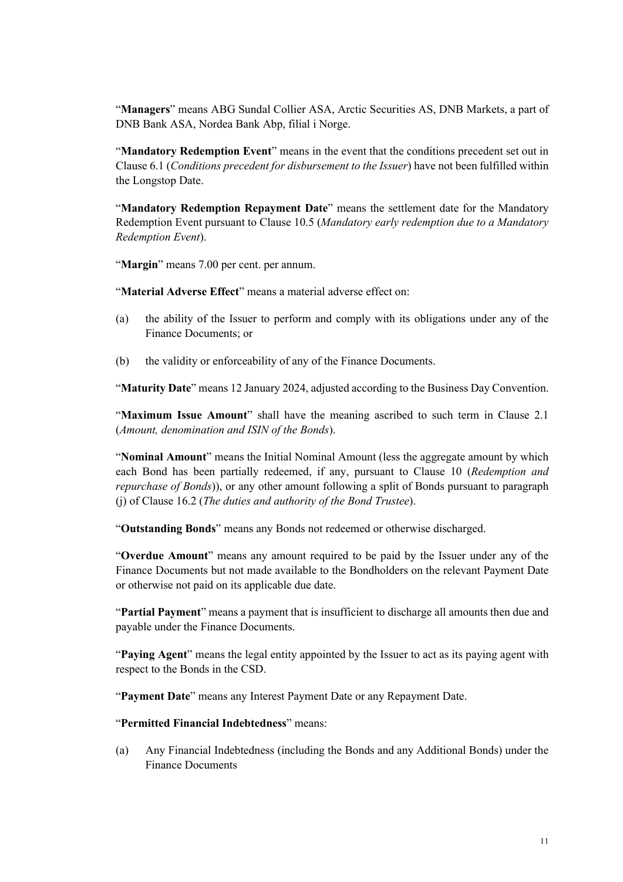"**Managers**" means ABG Sundal Collier ASA, Arctic Securities AS, DNB Markets, a part of DNB Bank ASA, Nordea Bank Abp, filial i Norge.

"**Mandatory Redemption Event**" means in the event that the conditions precedent set out in Clause 6.1 (*Conditions precedent for disbursement to the Issuer*) have not been fulfilled within the Longstop Date.

"**Mandatory Redemption Repayment Date**" means the settlement date for the Mandatory Redemption Event pursuant to Clause 10.5 (*Mandatory early redemption due to a Mandatory Redemption Event*).

"**Margin**" means 7.00 per cent. per annum.

"**Material Adverse Effect**" means a material adverse effect on:

(a) the ability of the Issuer to perform and comply with its obligations under any of the Finance Documents; or

(b) the validity or enforceability of any of the Finance Documents.

"**Maturity Date**" means 12 January 2024, adjusted according to the Business Day Convention.

"**Maximum Issue Amount**" shall have the meaning ascribed to such term in Clause 2.1 (*Amount, denomination and ISIN of the Bonds*).

"**Nominal Amount**" means the Initial Nominal Amount (less the aggregate amount by which each Bond has been partially redeemed, if any, pursuant to Clause 10 (*Redemption and repurchase of Bonds*)), or any other amount following a split of Bonds pursuant to paragraph (j) of Clause 16.2 (*The duties and authority of the Bond Trustee*).

"**Outstanding Bonds**" means any Bonds not redeemed or otherwise discharged.

"**Overdue Amount**" means any amount required to be paid by the Issuer under any of the Finance Documents but not made available to the Bondholders on the relevant Payment Date or otherwise not paid on its applicable due date.

"**Partial Payment**" means a payment that is insufficient to discharge all amounts then due and payable under the Finance Documents.

"**Paying Agent**" means the legal entity appointed by the Issuer to act as its paying agent with respect to the Bonds in the CSD.

"**Payment Date**" means any Interest Payment Date or any Repayment Date.

"**Permitted Financial Indebtedness**" means:

(a) Any Financial Indebtedness (including the Bonds and any Additional Bonds) under the Finance Documents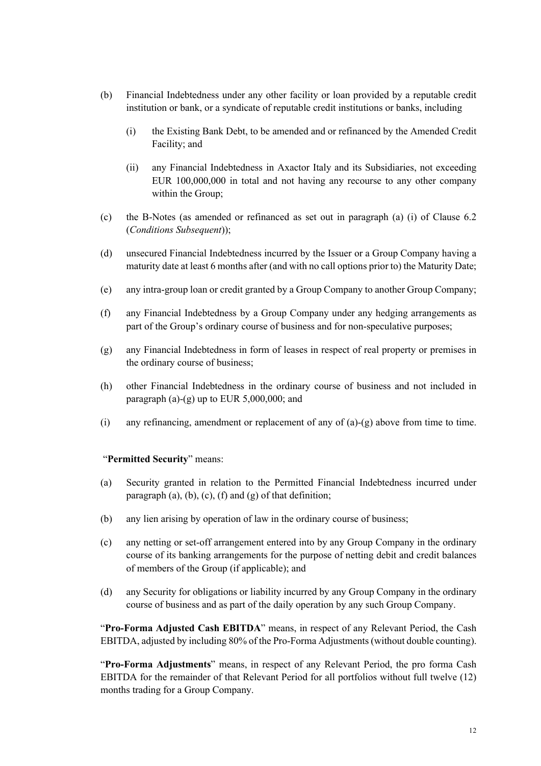(b) Financial Indebtedness under any other facility or loan provided by a reputable credit institution or bank, or a syndicate of reputable credit institutions or banks, including

   (i) the Existing Bank Debt, to be amended and or refinanced by the Amended Credit Facility; and

   (ii) any Financial Indebtedness in Axactor Italy and its Subsidiaries, not exceeding EUR 100,000,000 in total and not having any recourse to any other company within the Group;

(c) the B-Notes (as amended or refinanced as set out in paragraph (a) (i) of Clause 6.2 (*Conditions Subsequent*));

(d) unsecured Financial Indebtedness incurred by the Issuer or a Group Company having a maturity date at least 6 months after (and with no call options prior to) the Maturity Date;

(e) any intra-group loan or credit granted by a Group Company to another Group Company;

(f) any Financial Indebtedness by a Group Company under any hedging arrangements as part of the Group's ordinary course of business and for non-speculative purposes;

(g) any Financial Indebtedness in form of leases in respect of real property or premises in the ordinary course of business;

(h) other Financial Indebtedness in the ordinary course of business and not included in paragraph (a)-(g) up to EUR 5,000,000; and

(i) any refinancing, amendment or replacement of any of (a)-(g) above from time to time.

"**Permitted Security**" means:

(a) Security granted in relation to the Permitted Financial Indebtedness incurred under paragraph (a), (b), (c), (f) and (g) of that definition;

(b) any lien arising by operation of law in the ordinary course of business;

(c) any netting or set-off arrangement entered into by any Group Company in the ordinary course of its banking arrangements for the purpose of netting debit and credit balances of members of the Group (if applicable); and

(d) any Security for obligations or liability incurred by any Group Company in the ordinary course of business and as part of the daily operation by any such Group Company.

"**Pro-Forma Adjusted Cash EBITDA**" means, in respect of any Relevant Period, the Cash EBITDA, adjusted by including 80% of the Pro-Forma Adjustments (without double counting).

"**Pro-Forma Adjustments**" means, in respect of any Relevant Period, the pro forma Cash EBITDA for the remainder of that Relevant Period for all portfolios without full twelve (12) months trading for a Group Company.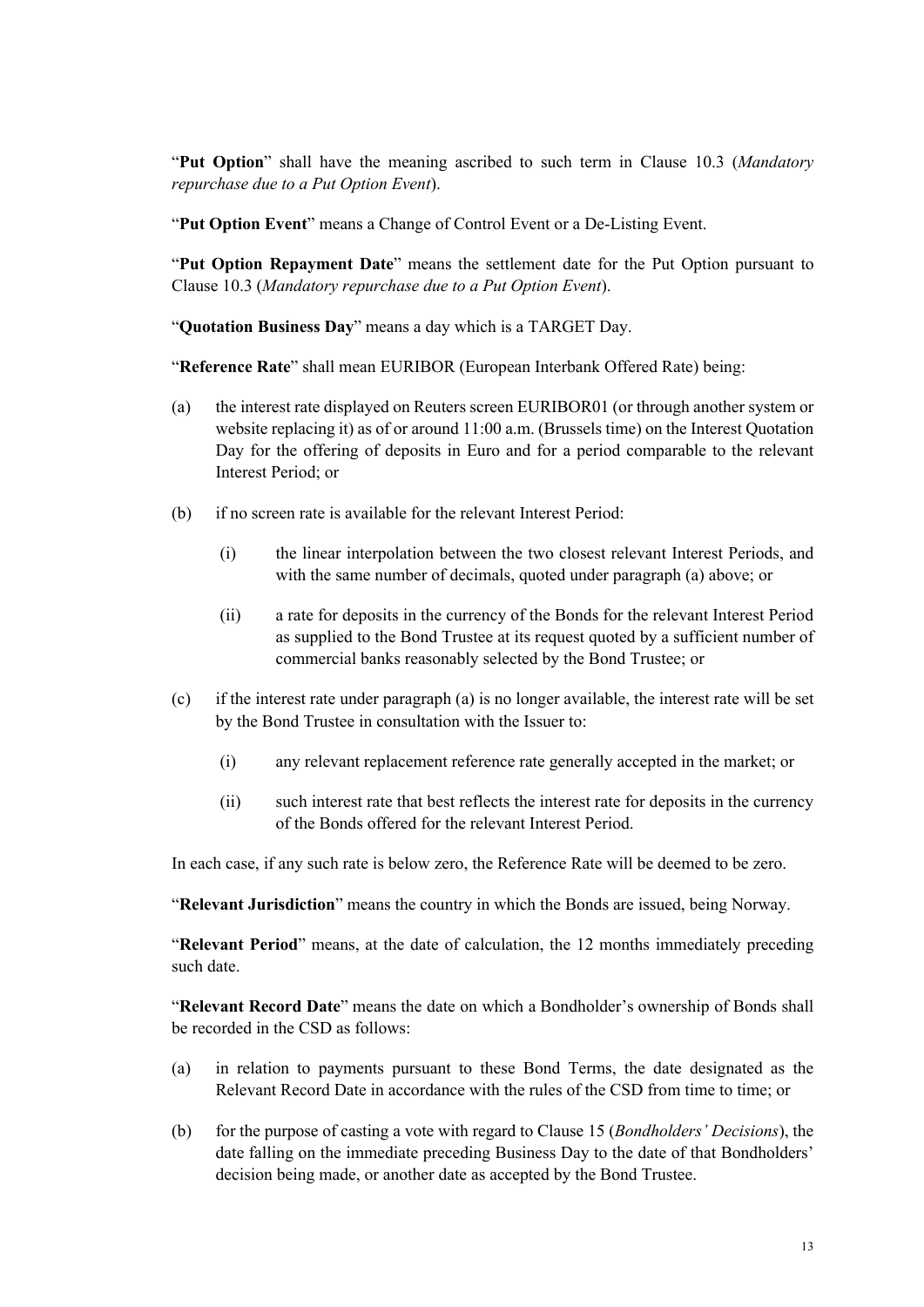"**Put Option**" shall have the meaning ascribed to such term in Clause 10.3 (*Mandatory repurchase due to a Put Option Event*).

"**Put Option Event**" means a Change of Control Event or a De-Listing Event.

"**Put Option Repayment Date**" means the settlement date for the Put Option pursuant to Clause 10.3 (*Mandatory repurchase due to a Put Option Event*).

"**Quotation Business Day**" means a day which is a TARGET Day.

"**Reference Rate**" shall mean EURIBOR (European Interbank Offered Rate) being:

(a) the interest rate displayed on Reuters screen EURIBOR01 (or through another system or website replacing it) as of or around 11:00 a.m. (Brussels time) on the Interest Quotation Day for the offering of deposits in Euro and for a period comparable to the relevant Interest Period; or

(b) if no screen rate is available for the relevant Interest Period:

    (i) the linear interpolation between the two closest relevant Interest Periods, and with the same number of decimals, quoted under paragraph (a) above; or

    (ii) a rate for deposits in the currency of the Bonds for the relevant Interest Period as supplied to the Bond Trustee at its request quoted by a sufficient number of commercial banks reasonably selected by the Bond Trustee; or

(c) if the interest rate under paragraph (a) is no longer available, the interest rate will be set by the Bond Trustee in consultation with the Issuer to:

    (i) any relevant replacement reference rate generally accepted in the market; or

    (ii) such interest rate that best reflects the interest rate for deposits in the currency of the Bonds offered for the relevant Interest Period.

In each case, if any such rate is below zero, the Reference Rate will be deemed to be zero.

"**Relevant Jurisdiction**" means the country in which the Bonds are issued, being Norway.

"**Relevant Period**" means, at the date of calculation, the 12 months immediately preceding such date.

"**Relevant Record Date**" means the date on which a Bondholder's ownership of Bonds shall be recorded in the CSD as follows:

(a) in relation to payments pursuant to these Bond Terms, the date designated as the Relevant Record Date in accordance with the rules of the CSD from time to time; or

(b) for the purpose of casting a vote with regard to Clause 15 (*Bondholders' Decisions*), the date falling on the immediate preceding Business Day to the date of that Bondholders' decision being made, or another date as accepted by the Bond Trustee.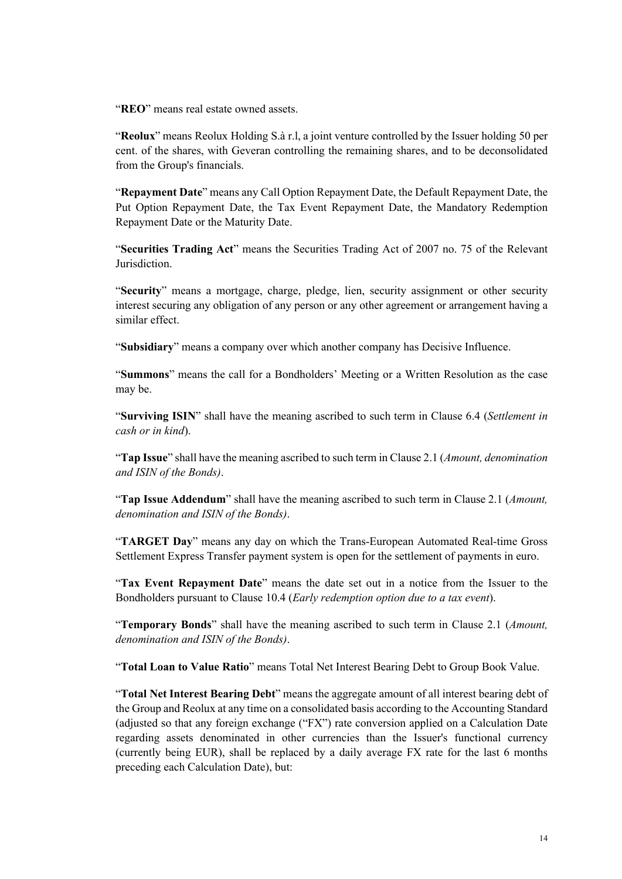"**REO**" means real estate owned assets.

"**Reolux**" means Reolux Holding S.à r.l, a joint venture controlled by the Issuer holding 50 per cent. of the shares, with Geveran controlling the remaining shares, and to be deconsolidated from the Group's financials.

"**Repayment Date**" means any Call Option Repayment Date, the Default Repayment Date, the Put Option Repayment Date, the Tax Event Repayment Date, the Mandatory Redemption Repayment Date or the Maturity Date.

"**Securities Trading Act**" means the Securities Trading Act of 2007 no. 75 of the Relevant Jurisdiction.

"**Security**" means a mortgage, charge, pledge, lien, security assignment or other security interest securing any obligation of any person or any other agreement or arrangement having a similar effect.

"**Subsidiary**" means a company over which another company has Decisive Influence.

"**Summons**" means the call for a Bondholders' Meeting or a Written Resolution as the case may be.

"**Surviving ISIN**" shall have the meaning ascribed to such term in Clause 6.4 (*Settlement in cash or in kind*).

"**Tap Issue**" shall have the meaning ascribed to such term in Clause 2.1 (*Amount, denomination and ISIN of the Bonds)*.

"**Tap Issue Addendum**" shall have the meaning ascribed to such term in Clause 2.1 (*Amount, denomination and ISIN of the Bonds)*.

"**TARGET Day**" means any day on which the Trans-European Automated Real-time Gross Settlement Express Transfer payment system is open for the settlement of payments in euro.

"**Tax Event Repayment Date**" means the date set out in a notice from the Issuer to the Bondholders pursuant to Clause 10.4 (*Early redemption option due to a tax event*).

"**Temporary Bonds**" shall have the meaning ascribed to such term in Clause 2.1 (*Amount, denomination and ISIN of the Bonds)*.

"**Total Loan to Value Ratio**" means Total Net Interest Bearing Debt to Group Book Value.

"**Total Net Interest Bearing Debt**" means the aggregate amount of all interest bearing debt of the Group and Reolux at any time on a consolidated basis according to the Accounting Standard (adjusted so that any foreign exchange ("FX") rate conversion applied on a Calculation Date regarding assets denominated in other currencies than the Issuer's functional currency (currently being EUR), shall be replaced by a daily average FX rate for the last 6 months preceding each Calculation Date), but: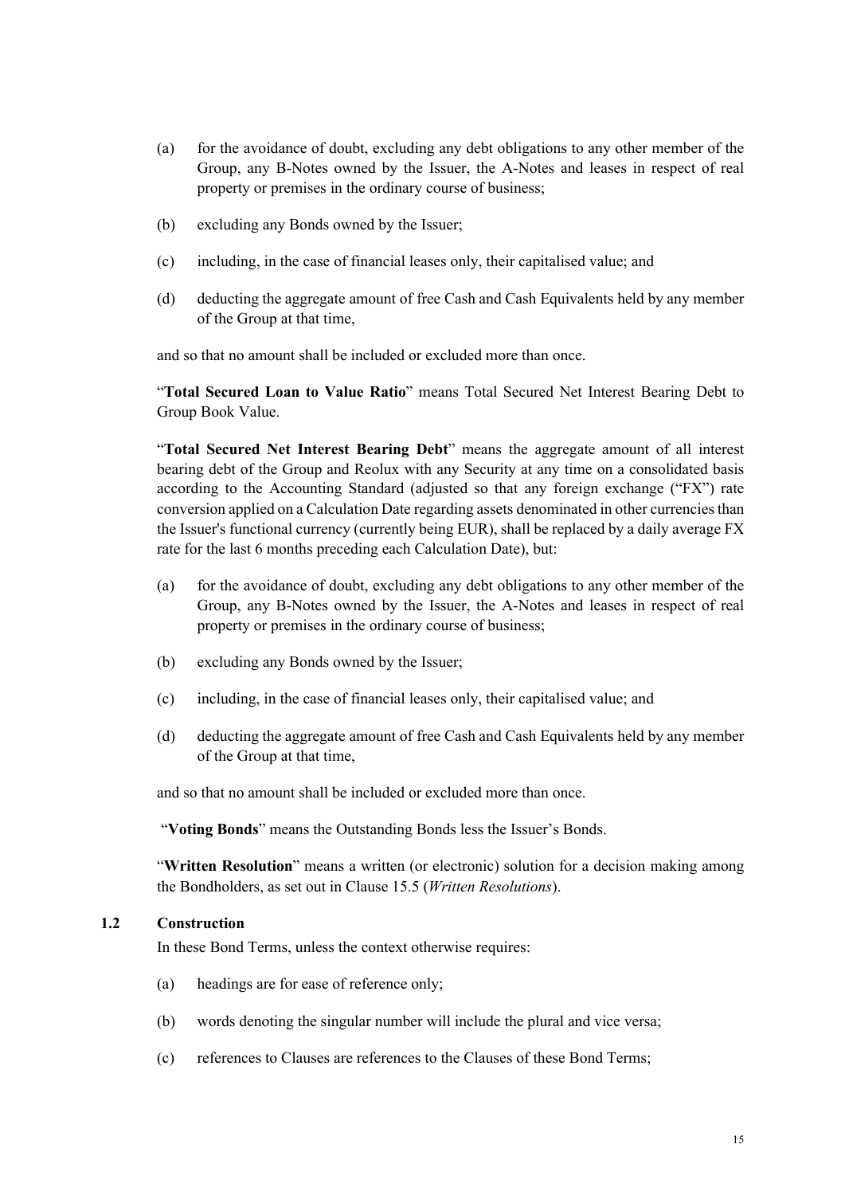(a) for the avoidance of doubt, excluding any debt obligations to any other member of the Group, any B-Notes owned by the Issuer, the A-Notes and leases in respect of real property or premises in the ordinary course of business;

(b) excluding any Bonds owned by the Issuer;

(c) including, in the case of financial leases only, their capitalised value; and

(d) deducting the aggregate amount of free Cash and Cash Equivalents held by any member of the Group at that time,

and so that no amount shall be included or excluded more than once.

"**Total Secured Loan to Value Ratio**" means Total Secured Net Interest Bearing Debt to Group Book Value.

"**Total Secured Net Interest Bearing Debt**" means the aggregate amount of all interest bearing debt of the Group and Reolux with any Security at any time on a consolidated basis according to the Accounting Standard (adjusted so that any foreign exchange ("FX") rate conversion applied on a Calculation Date regarding assets denominated in other currencies than the Issuer's functional currency (currently being EUR), shall be replaced by a daily average FX rate for the last 6 months preceding each Calculation Date), but:

(a) for the avoidance of doubt, excluding any debt obligations to any other member of the Group, any B-Notes owned by the Issuer, the A-Notes and leases in respect of real property or premises in the ordinary course of business;

(b) excluding any Bonds owned by the Issuer;

(c) including, in the case of financial leases only, their capitalised value; and

(d) deducting the aggregate amount of free Cash and Cash Equivalents held by any member of the Group at that time,

and so that no amount shall be included or excluded more than once.

"**Voting Bonds**" means the Outstanding Bonds less the Issuer's Bonds.

"**Written Resolution**" means a written (or electronic) solution for a decision making among the Bondholders, as set out in Clause 15.5 (*Written Resolutions*).

### 1.2 Construction

In these Bond Terms, unless the context otherwise requires:

(a) headings are for ease of reference only;

(b) words denoting the singular number will include the plural and vice versa;

(c) references to Clauses are references to the Clauses of these Bond Terms;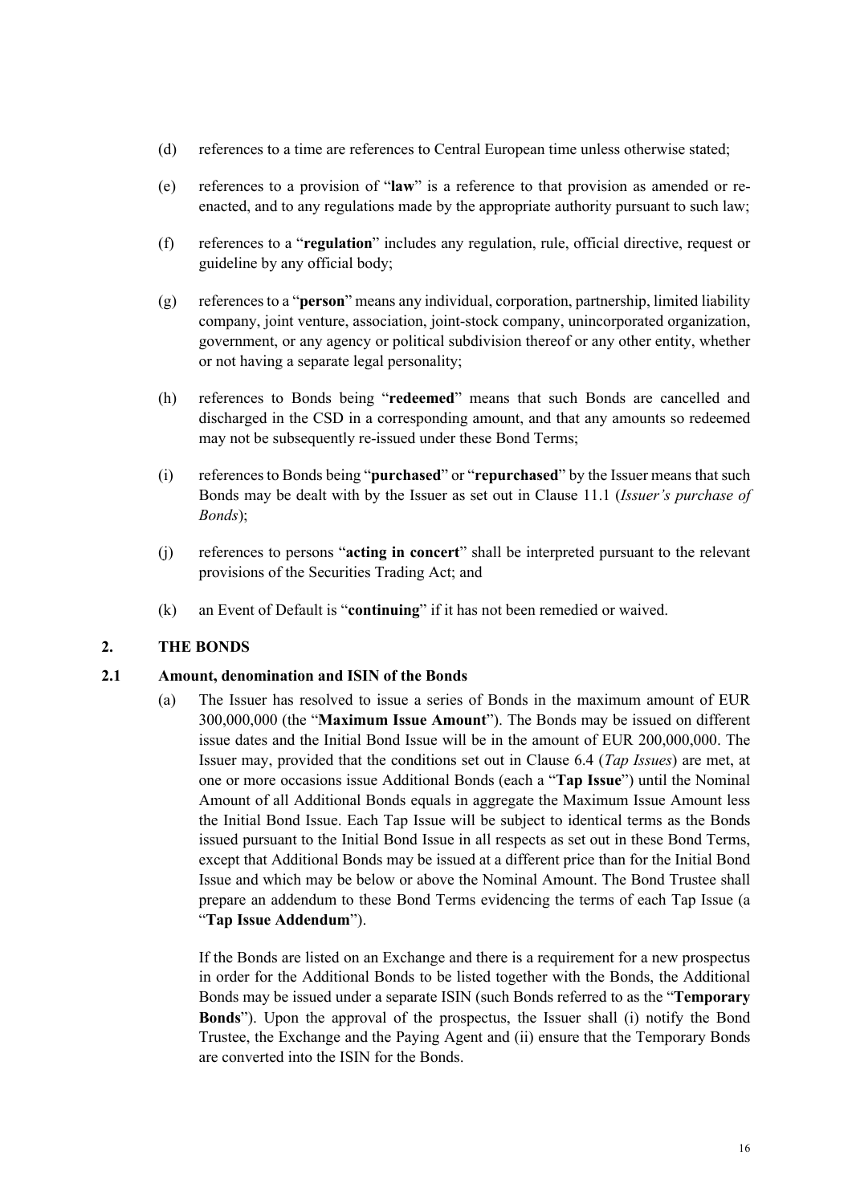(d) references to a time are references to Central European time unless otherwise stated;

(e) references to a provision of "**law**" is a reference to that provision as amended or re-enacted, and to any regulations made by the appropriate authority pursuant to such law;

(f) references to a "**regulation**" includes any regulation, rule, official directive, request or guideline by any official body;

(g) references to a "**person**" means any individual, corporation, partnership, limited liability company, joint venture, association, joint-stock company, unincorporated organization, government, or any agency or political subdivision thereof or any other entity, whether or not having a separate legal personality;

(h) references to Bonds being "**redeemed**" means that such Bonds are cancelled and discharged in the CSD in a corresponding amount, and that any amounts so redeemed may not be subsequently re-issued under these Bond Terms;

(i) references to Bonds being "**purchased**" or "**repurchased**" by the Issuer means that such Bonds may be dealt with by the Issuer as set out in Clause 11.1 (*Issuer's purchase of Bonds*);

(j) references to persons "**acting in concert**" shall be interpreted pursuant to the relevant provisions of the Securities Trading Act; and

(k) an Event of Default is "**continuing**" if it has not been remedied or waived.

## 2. THE BONDS

### 2.1 Amount, denomination and ISIN of the Bonds

(a) The Issuer has resolved to issue a series of Bonds in the maximum amount of EUR 300,000,000 (the "**Maximum Issue Amount**"). The Bonds may be issued on different issue dates and the Initial Bond Issue will be in the amount of EUR 200,000,000. The Issuer may, provided that the conditions set out in Clause 6.4 (*Tap Issues*) are met, at one or more occasions issue Additional Bonds (each a "**Tap Issue**") until the Nominal Amount of all Additional Bonds equals in aggregate the Maximum Issue Amount less the Initial Bond Issue. Each Tap Issue will be subject to identical terms as the Bonds issued pursuant to the Initial Bond Issue in all respects as set out in these Bond Terms, except that Additional Bonds may be issued at a different price than for the Initial Bond Issue and which may be below or above the Nominal Amount. The Bond Trustee shall prepare an addendum to these Bond Terms evidencing the terms of each Tap Issue (a "**Tap Issue Addendum**").

If the Bonds are listed on an Exchange and there is a requirement for a new prospectus in order for the Additional Bonds to be listed together with the Bonds, the Additional Bonds may be issued under a separate ISIN (such Bonds referred to as the "**Temporary Bonds**"). Upon the approval of the prospectus, the Issuer shall (i) notify the Bond Trustee, the Exchange and the Paying Agent and (ii) ensure that the Temporary Bonds are converted into the ISIN for the Bonds.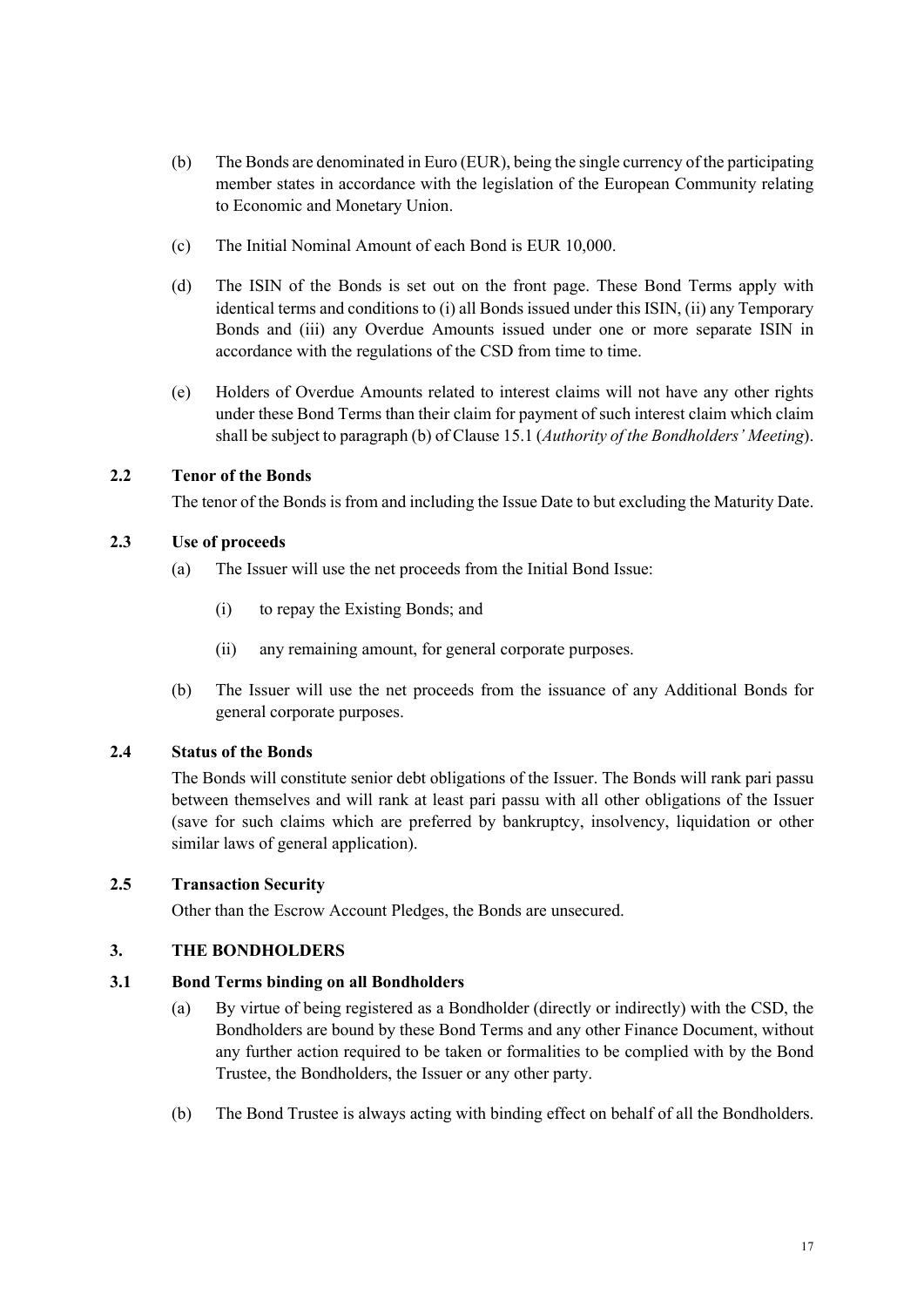(b) The Bonds are denominated in Euro (EUR), being the single currency of the participating member states in accordance with the legislation of the European Community relating to Economic and Monetary Union.

(c) The Initial Nominal Amount of each Bond is EUR 10,000.

(d) The ISIN of the Bonds is set out on the front page. These Bond Terms apply with identical terms and conditions to (i) all Bonds issued under this ISIN, (ii) any Temporary Bonds and (iii) any Overdue Amounts issued under one or more separate ISIN in accordance with the regulations of the CSD from time to time.

(e) Holders of Overdue Amounts related to interest claims will not have any other rights under these Bond Terms than their claim for payment of such interest claim which claim shall be subject to paragraph (b) of Clause 15.1 (*Authority of the Bondholders' Meeting*).

### 2.2 Tenor of the Bonds

The tenor of the Bonds is from and including the Issue Date to but excluding the Maturity Date.

### 2.3 Use of proceeds

(a) The Issuer will use the net proceeds from the Initial Bond Issue:

(i) to repay the Existing Bonds; and

(ii) any remaining amount, for general corporate purposes.

(b) The Issuer will use the net proceeds from the issuance of any Additional Bonds for general corporate purposes.

### 2.4 Status of the Bonds

The Bonds will constitute senior debt obligations of the Issuer. The Bonds will rank pari passu between themselves and will rank at least pari passu with all other obligations of the Issuer (save for such claims which are preferred by bankruptcy, insolvency, liquidation or other similar laws of general application).

### 2.5 Transaction Security

Other than the Escrow Account Pledges, the Bonds are unsecured.

## 3. THE BONDHOLDERS

### 3.1 Bond Terms binding on all Bondholders

(a) By virtue of being registered as a Bondholder (directly or indirectly) with the CSD, the Bondholders are bound by these Bond Terms and any other Finance Document, without any further action required to be taken or formalities to be complied with by the Bond Trustee, the Bondholders, the Issuer or any other party.

(b) The Bond Trustee is always acting with binding effect on behalf of all the Bondholders.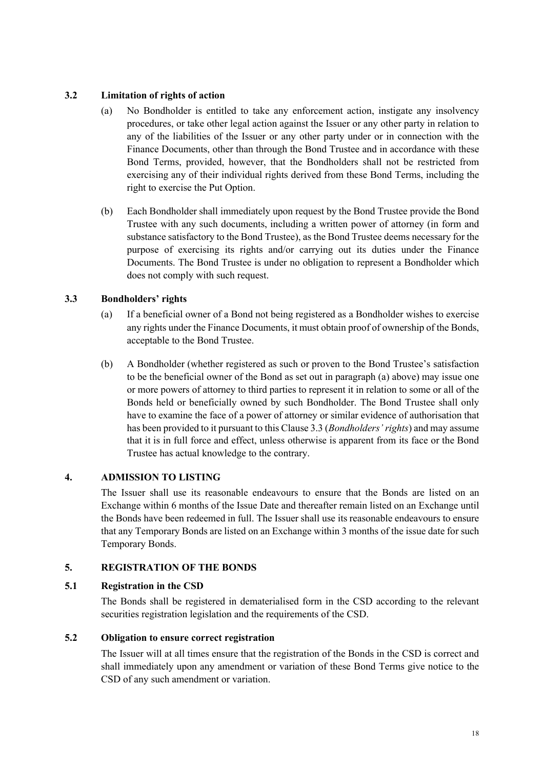### 3.2 Limitation of rights of action

(a) No Bondholder is entitled to take any enforcement action, instigate any insolvency procedures, or take other legal action against the Issuer or any other party in relation to any of the liabilities of the Issuer or any other party under or in connection with the Finance Documents, other than through the Bond Trustee and in accordance with these Bond Terms, provided, however, that the Bondholders shall not be restricted from exercising any of their individual rights derived from these Bond Terms, including the right to exercise the Put Option.

(b) Each Bondholder shall immediately upon request by the Bond Trustee provide the Bond Trustee with any such documents, including a written power of attorney (in form and substance satisfactory to the Bond Trustee), as the Bond Trustee deems necessary for the purpose of exercising its rights and/or carrying out its duties under the Finance Documents. The Bond Trustee is under no obligation to represent a Bondholder which does not comply with such request.

### 3.3 Bondholders' rights

(a) If a beneficial owner of a Bond not being registered as a Bondholder wishes to exercise any rights under the Finance Documents, it must obtain proof of ownership of the Bonds, acceptable to the Bond Trustee.

(b) A Bondholder (whether registered as such or proven to the Bond Trustee's satisfaction to be the beneficial owner of the Bond as set out in paragraph (a) above) may issue one or more powers of attorney to third parties to represent it in relation to some or all of the Bonds held or beneficially owned by such Bondholder. The Bond Trustee shall only have to examine the face of a power of attorney or similar evidence of authorisation that has been provided to it pursuant to this Clause 3.3 (*Bondholders' rights*) and may assume that it is in full force and effect, unless otherwise is apparent from its face or the Bond Trustee has actual knowledge to the contrary.

## 4. ADMISSION TO LISTING

The Issuer shall use its reasonable endeavours to ensure that the Bonds are listed on an Exchange within 6 months of the Issue Date and thereafter remain listed on an Exchange until the Bonds have been redeemed in full. The Issuer shall use its reasonable endeavours to ensure that any Temporary Bonds are listed on an Exchange within 3 months of the issue date for such Temporary Bonds.

## 5. REGISTRATION OF THE BONDS

### 5.1 Registration in the CSD

The Bonds shall be registered in dematerialised form in the CSD according to the relevant securities registration legislation and the requirements of the CSD.

### 5.2 Obligation to ensure correct registration

The Issuer will at all times ensure that the registration of the Bonds in the CSD is correct and shall immediately upon any amendment or variation of these Bond Terms give notice to the CSD of any such amendment or variation.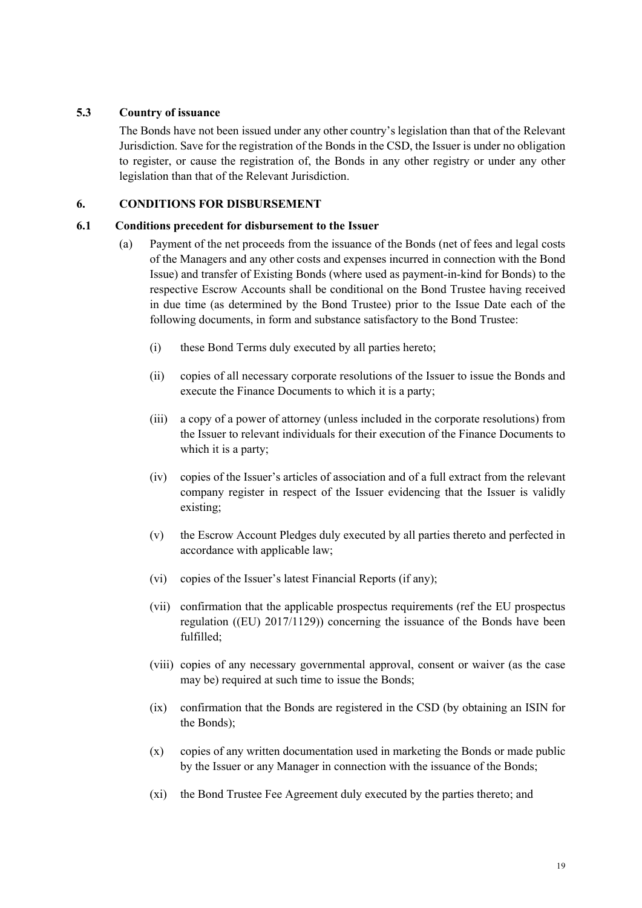### 5.3 Country of issuance

The Bonds have not been issued under any other country's legislation than that of the Relevant Jurisdiction. Save for the registration of the Bonds in the CSD, the Issuer is under no obligation to register, or cause the registration of, the Bonds in any other registry or under any other legislation than that of the Relevant Jurisdiction.

## 6. CONDITIONS FOR DISBURSEMENT

### 6.1 Conditions precedent for disbursement to the Issuer

(a) Payment of the net proceeds from the issuance of the Bonds (net of fees and legal costs of the Managers and any other costs and expenses incurred in connection with the Bond Issue) and transfer of Existing Bonds (where used as payment-in-kind for Bonds) to the respective Escrow Accounts shall be conditional on the Bond Trustee having received in due time (as determined by the Bond Trustee) prior to the Issue Date each of the following documents, in form and substance satisfactory to the Bond Trustee:

(i) these Bond Terms duly executed by all parties hereto;

(ii) copies of all necessary corporate resolutions of the Issuer to issue the Bonds and execute the Finance Documents to which it is a party;

(iii) a copy of a power of attorney (unless included in the corporate resolutions) from the Issuer to relevant individuals for their execution of the Finance Documents to which it is a party;

(iv) copies of the Issuer's articles of association and of a full extract from the relevant company register in respect of the Issuer evidencing that the Issuer is validly existing;

(v) the Escrow Account Pledges duly executed by all parties thereto and perfected in accordance with applicable law;

(vi) copies of the Issuer's latest Financial Reports (if any);

(vii) confirmation that the applicable prospectus requirements (ref the EU prospectus regulation ((EU) 2017/1129)) concerning the issuance of the Bonds have been fulfilled;

(viii) copies of any necessary governmental approval, consent or waiver (as the case may be) required at such time to issue the Bonds;

(ix) confirmation that the Bonds are registered in the CSD (by obtaining an ISIN for the Bonds);

(x) copies of any written documentation used in marketing the Bonds or made public by the Issuer or any Manager in connection with the issuance of the Bonds;

(xi) the Bond Trustee Fee Agreement duly executed by the parties thereto; and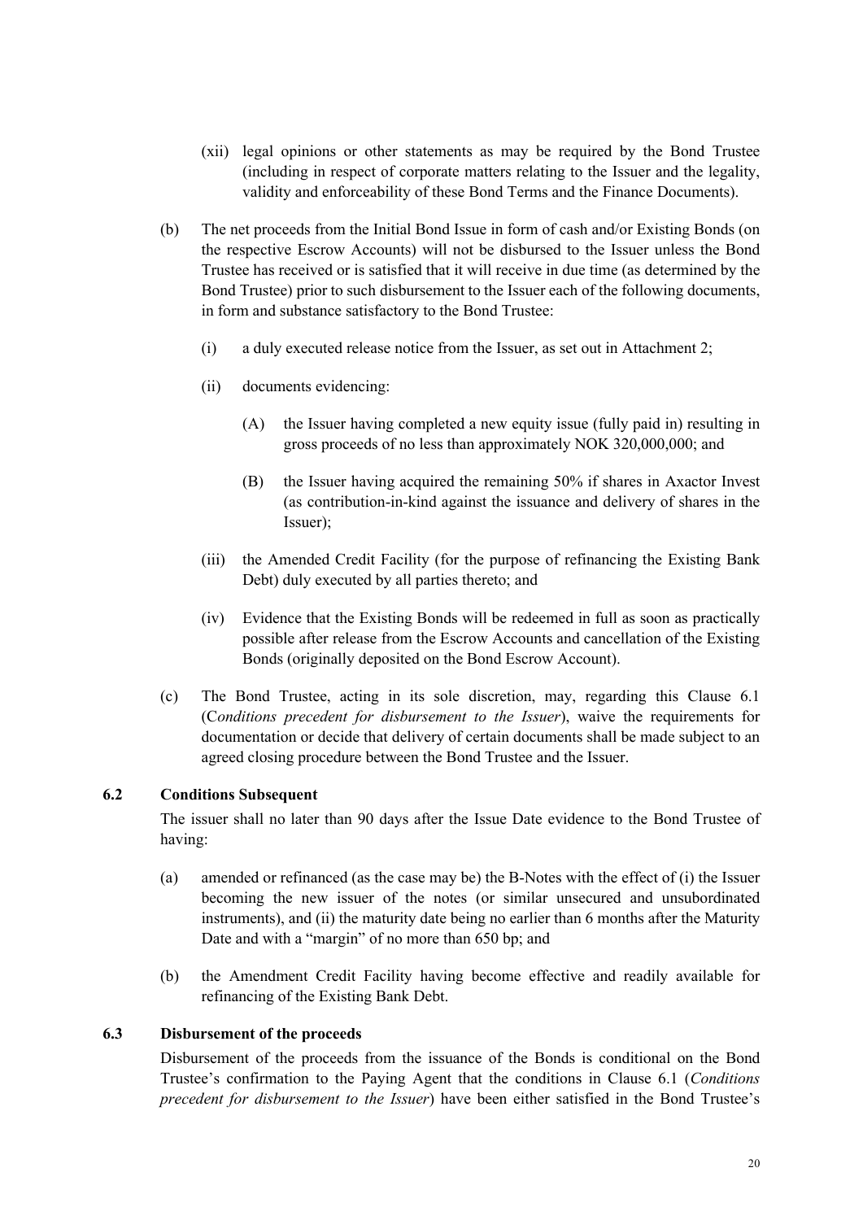(xii) legal opinions or other statements as may be required by the Bond Trustee (including in respect of corporate matters relating to the Issuer and the legality, validity and enforceability of these Bond Terms and the Finance Documents).

(b) The net proceeds from the Initial Bond Issue in form of cash and/or Existing Bonds (on the respective Escrow Accounts) will not be disbursed to the Issuer unless the Bond Trustee has received or is satisfied that it will receive in due time (as determined by the Bond Trustee) prior to such disbursement to the Issuer each of the following documents, in form and substance satisfactory to the Bond Trustee:

(i) a duly executed release notice from the Issuer, as set out in Attachment 2;

(ii) documents evidencing:

(A) the Issuer having completed a new equity issue (fully paid in) resulting in gross proceeds of no less than approximately NOK 320,000,000; and

(B) the Issuer having acquired the remaining 50% if shares in Axactor Invest (as contribution-in-kind against the issuance and delivery of shares in the Issuer);

(iii) the Amended Credit Facility (for the purpose of refinancing the Existing Bank Debt) duly executed by all parties thereto; and

(iv) Evidence that the Existing Bonds will be redeemed in full as soon as practically possible after release from the Escrow Accounts and cancellation of the Existing Bonds (originally deposited on the Bond Escrow Account).

(c) The Bond Trustee, acting in its sole discretion, may, regarding this Clause 6.1 (*Conditions precedent for disbursement to the Issuer*), waive the requirements for documentation or decide that delivery of certain documents shall be made subject to an agreed closing procedure between the Bond Trustee and the Issuer.

### 6.2 Conditions Subsequent

The issuer shall no later than 90 days after the Issue Date evidence to the Bond Trustee of having:

(a) amended or refinanced (as the case may be) the B-Notes with the effect of (i) the Issuer becoming the new issuer of the notes (or similar unsecured and unsubordinated instruments), and (ii) the maturity date being no earlier than 6 months after the Maturity Date and with a "margin" of no more than 650 bp; and

(b) the Amendment Credit Facility having become effective and readily available for refinancing of the Existing Bank Debt.

### 6.3 Disbursement of the proceeds

Disbursement of the proceeds from the issuance of the Bonds is conditional on the Bond Trustee's confirmation to the Paying Agent that the conditions in Clause 6.1 (*Conditions precedent for disbursement to the Issuer*) have been either satisfied in the Bond Trustee's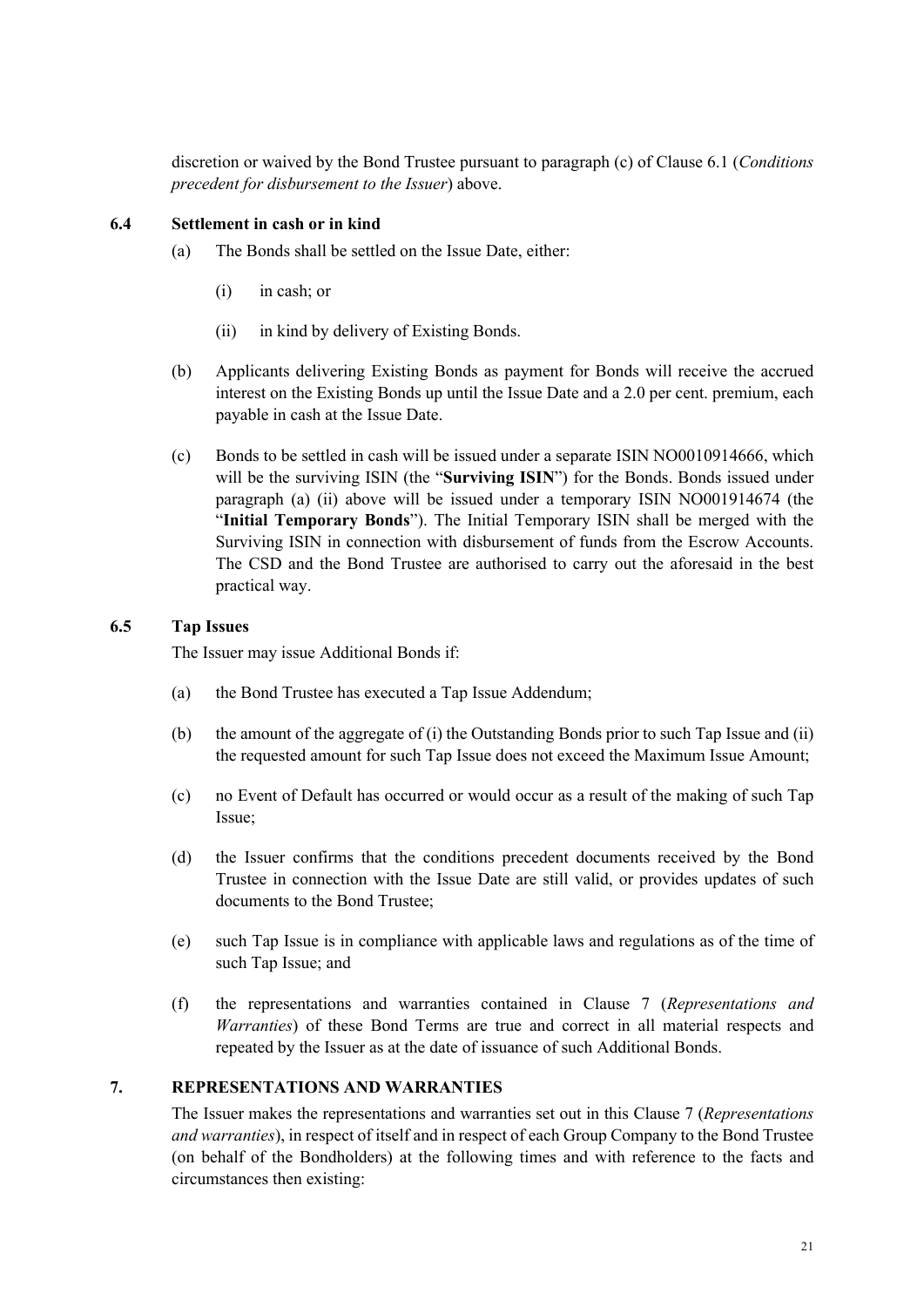discretion or waived by the Bond Trustee pursuant to paragraph (c) of Clause 6.1 (*Conditions precedent for disbursement to the Issuer*) above.

### 6.4 Settlement in cash or in kind

(a) The Bonds shall be settled on the Issue Date, either:

(i) in cash; or

(ii) in kind by delivery of Existing Bonds.

(b) Applicants delivering Existing Bonds as payment for Bonds will receive the accrued interest on the Existing Bonds up until the Issue Date and a 2.0 per cent. premium, each payable in cash at the Issue Date.

(c) Bonds to be settled in cash will be issued under a separate ISIN NO0010914666, which will be the surviving ISIN (the "**Surviving ISIN**") for the Bonds. Bonds issued under paragraph (a) (ii) above will be issued under a temporary ISIN NO001914674 (the "**Initial Temporary Bonds**"). The Initial Temporary ISIN shall be merged with the Surviving ISIN in connection with disbursement of funds from the Escrow Accounts. The CSD and the Bond Trustee are authorised to carry out the aforesaid in the best practical way.

### 6.5 Tap Issues

The Issuer may issue Additional Bonds if:

(a) the Bond Trustee has executed a Tap Issue Addendum;

(b) the amount of the aggregate of (i) the Outstanding Bonds prior to such Tap Issue and (ii) the requested amount for such Tap Issue does not exceed the Maximum Issue Amount;

(c) no Event of Default has occurred or would occur as a result of the making of such Tap Issue;

(d) the Issuer confirms that the conditions precedent documents received by the Bond Trustee in connection with the Issue Date are still valid, or provides updates of such documents to the Bond Trustee;

(e) such Tap Issue is in compliance with applicable laws and regulations as of the time of such Tap Issue; and

(f) the representations and warranties contained in Clause 7 (*Representations and Warranties*) of these Bond Terms are true and correct in all material respects and repeated by the Issuer as at the date of issuance of such Additional Bonds.

## 7. REPRESENTATIONS AND WARRANTIES

The Issuer makes the representations and warranties set out in this Clause 7 (*Representations and warranties*), in respect of itself and in respect of each Group Company to the Bond Trustee (on behalf of the Bondholders) at the following times and with reference to the facts and circumstances then existing: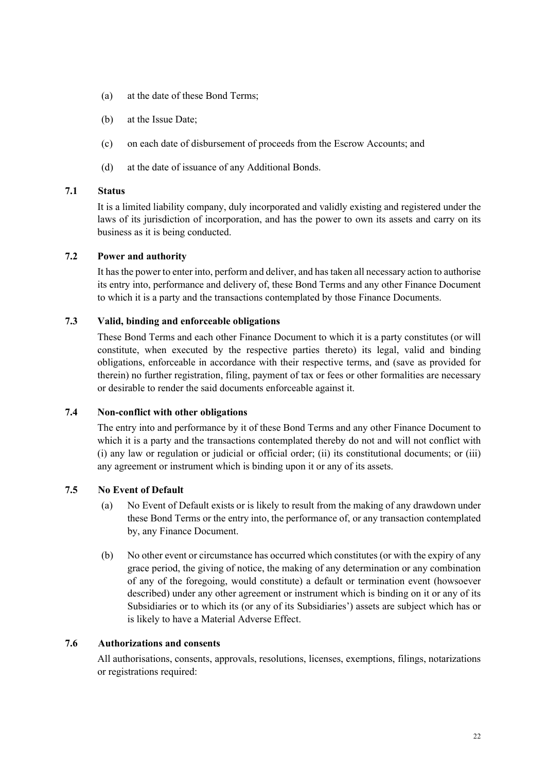(a) at the date of these Bond Terms;

(b) at the Issue Date;

(c) on each date of disbursement of proceeds from the Escrow Accounts; and

(d) at the date of issuance of any Additional Bonds.

### 7.1 Status

It is a limited liability company, duly incorporated and validly existing and registered under the laws of its jurisdiction of incorporation, and has the power to own its assets and carry on its business as it is being conducted.

### 7.2 Power and authority

It has the power to enter into, perform and deliver, and has taken all necessary action to authorise its entry into, performance and delivery of, these Bond Terms and any other Finance Document to which it is a party and the transactions contemplated by those Finance Documents.

### 7.3 Valid, binding and enforceable obligations

These Bond Terms and each other Finance Document to which it is a party constitutes (or will constitute, when executed by the respective parties thereto) its legal, valid and binding obligations, enforceable in accordance with their respective terms, and (save as provided for therein) no further registration, filing, payment of tax or fees or other formalities are necessary or desirable to render the said documents enforceable against it.

### 7.4 Non-conflict with other obligations

The entry into and performance by it of these Bond Terms and any other Finance Document to which it is a party and the transactions contemplated thereby do not and will not conflict with (i) any law or regulation or judicial or official order; (ii) its constitutional documents; or (iii) any agreement or instrument which is binding upon it or any of its assets.

### 7.5 No Event of Default

(a) No Event of Default exists or is likely to result from the making of any drawdown under these Bond Terms or the entry into, the performance of, or any transaction contemplated by, any Finance Document.

(b) No other event or circumstance has occurred which constitutes (or with the expiry of any grace period, the giving of notice, the making of any determination or any combination of any of the foregoing, would constitute) a default or termination event (howsoever described) under any other agreement or instrument which is binding on it or any of its Subsidiaries or to which its (or any of its Subsidiaries') assets are subject which has or is likely to have a Material Adverse Effect.

### 7.6 Authorizations and consents

All authorisations, consents, approvals, resolutions, licenses, exemptions, filings, notarizations or registrations required: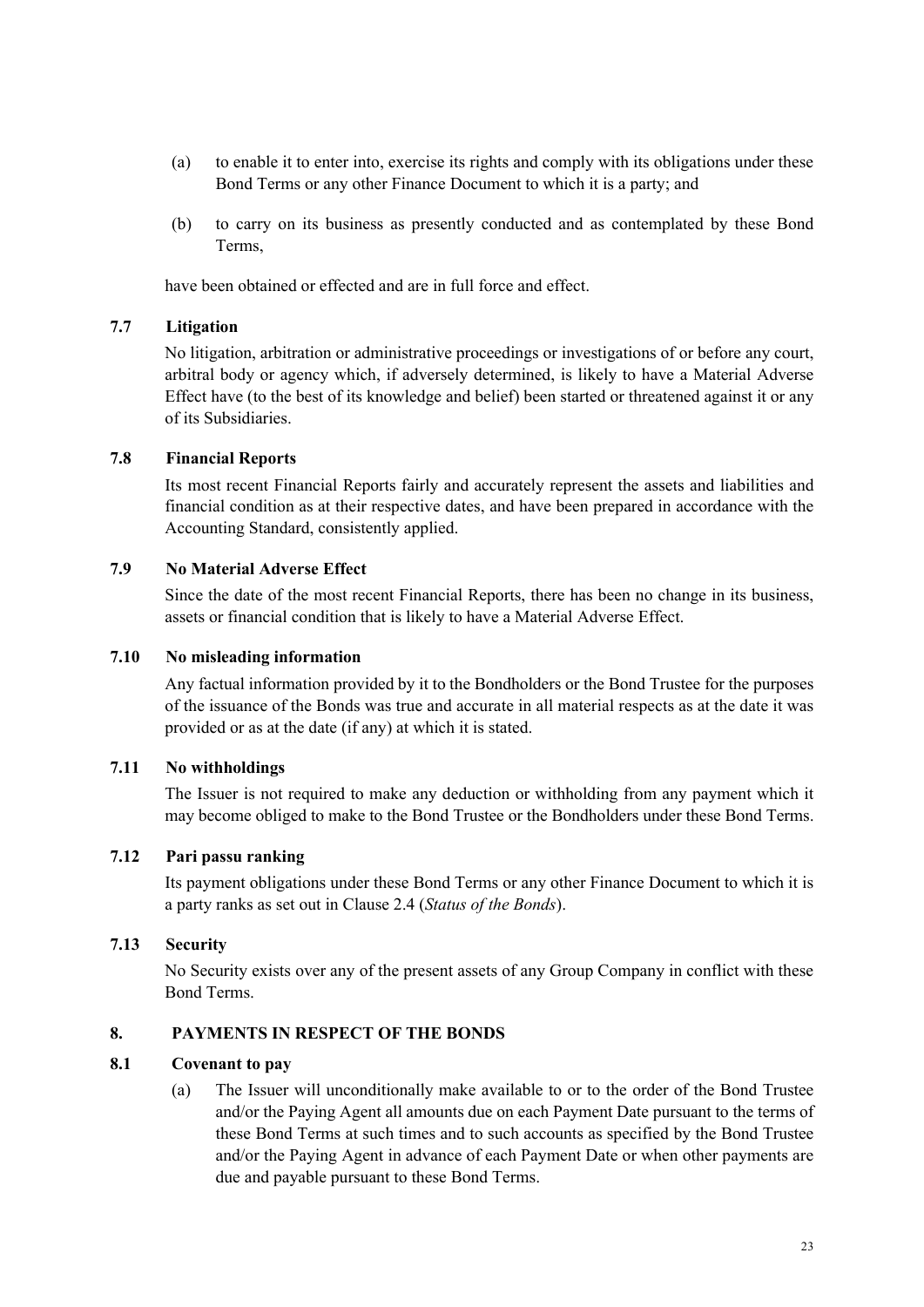(a) to enable it to enter into, exercise its rights and comply with its obligations under these Bond Terms or any other Finance Document to which it is a party; and

(b) to carry on its business as presently conducted and as contemplated by these Bond Terms,

have been obtained or effected and are in full force and effect.

### 7.7 Litigation

No litigation, arbitration or administrative proceedings or investigations of or before any court, arbitral body or agency which, if adversely determined, is likely to have a Material Adverse Effect have (to the best of its knowledge and belief) been started or threatened against it or any of its Subsidiaries.

### 7.8 Financial Reports

Its most recent Financial Reports fairly and accurately represent the assets and liabilities and financial condition as at their respective dates, and have been prepared in accordance with the Accounting Standard, consistently applied.

### 7.9 No Material Adverse Effect

Since the date of the most recent Financial Reports, there has been no change in its business, assets or financial condition that is likely to have a Material Adverse Effect.

### 7.10 No misleading information

Any factual information provided by it to the Bondholders or the Bond Trustee for the purposes of the issuance of the Bonds was true and accurate in all material respects as at the date it was provided or as at the date (if any) at which it is stated.

### 7.11 No withholdings

The Issuer is not required to make any deduction or withholding from any payment which it may become obliged to make to the Bond Trustee or the Bondholders under these Bond Terms.

### 7.12 Pari passu ranking

Its payment obligations under these Bond Terms or any other Finance Document to which it is a party ranks as set out in Clause 2.4 (*Status of the Bonds*).

### 7.13 Security

No Security exists over any of the present assets of any Group Company in conflict with these Bond Terms.

## 8. PAYMENTS IN RESPECT OF THE BONDS

### 8.1 Covenant to pay

(a) The Issuer will unconditionally make available to or to the order of the Bond Trustee and/or the Paying Agent all amounts due on each Payment Date pursuant to the terms of these Bond Terms at such times and to such accounts as specified by the Bond Trustee and/or the Paying Agent in advance of each Payment Date or when other payments are due and payable pursuant to these Bond Terms.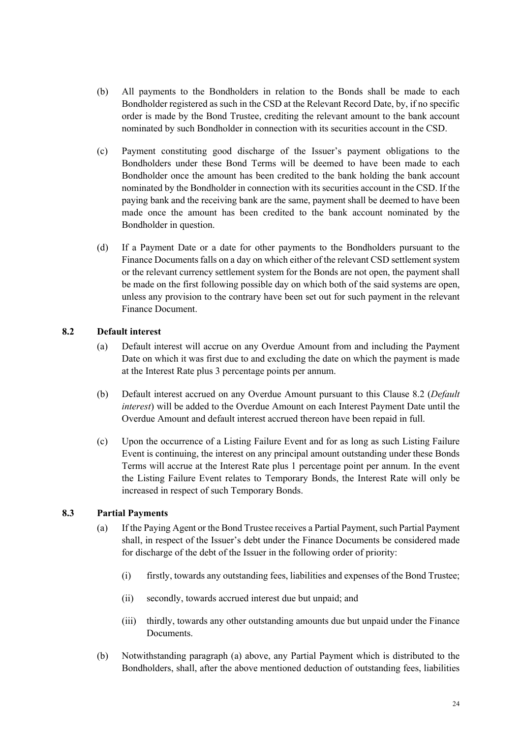(b) All payments to the Bondholders in relation to the Bonds shall be made to each Bondholder registered as such in the CSD at the Relevant Record Date, by, if no specific order is made by the Bond Trustee, crediting the relevant amount to the bank account nominated by such Bondholder in connection with its securities account in the CSD.

(c) Payment constituting good discharge of the Issuer's payment obligations to the Bondholders under these Bond Terms will be deemed to have been made to each Bondholder once the amount has been credited to the bank holding the bank account nominated by the Bondholder in connection with its securities account in the CSD. If the paying bank and the receiving bank are the same, payment shall be deemed to have been made once the amount has been credited to the bank account nominated by the Bondholder in question.

(d) If a Payment Date or a date for other payments to the Bondholders pursuant to the Finance Documents falls on a day on which either of the relevant CSD settlement system or the relevant currency settlement system for the Bonds are not open, the payment shall be made on the first following possible day on which both of the said systems are open, unless any provision to the contrary have been set out for such payment in the relevant Finance Document.

### 8.2 Default interest

(a) Default interest will accrue on any Overdue Amount from and including the Payment Date on which it was first due to and excluding the date on which the payment is made at the Interest Rate plus 3 percentage points per annum.

(b) Default interest accrued on any Overdue Amount pursuant to this Clause 8.2 (*Default interest*) will be added to the Overdue Amount on each Interest Payment Date until the Overdue Amount and default interest accrued thereon have been repaid in full.

(c) Upon the occurrence of a Listing Failure Event and for as long as such Listing Failure Event is continuing, the interest on any principal amount outstanding under these Bonds Terms will accrue at the Interest Rate plus 1 percentage point per annum. In the event the Listing Failure Event relates to Temporary Bonds, the Interest Rate will only be increased in respect of such Temporary Bonds.

### 8.3 Partial Payments

(a) If the Paying Agent or the Bond Trustee receives a Partial Payment, such Partial Payment shall, in respect of the Issuer's debt under the Finance Documents be considered made for discharge of the debt of the Issuer in the following order of priority:

  (i) firstly, towards any outstanding fees, liabilities and expenses of the Bond Trustee;

  (ii) secondly, towards accrued interest due but unpaid; and

  (iii) thirdly, towards any other outstanding amounts due but unpaid under the Finance Documents.

(b) Notwithstanding paragraph (a) above, any Partial Payment which is distributed to the Bondholders, shall, after the above mentioned deduction of outstanding fees, liabilities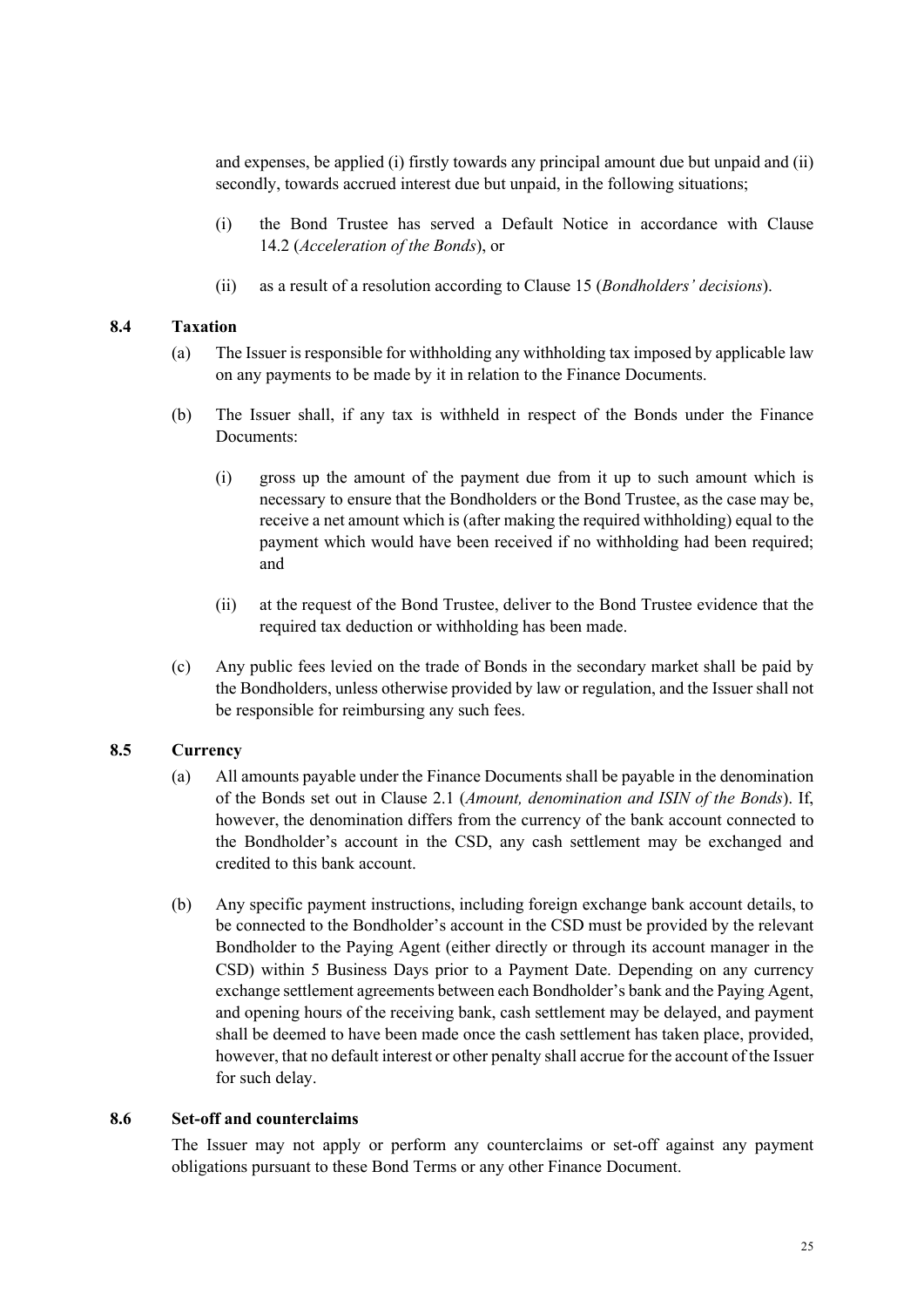and expenses, be applied (i) firstly towards any principal amount due but unpaid and (ii) secondly, towards accrued interest due but unpaid, in the following situations;

(i) the Bond Trustee has served a Default Notice in accordance with Clause 14.2 (*Acceleration of the Bonds*), or

(ii) as a result of a resolution according to Clause 15 (*Bondholders' decisions*).

### 8.4 Taxation

(a) The Issuer is responsible for withholding any withholding tax imposed by applicable law on any payments to be made by it in relation to the Finance Documents.

(b) The Issuer shall, if any tax is withheld in respect of the Bonds under the Finance Documents:

(i) gross up the amount of the payment due from it up to such amount which is necessary to ensure that the Bondholders or the Bond Trustee, as the case may be, receive a net amount which is (after making the required withholding) equal to the payment which would have been received if no withholding had been required; and

(ii) at the request of the Bond Trustee, deliver to the Bond Trustee evidence that the required tax deduction or withholding has been made.

(c) Any public fees levied on the trade of Bonds in the secondary market shall be paid by the Bondholders, unless otherwise provided by law or regulation, and the Issuer shall not be responsible for reimbursing any such fees.

### 8.5 Currency

(a) All amounts payable under the Finance Documents shall be payable in the denomination of the Bonds set out in Clause 2.1 (*Amount, denomination and ISIN of the Bonds*). If, however, the denomination differs from the currency of the bank account connected to the Bondholder's account in the CSD, any cash settlement may be exchanged and credited to this bank account.

(b) Any specific payment instructions, including foreign exchange bank account details, to be connected to the Bondholder's account in the CSD must be provided by the relevant Bondholder to the Paying Agent (either directly or through its account manager in the CSD) within 5 Business Days prior to a Payment Date. Depending on any currency exchange settlement agreements between each Bondholder's bank and the Paying Agent, and opening hours of the receiving bank, cash settlement may be delayed, and payment shall be deemed to have been made once the cash settlement has taken place, provided, however, that no default interest or other penalty shall accrue for the account of the Issuer for such delay.

### 8.6 Set-off and counterclaims

The Issuer may not apply or perform any counterclaims or set-off against any payment obligations pursuant to these Bond Terms or any other Finance Document.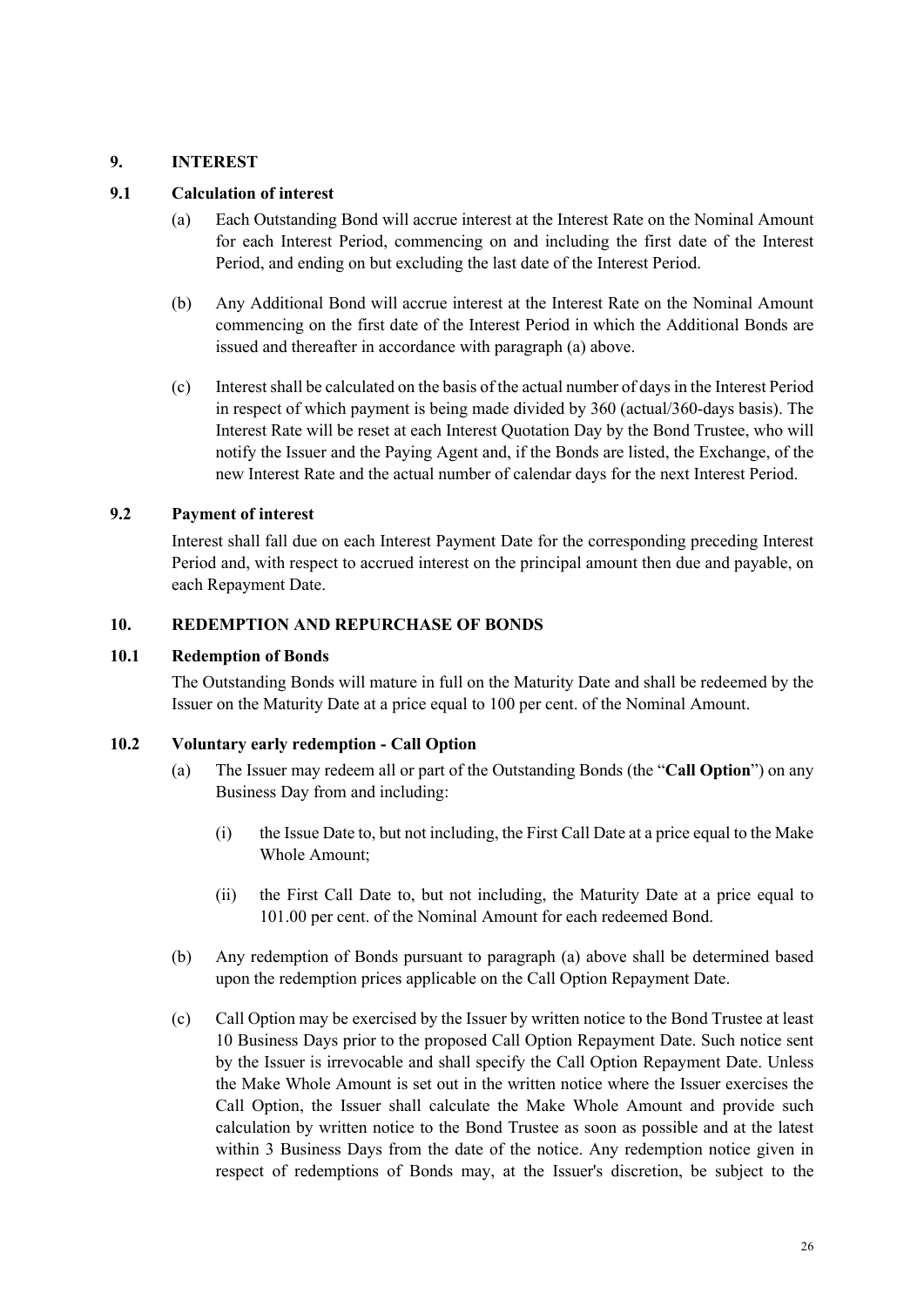## 9. INTEREST

### 9.1 Calculation of interest

(a) Each Outstanding Bond will accrue interest at the Interest Rate on the Nominal Amount for each Interest Period, commencing on and including the first date of the Interest Period, and ending on but excluding the last date of the Interest Period.

(b) Any Additional Bond will accrue interest at the Interest Rate on the Nominal Amount commencing on the first date of the Interest Period in which the Additional Bonds are issued and thereafter in accordance with paragraph (a) above.

(c) Interest shall be calculated on the basis of the actual number of days in the Interest Period in respect of which payment is being made divided by 360 (actual/360-days basis). The Interest Rate will be reset at each Interest Quotation Day by the Bond Trustee, who will notify the Issuer and the Paying Agent and, if the Bonds are listed, the Exchange, of the new Interest Rate and the actual number of calendar days for the next Interest Period.

### 9.2 Payment of interest

Interest shall fall due on each Interest Payment Date for the corresponding preceding Interest Period and, with respect to accrued interest on the principal amount then due and payable, on each Repayment Date.

## 10. REDEMPTION AND REPURCHASE OF BONDS

### 10.1 Redemption of Bonds

The Outstanding Bonds will mature in full on the Maturity Date and shall be redeemed by the Issuer on the Maturity Date at a price equal to 100 per cent. of the Nominal Amount.

### 10.2 Voluntary early redemption - Call Option

(a) The Issuer may redeem all or part of the Outstanding Bonds (the "**Call Option**") on any Business Day from and including:

(i) the Issue Date to, but not including, the First Call Date at a price equal to the Make Whole Amount;

(ii) the First Call Date to, but not including, the Maturity Date at a price equal to 101.00 per cent. of the Nominal Amount for each redeemed Bond.

(b) Any redemption of Bonds pursuant to paragraph (a) above shall be determined based upon the redemption prices applicable on the Call Option Repayment Date.

(c) Call Option may be exercised by the Issuer by written notice to the Bond Trustee at least 10 Business Days prior to the proposed Call Option Repayment Date. Such notice sent by the Issuer is irrevocable and shall specify the Call Option Repayment Date. Unless the Make Whole Amount is set out in the written notice where the Issuer exercises the Call Option, the Issuer shall calculate the Make Whole Amount and provide such calculation by written notice to the Bond Trustee as soon as possible and at the latest within 3 Business Days from the date of the notice. Any redemption notice given in respect of redemptions of Bonds may, at the Issuer's discretion, be subject to the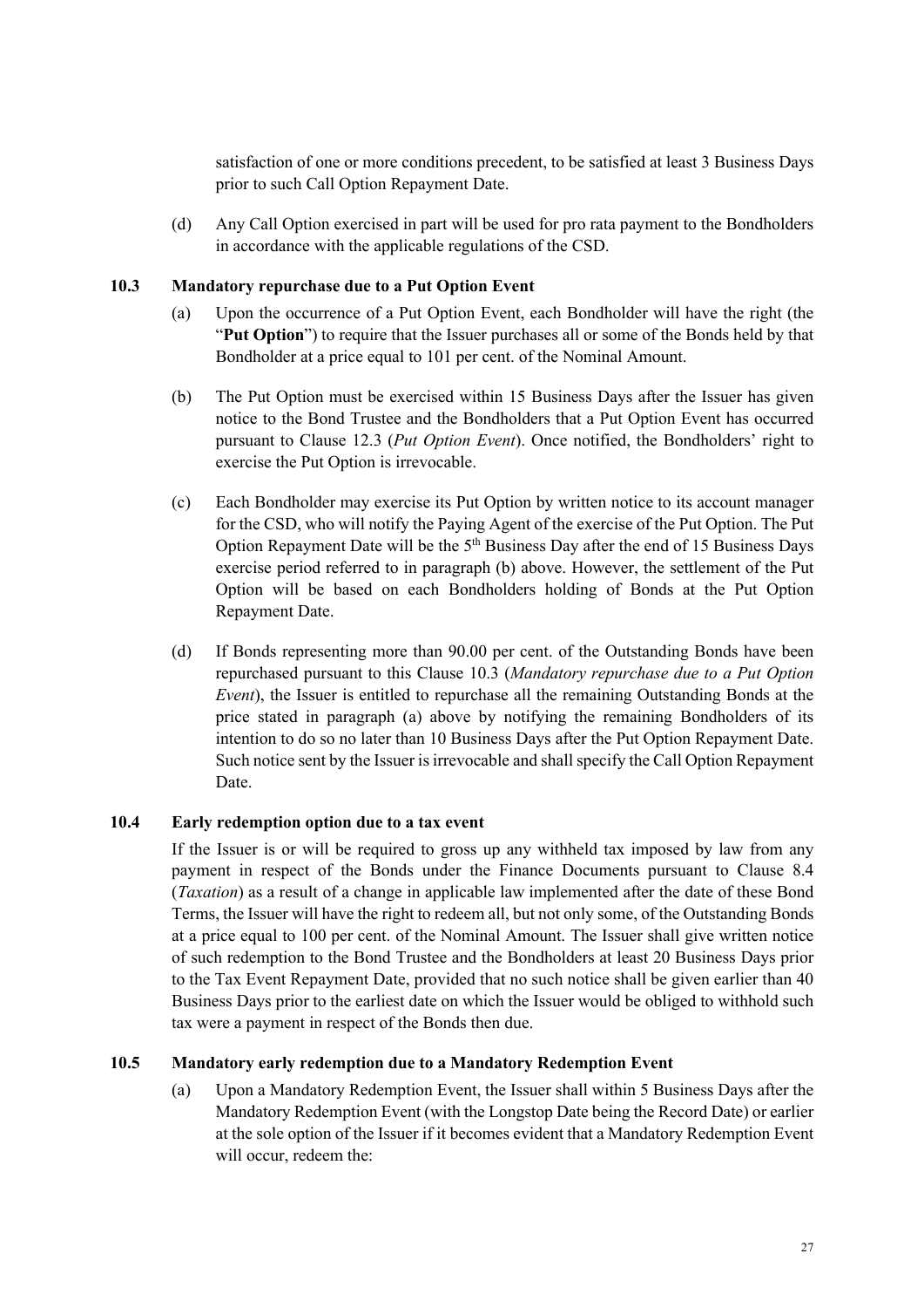satisfaction of one or more conditions precedent, to be satisfied at least 3 Business Days prior to such Call Option Repayment Date.

(d) Any Call Option exercised in part will be used for pro rata payment to the Bondholders in accordance with the applicable regulations of the CSD.

### 10.3 Mandatory repurchase due to a Put Option Event

(a) Upon the occurrence of a Put Option Event, each Bondholder will have the right (the "**Put Option**") to require that the Issuer purchases all or some of the Bonds held by that Bondholder at a price equal to 101 per cent. of the Nominal Amount.

(b) The Put Option must be exercised within 15 Business Days after the Issuer has given notice to the Bond Trustee and the Bondholders that a Put Option Event has occurred pursuant to Clause 12.3 (*Put Option Event*). Once notified, the Bondholders' right to exercise the Put Option is irrevocable.

(c) Each Bondholder may exercise its Put Option by written notice to its account manager for the CSD, who will notify the Paying Agent of the exercise of the Put Option. The Put Option Repayment Date will be the 5th Business Day after the end of 15 Business Days exercise period referred to in paragraph (b) above. However, the settlement of the Put Option will be based on each Bondholders holding of Bonds at the Put Option Repayment Date.

(d) If Bonds representing more than 90.00 per cent. of the Outstanding Bonds have been repurchased pursuant to this Clause 10.3 (*Mandatory repurchase due to a Put Option Event*), the Issuer is entitled to repurchase all the remaining Outstanding Bonds at the price stated in paragraph (a) above by notifying the remaining Bondholders of its intention to do so no later than 10 Business Days after the Put Option Repayment Date. Such notice sent by the Issuer is irrevocable and shall specify the Call Option Repayment Date.

### 10.4 Early redemption option due to a tax event

If the Issuer is or will be required to gross up any withheld tax imposed by law from any payment in respect of the Bonds under the Finance Documents pursuant to Clause 8.4 (*Taxation*) as a result of a change in applicable law implemented after the date of these Bond Terms, the Issuer will have the right to redeem all, but not only some, of the Outstanding Bonds at a price equal to 100 per cent. of the Nominal Amount. The Issuer shall give written notice of such redemption to the Bond Trustee and the Bondholders at least 20 Business Days prior to the Tax Event Repayment Date, provided that no such notice shall be given earlier than 40 Business Days prior to the earliest date on which the Issuer would be obliged to withhold such tax were a payment in respect of the Bonds then due.

### 10.5 Mandatory early redemption due to a Mandatory Redemption Event

(a) Upon a Mandatory Redemption Event, the Issuer shall within 5 Business Days after the Mandatory Redemption Event (with the Longstop Date being the Record Date) or earlier at the sole option of the Issuer if it becomes evident that a Mandatory Redemption Event will occur, redeem the: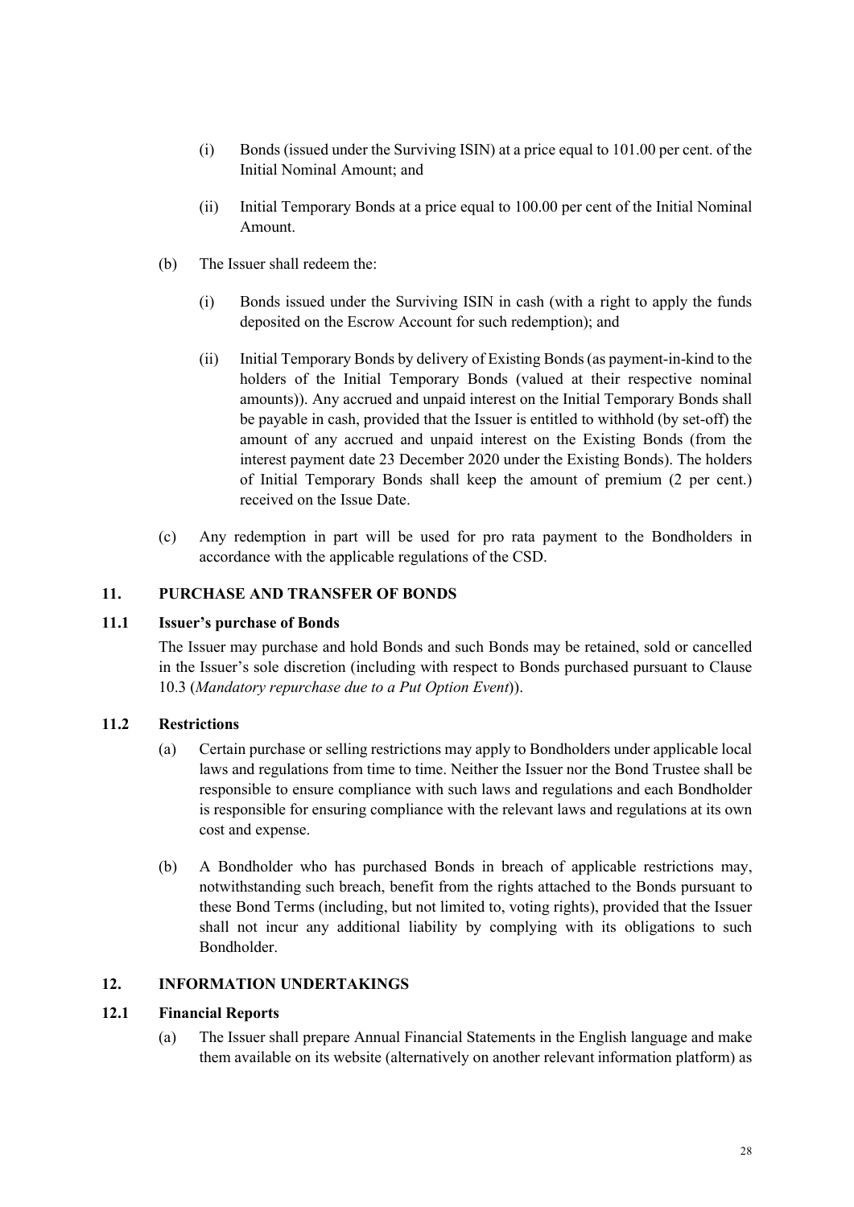(i) Bonds (issued under the Surviving ISIN) at a price equal to 101.00 per cent. of the Initial Nominal Amount; and

(ii) Initial Temporary Bonds at a price equal to 100.00 per cent of the Initial Nominal Amount.

(b) The Issuer shall redeem the:

(i) Bonds issued under the Surviving ISIN in cash (with a right to apply the funds deposited on the Escrow Account for such redemption); and

(ii) Initial Temporary Bonds by delivery of Existing Bonds (as payment-in-kind to the holders of the Initial Temporary Bonds (valued at their respective nominal amounts)). Any accrued and unpaid interest on the Initial Temporary Bonds shall be payable in cash, provided that the Issuer is entitled to withhold (by set-off) the amount of any accrued and unpaid interest on the Existing Bonds (from the interest payment date 23 December 2020 under the Existing Bonds). The holders of Initial Temporary Bonds shall keep the amount of premium (2 per cent.) received on the Issue Date.

(c) Any redemption in part will be used for pro rata payment to the Bondholders in accordance with the applicable regulations of the CSD.

## 11. PURCHASE AND TRANSFER OF BONDS

### 11.1 Issuer's purchase of Bonds

The Issuer may purchase and hold Bonds and such Bonds may be retained, sold or cancelled in the Issuer's sole discretion (including with respect to Bonds purchased pursuant to Clause 10.3 (*Mandatory repurchase due to a Put Option Event*)).

### 11.2 Restrictions

(a) Certain purchase or selling restrictions may apply to Bondholders under applicable local laws and regulations from time to time. Neither the Issuer nor the Bond Trustee shall be responsible to ensure compliance with such laws and regulations and each Bondholder is responsible for ensuring compliance with the relevant laws and regulations at its own cost and expense.

(b) A Bondholder who has purchased Bonds in breach of applicable restrictions may, notwithstanding such breach, benefit from the rights attached to the Bonds pursuant to these Bond Terms (including, but not limited to, voting rights), provided that the Issuer shall not incur any additional liability by complying with its obligations to such Bondholder.

## 12. INFORMATION UNDERTAKINGS

### 12.1 Financial Reports

(a) The Issuer shall prepare Annual Financial Statements in the English language and make them available on its website (alternatively on another relevant information platform) as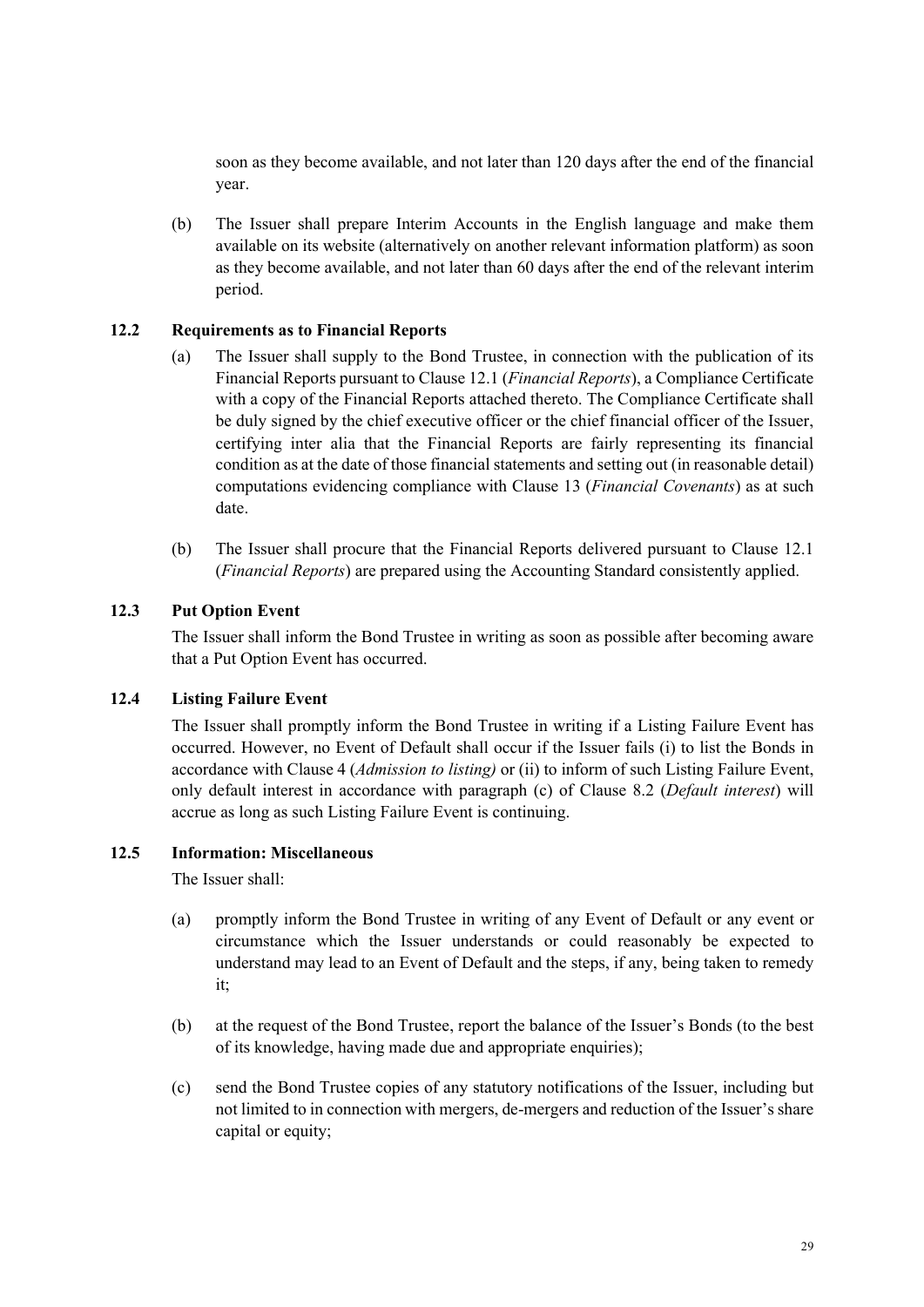soon as they become available, and not later than 120 days after the end of the financial year.

(b) The Issuer shall prepare Interim Accounts in the English language and make them available on its website (alternatively on another relevant information platform) as soon as they become available, and not later than 60 days after the end of the relevant interim period.

### 12.2 Requirements as to Financial Reports

(a) The Issuer shall supply to the Bond Trustee, in connection with the publication of its Financial Reports pursuant to Clause 12.1 (*Financial Reports*), a Compliance Certificate with a copy of the Financial Reports attached thereto. The Compliance Certificate shall be duly signed by the chief executive officer or the chief financial officer of the Issuer, certifying inter alia that the Financial Reports are fairly representing its financial condition as at the date of those financial statements and setting out (in reasonable detail) computations evidencing compliance with Clause 13 (*Financial Covenants*) as at such date.

(b) The Issuer shall procure that the Financial Reports delivered pursuant to Clause 12.1 (*Financial Reports*) are prepared using the Accounting Standard consistently applied.

### 12.3 Put Option Event

The Issuer shall inform the Bond Trustee in writing as soon as possible after becoming aware that a Put Option Event has occurred.

### 12.4 Listing Failure Event

The Issuer shall promptly inform the Bond Trustee in writing if a Listing Failure Event has occurred. However, no Event of Default shall occur if the Issuer fails (i) to list the Bonds in accordance with Clause 4 (*Admission to listing)* or (ii) to inform of such Listing Failure Event, only default interest in accordance with paragraph (c) of Clause 8.2 (*Default interest*) will accrue as long as such Listing Failure Event is continuing.

### 12.5 Information: Miscellaneous

The Issuer shall:

(a) promptly inform the Bond Trustee in writing of any Event of Default or any event or circumstance which the Issuer understands or could reasonably be expected to understand may lead to an Event of Default and the steps, if any, being taken to remedy it;

(b) at the request of the Bond Trustee, report the balance of the Issuer's Bonds (to the best of its knowledge, having made due and appropriate enquiries);

(c) send the Bond Trustee copies of any statutory notifications of the Issuer, including but not limited to in connection with mergers, de-mergers and reduction of the Issuer's share capital or equity;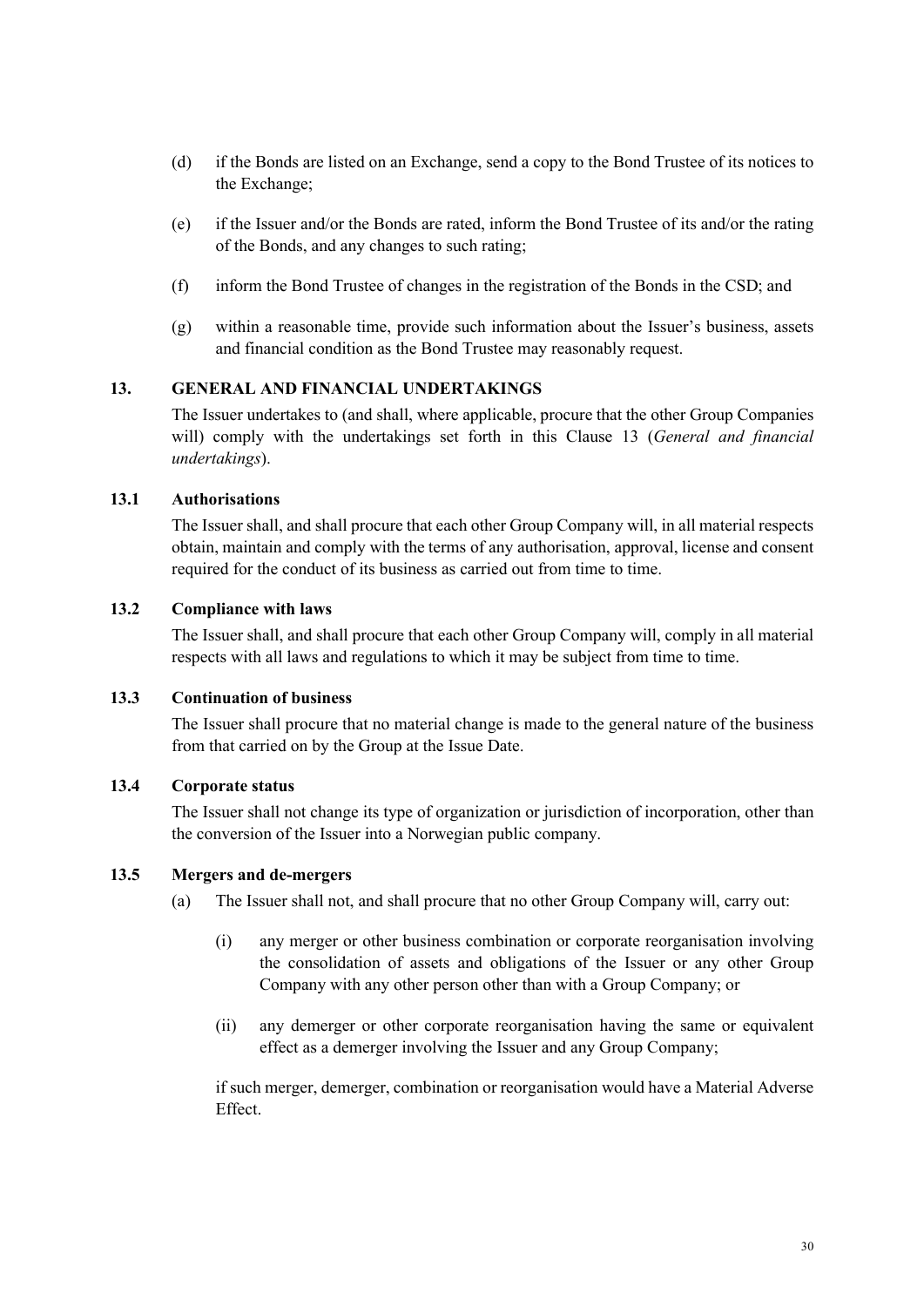(d) if the Bonds are listed on an Exchange, send a copy to the Bond Trustee of its notices to the Exchange;

(e) if the Issuer and/or the Bonds are rated, inform the Bond Trustee of its and/or the rating of the Bonds, and any changes to such rating;

(f) inform the Bond Trustee of changes in the registration of the Bonds in the CSD; and

(g) within a reasonable time, provide such information about the Issuer's business, assets and financial condition as the Bond Trustee may reasonably request.

## 13. GENERAL AND FINANCIAL UNDERTAKINGS

The Issuer undertakes to (and shall, where applicable, procure that the other Group Companies will) comply with the undertakings set forth in this Clause 13 (*General and financial undertakings*).

### 13.1 Authorisations

The Issuer shall, and shall procure that each other Group Company will, in all material respects obtain, maintain and comply with the terms of any authorisation, approval, license and consent required for the conduct of its business as carried out from time to time.

### 13.2 Compliance with laws

The Issuer shall, and shall procure that each other Group Company will, comply in all material respects with all laws and regulations to which it may be subject from time to time.

### 13.3 Continuation of business

The Issuer shall procure that no material change is made to the general nature of the business from that carried on by the Group at the Issue Date.

### 13.4 Corporate status

The Issuer shall not change its type of organization or jurisdiction of incorporation, other than the conversion of the Issuer into a Norwegian public company.

### 13.5 Mergers and de-mergers

(a) The Issuer shall not, and shall procure that no other Group Company will, carry out:

(i) any merger or other business combination or corporate reorganisation involving the consolidation of assets and obligations of the Issuer or any other Group Company with any other person other than with a Group Company; or

(ii) any demerger or other corporate reorganisation having the same or equivalent effect as a demerger involving the Issuer and any Group Company;

if such merger, demerger, combination or reorganisation would have a Material Adverse Effect.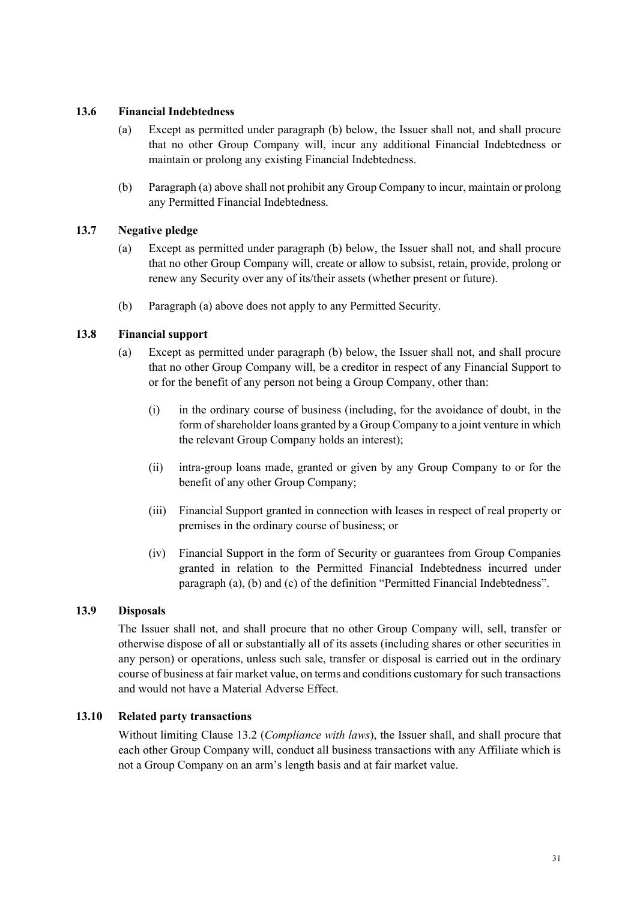### 13.6 Financial Indebtedness

(a) Except as permitted under paragraph (b) below, the Issuer shall not, and shall procure that no other Group Company will, incur any additional Financial Indebtedness or maintain or prolong any existing Financial Indebtedness.

(b) Paragraph (a) above shall not prohibit any Group Company to incur, maintain or prolong any Permitted Financial Indebtedness.

### 13.7 Negative pledge

(a) Except as permitted under paragraph (b) below, the Issuer shall not, and shall procure that no other Group Company will, create or allow to subsist, retain, provide, prolong or renew any Security over any of its/their assets (whether present or future).

(b) Paragraph (a) above does not apply to any Permitted Security.

### 13.8 Financial support

(a) Except as permitted under paragraph (b) below, the Issuer shall not, and shall procure that no other Group Company will, be a creditor in respect of any Financial Support to or for the benefit of any person not being a Group Company, other than:

(i) in the ordinary course of business (including, for the avoidance of doubt, in the form of shareholder loans granted by a Group Company to a joint venture in which the relevant Group Company holds an interest);

(ii) intra-group loans made, granted or given by any Group Company to or for the benefit of any other Group Company;

(iii) Financial Support granted in connection with leases in respect of real property or premises in the ordinary course of business; or

(iv) Financial Support in the form of Security or guarantees from Group Companies granted in relation to the Permitted Financial Indebtedness incurred under paragraph (a), (b) and (c) of the definition "Permitted Financial Indebtedness".

### 13.9 Disposals

The Issuer shall not, and shall procure that no other Group Company will, sell, transfer or otherwise dispose of all or substantially all of its assets (including shares or other securities in any person) or operations, unless such sale, transfer or disposal is carried out in the ordinary course of business at fair market value, on terms and conditions customary for such transactions and would not have a Material Adverse Effect.

### 13.10 Related party transactions

Without limiting Clause 13.2 (*Compliance with laws*), the Issuer shall, and shall procure that each other Group Company will, conduct all business transactions with any Affiliate which is not a Group Company on an arm's length basis and at fair market value.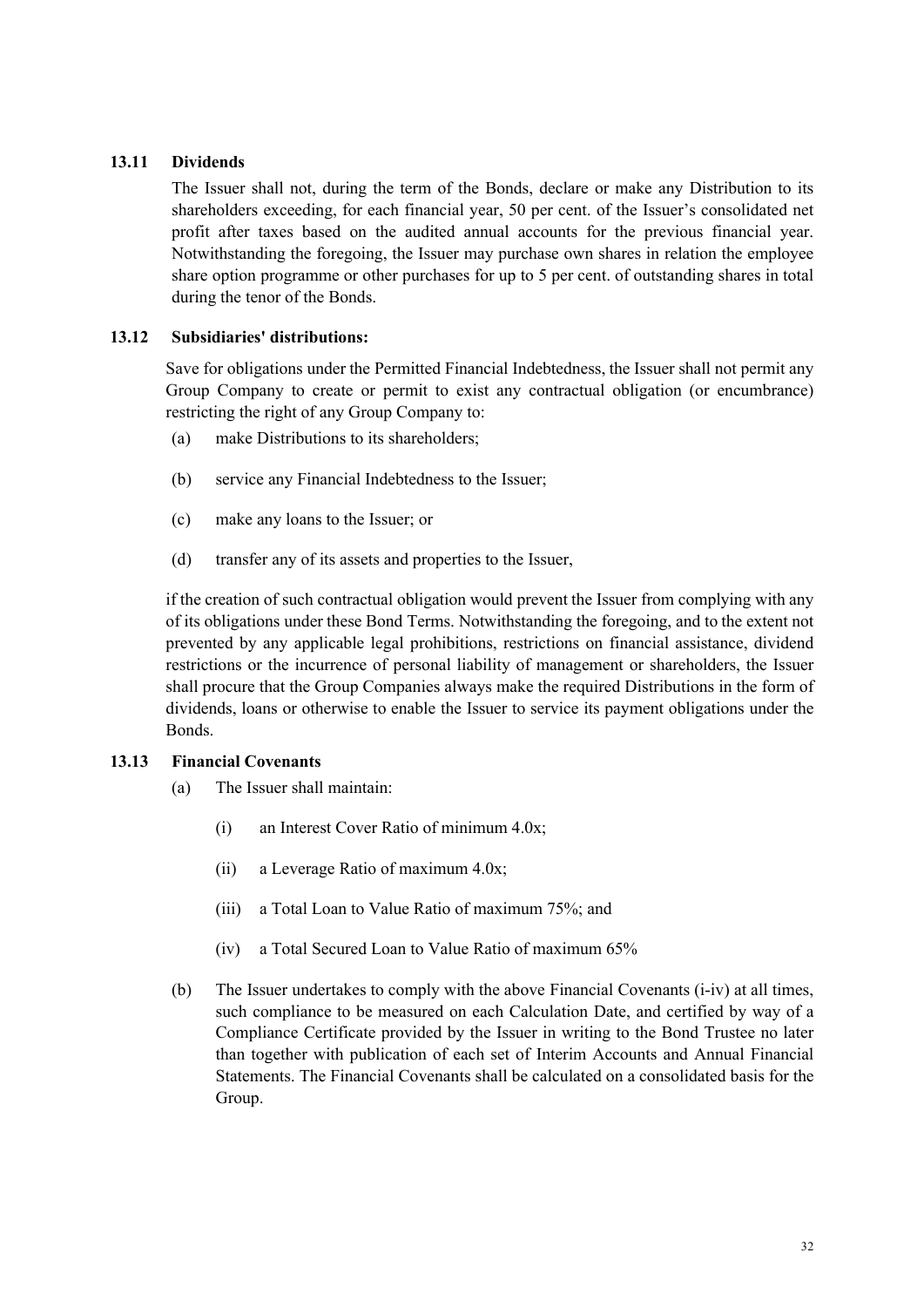### 13.11 Dividends

The Issuer shall not, during the term of the Bonds, declare or make any Distribution to its shareholders exceeding, for each financial year, 50 per cent. of the Issuer's consolidated net profit after taxes based on the audited annual accounts for the previous financial year. Notwithstanding the foregoing, the Issuer may purchase own shares in relation the employee share option programme or other purchases for up to 5 per cent. of outstanding shares in total during the tenor of the Bonds.

### 13.12 Subsidiaries' distributions:

Save for obligations under the Permitted Financial Indebtedness, the Issuer shall not permit any Group Company to create or permit to exist any contractual obligation (or encumbrance) restricting the right of any Group Company to:

(a) make Distributions to its shareholders;

(b) service any Financial Indebtedness to the Issuer;

(c) make any loans to the Issuer; or

(d) transfer any of its assets and properties to the Issuer,

if the creation of such contractual obligation would prevent the Issuer from complying with any of its obligations under these Bond Terms. Notwithstanding the foregoing, and to the extent not prevented by any applicable legal prohibitions, restrictions on financial assistance, dividend restrictions or the incurrence of personal liability of management or shareholders, the Issuer shall procure that the Group Companies always make the required Distributions in the form of dividends, loans or otherwise to enable the Issuer to service its payment obligations under the Bonds.

### 13.13 Financial Covenants

(a) The Issuer shall maintain:

  (i) an Interest Cover Ratio of minimum 4.0x;

  (ii) a Leverage Ratio of maximum 4.0x;

  (iii) a Total Loan to Value Ratio of maximum 75%; and

  (iv) a Total Secured Loan to Value Ratio of maximum 65%

(b) The Issuer undertakes to comply with the above Financial Covenants (i-iv) at all times, such compliance to be measured on each Calculation Date, and certified by way of a Compliance Certificate provided by the Issuer in writing to the Bond Trustee no later than together with publication of each set of Interim Accounts and Annual Financial Statements. The Financial Covenants shall be calculated on a consolidated basis for the Group.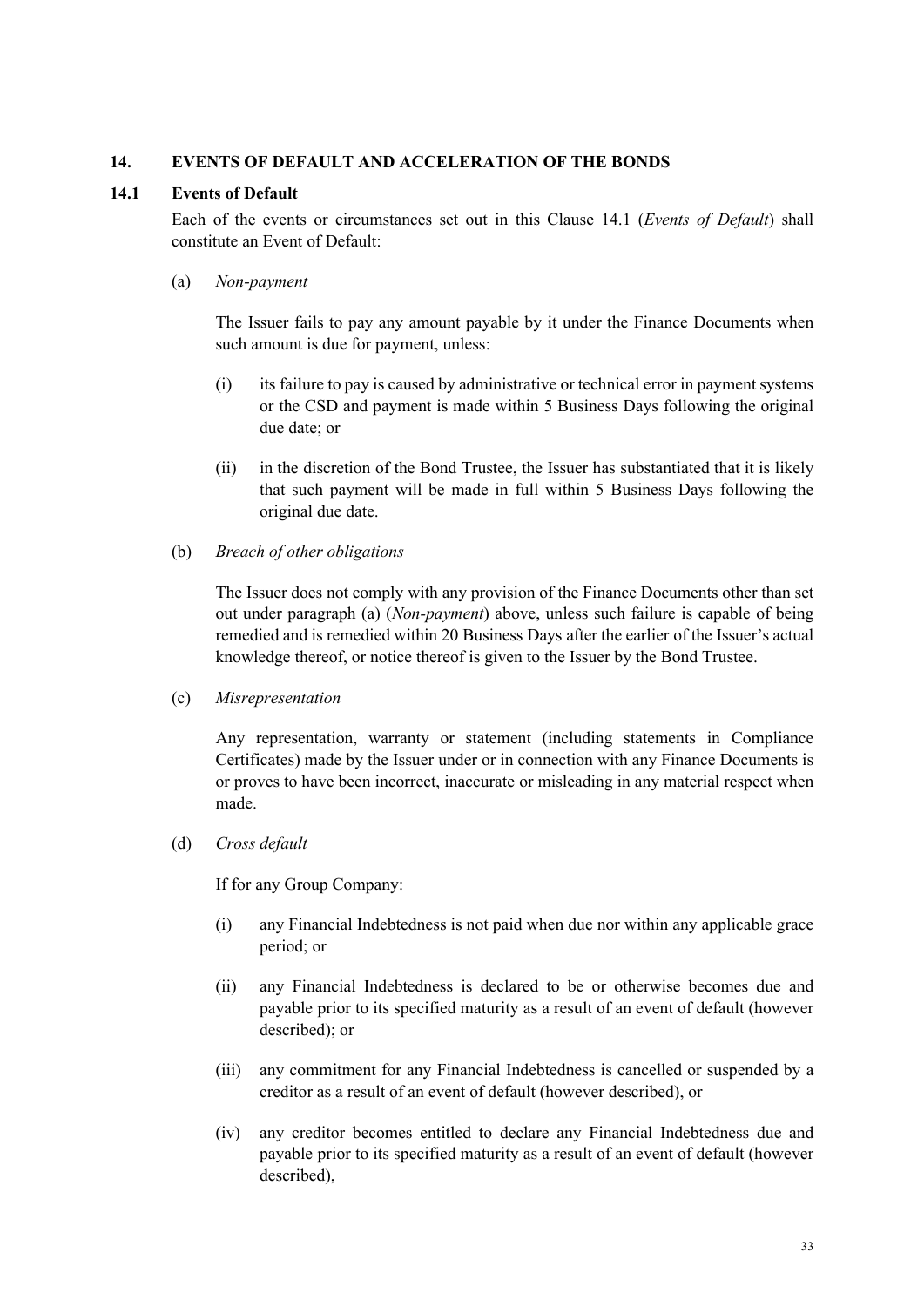## 14. EVENTS OF DEFAULT AND ACCELERATION OF THE BONDS

### 14.1 Events of Default

Each of the events or circumstances set out in this Clause 14.1 (*Events of Default*) shall constitute an Event of Default:

(a) *Non-payment*

The Issuer fails to pay any amount payable by it under the Finance Documents when such amount is due for payment, unless:

(i) its failure to pay is caused by administrative or technical error in payment systems or the CSD and payment is made within 5 Business Days following the original due date; or

(ii) in the discretion of the Bond Trustee, the Issuer has substantiated that it is likely that such payment will be made in full within 5 Business Days following the original due date.

(b) *Breach of other obligations*

The Issuer does not comply with any provision of the Finance Documents other than set out under paragraph (a) (*Non-payment*) above, unless such failure is capable of being remedied and is remedied within 20 Business Days after the earlier of the Issuer's actual knowledge thereof, or notice thereof is given to the Issuer by the Bond Trustee.

(c) *Misrepresentation*

Any representation, warranty or statement (including statements in Compliance Certificates) made by the Issuer under or in connection with any Finance Documents is or proves to have been incorrect, inaccurate or misleading in any material respect when made.

(d) *Cross default*

If for any Group Company:

(i) any Financial Indebtedness is not paid when due nor within any applicable grace period; or

(ii) any Financial Indebtedness is declared to be or otherwise becomes due and payable prior to its specified maturity as a result of an event of default (however described); or

(iii) any commitment for any Financial Indebtedness is cancelled or suspended by a creditor as a result of an event of default (however described), or

(iv) any creditor becomes entitled to declare any Financial Indebtedness due and payable prior to its specified maturity as a result of an event of default (however described),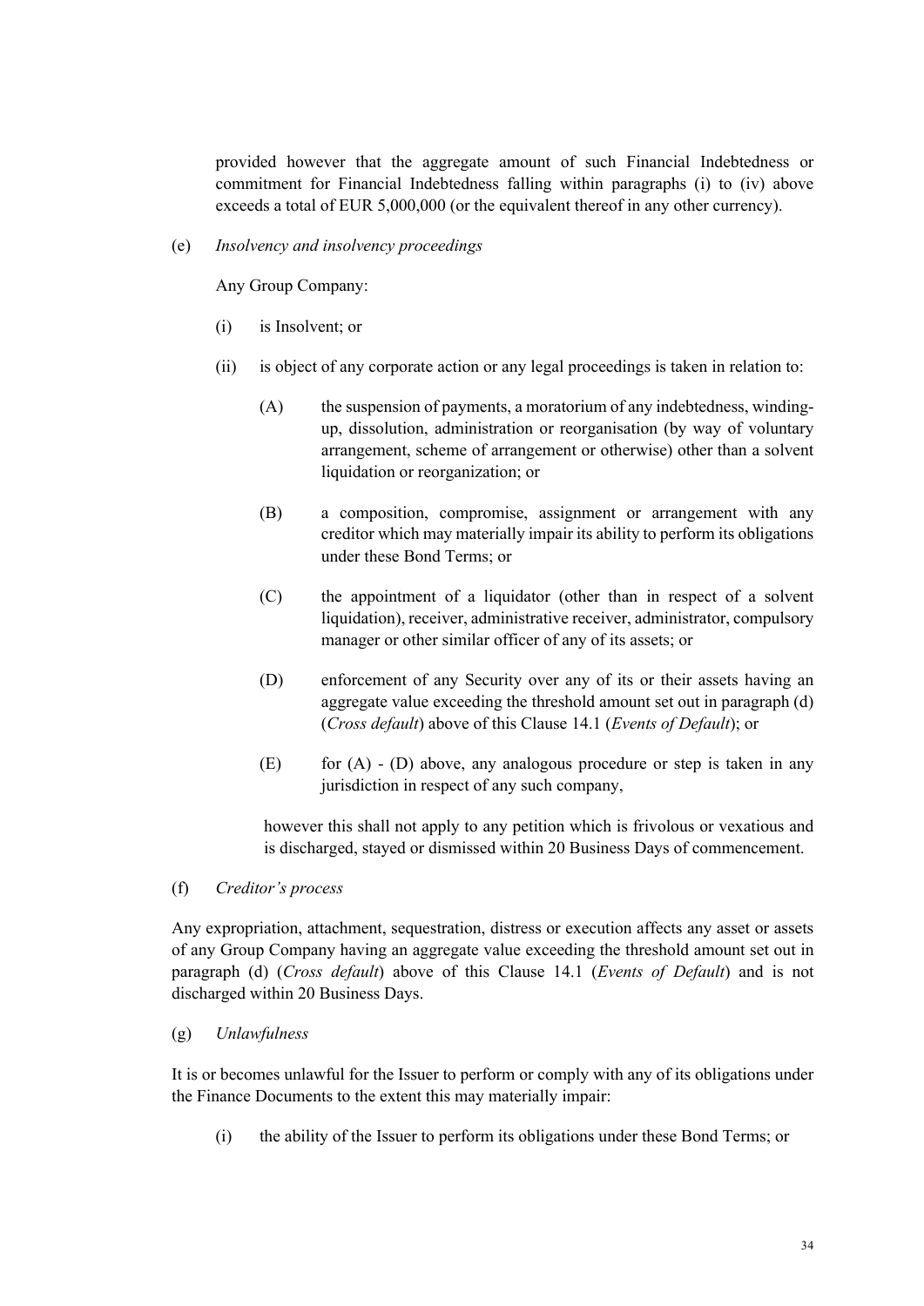provided however that the aggregate amount of such Financial Indebtedness or commitment for Financial Indebtedness falling within paragraphs (i) to (iv) above exceeds a total of EUR 5,000,000 (or the equivalent thereof in any other currency).

(e) *Insolvency and insolvency proceedings*

Any Group Company:

(i) is Insolvent; or

(ii) is object of any corporate action or any legal proceedings is taken in relation to:

(A) the suspension of payments, a moratorium of any indebtedness, winding-up, dissolution, administration or reorganisation (by way of voluntary arrangement, scheme of arrangement or otherwise) other than a solvent liquidation or reorganization; or

(B) a composition, compromise, assignment or arrangement with any creditor which may materially impair its ability to perform its obligations under these Bond Terms; or

(C) the appointment of a liquidator (other than in respect of a solvent liquidation), receiver, administrative receiver, administrator, compulsory manager or other similar officer of any of its assets; or

(D) enforcement of any Security over any of its or their assets having an aggregate value exceeding the threshold amount set out in paragraph (d) (*Cross default*) above of this Clause 14.1 (*Events of Default*); or

(E) for (A) - (D) above, any analogous procedure or step is taken in any jurisdiction in respect of any such company,

however this shall not apply to any petition which is frivolous or vexatious and is discharged, stayed or dismissed within 20 Business Days of commencement.

(f) *Creditor's process*

Any expropriation, attachment, sequestration, distress or execution affects any asset or assets of any Group Company having an aggregate value exceeding the threshold amount set out in paragraph (d) (*Cross default*) above of this Clause 14.1 (*Events of Default*) and is not discharged within 20 Business Days.

(g) *Unlawfulness*

It is or becomes unlawful for the Issuer to perform or comply with any of its obligations under the Finance Documents to the extent this may materially impair:

(i) the ability of the Issuer to perform its obligations under these Bond Terms; or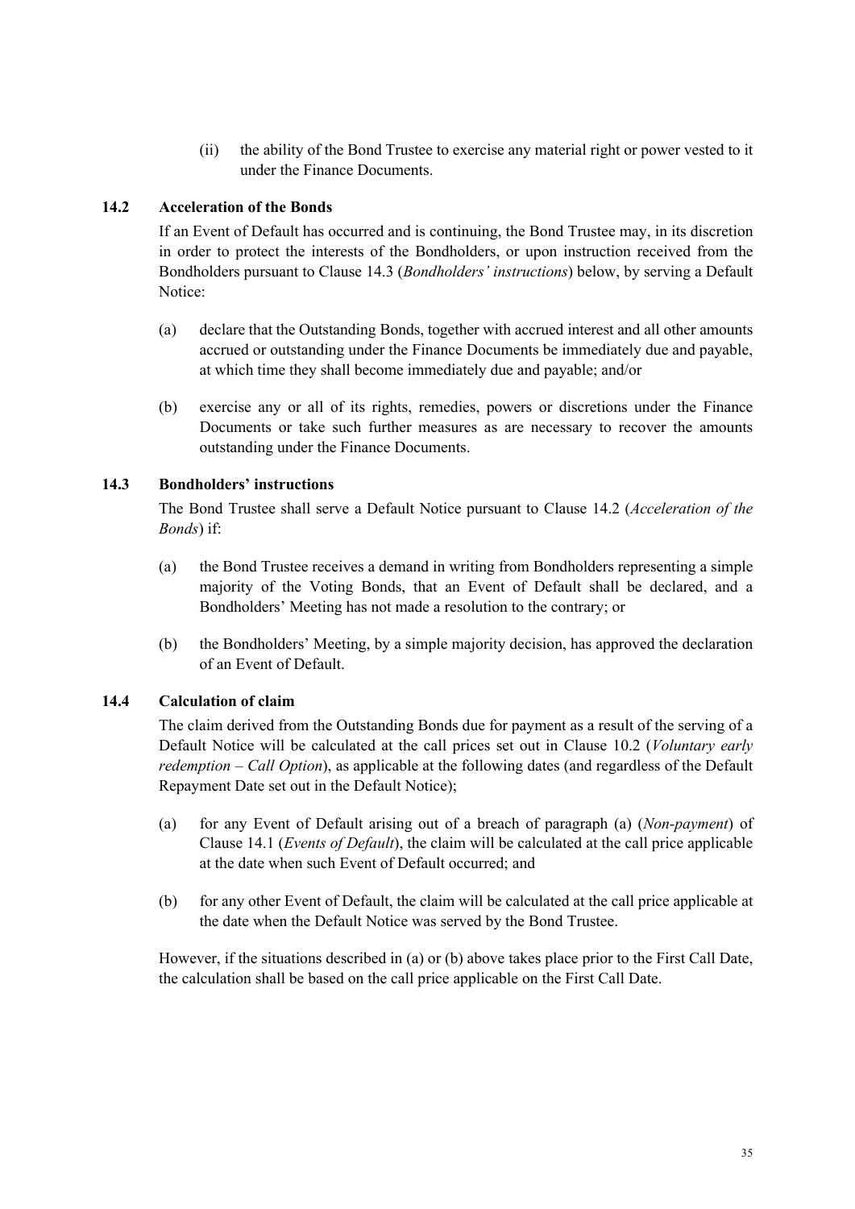(ii) the ability of the Bond Trustee to exercise any material right or power vested to it under the Finance Documents.

### 14.2 Acceleration of the Bonds

If an Event of Default has occurred and is continuing, the Bond Trustee may, in its discretion in order to protect the interests of the Bondholders, or upon instruction received from the Bondholders pursuant to Clause 14.3 (*Bondholders' instructions*) below, by serving a Default Notice:

(a) declare that the Outstanding Bonds, together with accrued interest and all other amounts accrued or outstanding under the Finance Documents be immediately due and payable, at which time they shall become immediately due and payable; and/or

(b) exercise any or all of its rights, remedies, powers or discretions under the Finance Documents or take such further measures as are necessary to recover the amounts outstanding under the Finance Documents.

### 14.3 Bondholders' instructions

The Bond Trustee shall serve a Default Notice pursuant to Clause 14.2 (*Acceleration of the Bonds*) if:

(a) the Bond Trustee receives a demand in writing from Bondholders representing a simple majority of the Voting Bonds, that an Event of Default shall be declared, and a Bondholders' Meeting has not made a resolution to the contrary; or

(b) the Bondholders' Meeting, by a simple majority decision, has approved the declaration of an Event of Default.

### 14.4 Calculation of claim

The claim derived from the Outstanding Bonds due for payment as a result of the serving of a Default Notice will be calculated at the call prices set out in Clause 10.2 (*Voluntary early redemption – Call Option*), as applicable at the following dates (and regardless of the Default Repayment Date set out in the Default Notice);

(a) for any Event of Default arising out of a breach of paragraph (a) (*Non-payment*) of Clause 14.1 (*Events of Default*), the claim will be calculated at the call price applicable at the date when such Event of Default occurred; and

(b) for any other Event of Default, the claim will be calculated at the call price applicable at the date when the Default Notice was served by the Bond Trustee.

However, if the situations described in (a) or (b) above takes place prior to the First Call Date, the calculation shall be based on the call price applicable on the First Call Date.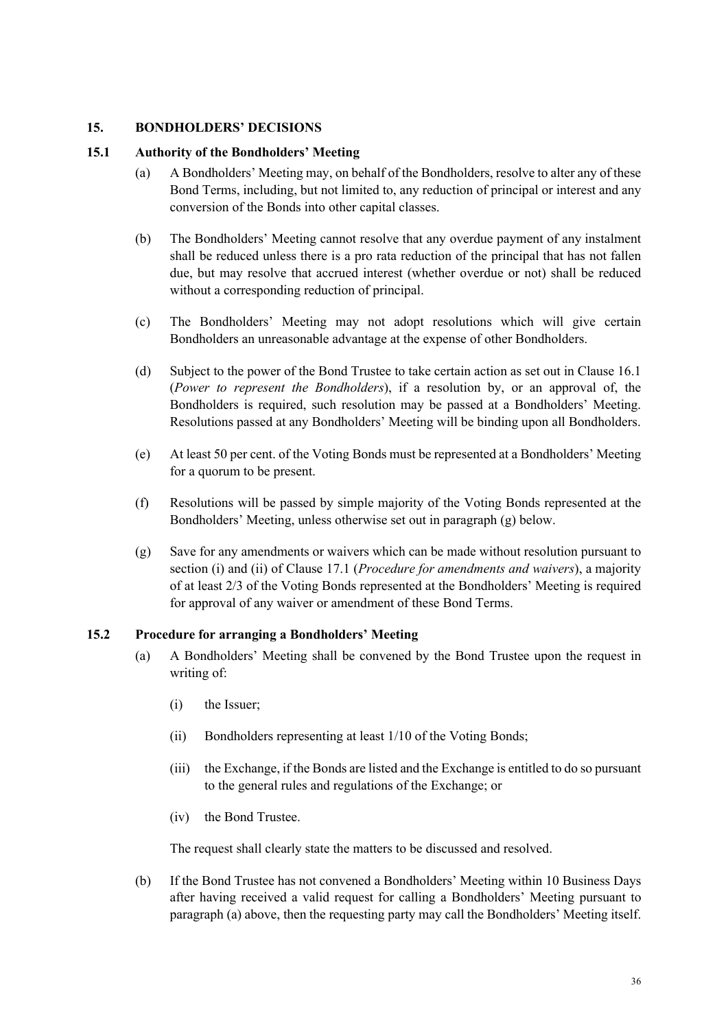## 15. BONDHOLDERS' DECISIONS

### 15.1 Authority of the Bondholders' Meeting

(a) A Bondholders' Meeting may, on behalf of the Bondholders, resolve to alter any of these Bond Terms, including, but not limited to, any reduction of principal or interest and any conversion of the Bonds into other capital classes.

(b) The Bondholders' Meeting cannot resolve that any overdue payment of any instalment shall be reduced unless there is a pro rata reduction of the principal that has not fallen due, but may resolve that accrued interest (whether overdue or not) shall be reduced without a corresponding reduction of principal.

(c) The Bondholders' Meeting may not adopt resolutions which will give certain Bondholders an unreasonable advantage at the expense of other Bondholders.

(d) Subject to the power of the Bond Trustee to take certain action as set out in Clause 16.1 (*Power to represent the Bondholders*), if a resolution by, or an approval of, the Bondholders is required, such resolution may be passed at a Bondholders' Meeting. Resolutions passed at any Bondholders' Meeting will be binding upon all Bondholders.

(e) At least 50 per cent. of the Voting Bonds must be represented at a Bondholders' Meeting for a quorum to be present.

(f) Resolutions will be passed by simple majority of the Voting Bonds represented at the Bondholders' Meeting, unless otherwise set out in paragraph (g) below.

(g) Save for any amendments or waivers which can be made without resolution pursuant to section (i) and (ii) of Clause 17.1 (*Procedure for amendments and waivers*), a majority of at least 2/3 of the Voting Bonds represented at the Bondholders' Meeting is required for approval of any waiver or amendment of these Bond Terms.

### 15.2 Procedure for arranging a Bondholders' Meeting

(a) A Bondholders' Meeting shall be convened by the Bond Trustee upon the request in writing of:

(i) the Issuer;

(ii) Bondholders representing at least 1/10 of the Voting Bonds;

(iii) the Exchange, if the Bonds are listed and the Exchange is entitled to do so pursuant to the general rules and regulations of the Exchange; or

(iv) the Bond Trustee.

The request shall clearly state the matters to be discussed and resolved.

(b) If the Bond Trustee has not convened a Bondholders' Meeting within 10 Business Days after having received a valid request for calling a Bondholders' Meeting pursuant to paragraph (a) above, then the requesting party may call the Bondholders' Meeting itself.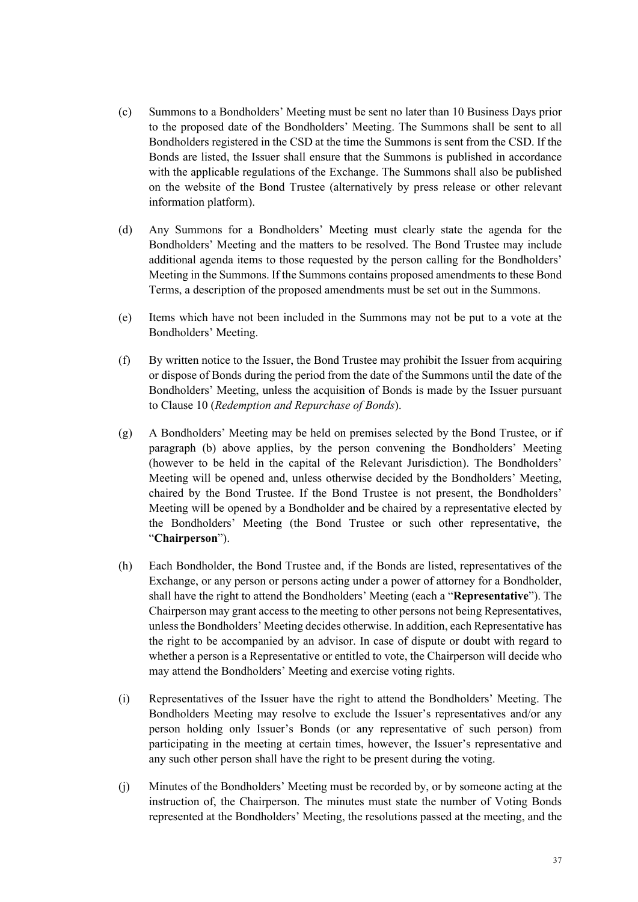(c) Summons to a Bondholders' Meeting must be sent no later than 10 Business Days prior to the proposed date of the Bondholders' Meeting. The Summons shall be sent to all Bondholders registered in the CSD at the time the Summons is sent from the CSD. If the Bonds are listed, the Issuer shall ensure that the Summons is published in accordance with the applicable regulations of the Exchange. The Summons shall also be published on the website of the Bond Trustee (alternatively by press release or other relevant information platform).

(d) Any Summons for a Bondholders' Meeting must clearly state the agenda for the Bondholders' Meeting and the matters to be resolved. The Bond Trustee may include additional agenda items to those requested by the person calling for the Bondholders' Meeting in the Summons. If the Summons contains proposed amendments to these Bond Terms, a description of the proposed amendments must be set out in the Summons.

(e) Items which have not been included in the Summons may not be put to a vote at the Bondholders' Meeting.

(f) By written notice to the Issuer, the Bond Trustee may prohibit the Issuer from acquiring or dispose of Bonds during the period from the date of the Summons until the date of the Bondholders' Meeting, unless the acquisition of Bonds is made by the Issuer pursuant to Clause 10 (*Redemption and Repurchase of Bonds*).

(g) A Bondholders' Meeting may be held on premises selected by the Bond Trustee, or if paragraph (b) above applies, by the person convening the Bondholders' Meeting (however to be held in the capital of the Relevant Jurisdiction). The Bondholders' Meeting will be opened and, unless otherwise decided by the Bondholders' Meeting, chaired by the Bond Trustee. If the Bond Trustee is not present, the Bondholders' Meeting will be opened by a Bondholder and be chaired by a representative elected by the Bondholders' Meeting (the Bond Trustee or such other representative, the "**Chairperson**").

(h) Each Bondholder, the Bond Trustee and, if the Bonds are listed, representatives of the Exchange, or any person or persons acting under a power of attorney for a Bondholder, shall have the right to attend the Bondholders' Meeting (each a "**Representative**"). The Chairperson may grant access to the meeting to other persons not being Representatives, unless the Bondholders' Meeting decides otherwise. In addition, each Representative has the right to be accompanied by an advisor. In case of dispute or doubt with regard to whether a person is a Representative or entitled to vote, the Chairperson will decide who may attend the Bondholders' Meeting and exercise voting rights.

(i) Representatives of the Issuer have the right to attend the Bondholders' Meeting. The Bondholders Meeting may resolve to exclude the Issuer's representatives and/or any person holding only Issuer's Bonds (or any representative of such person) from participating in the meeting at certain times, however, the Issuer's representative and any such other person shall have the right to be present during the voting.

(j) Minutes of the Bondholders' Meeting must be recorded by, or by someone acting at the instruction of, the Chairperson. The minutes must state the number of Voting Bonds represented at the Bondholders' Meeting, the resolutions passed at the meeting, and the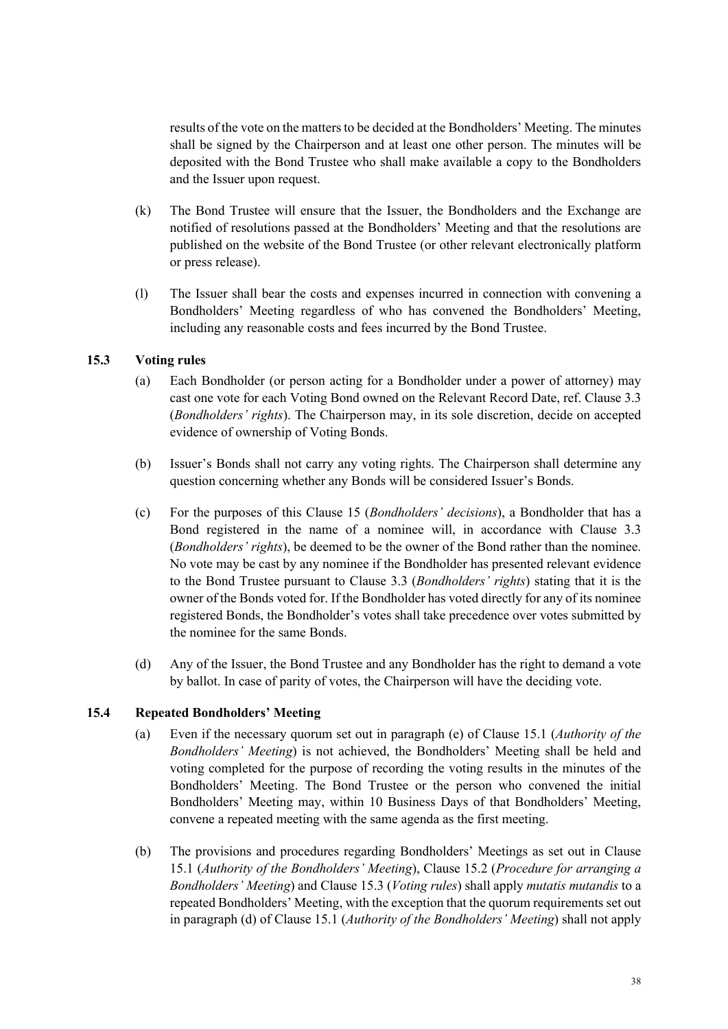results of the vote on the matters to be decided at the Bondholders' Meeting. The minutes shall be signed by the Chairperson and at least one other person. The minutes will be deposited with the Bond Trustee who shall make available a copy to the Bondholders and the Issuer upon request.

(k) The Bond Trustee will ensure that the Issuer, the Bondholders and the Exchange are notified of resolutions passed at the Bondholders' Meeting and that the resolutions are published on the website of the Bond Trustee (or other relevant electronically platform or press release).

(l) The Issuer shall bear the costs and expenses incurred in connection with convening a Bondholders' Meeting regardless of who has convened the Bondholders' Meeting, including any reasonable costs and fees incurred by the Bond Trustee.

### 15.3 Voting rules

(a) Each Bondholder (or person acting for a Bondholder under a power of attorney) may cast one vote for each Voting Bond owned on the Relevant Record Date, ref. Clause 3.3 (*Bondholders' rights*). The Chairperson may, in its sole discretion, decide on accepted evidence of ownership of Voting Bonds.

(b) Issuer's Bonds shall not carry any voting rights. The Chairperson shall determine any question concerning whether any Bonds will be considered Issuer's Bonds.

(c) For the purposes of this Clause 15 (*Bondholders' decisions*), a Bondholder that has a Bond registered in the name of a nominee will, in accordance with Clause 3.3 (*Bondholders' rights*), be deemed to be the owner of the Bond rather than the nominee. No vote may be cast by any nominee if the Bondholder has presented relevant evidence to the Bond Trustee pursuant to Clause 3.3 (*Bondholders' rights*) stating that it is the owner of the Bonds voted for. If the Bondholder has voted directly for any of its nominee registered Bonds, the Bondholder's votes shall take precedence over votes submitted by the nominee for the same Bonds.

(d) Any of the Issuer, the Bond Trustee and any Bondholder has the right to demand a vote by ballot. In case of parity of votes, the Chairperson will have the deciding vote.

### 15.4 Repeated Bondholders' Meeting

(a) Even if the necessary quorum set out in paragraph (e) of Clause 15.1 (*Authority of the Bondholders' Meeting*) is not achieved, the Bondholders' Meeting shall be held and voting completed for the purpose of recording the voting results in the minutes of the Bondholders' Meeting. The Bond Trustee or the person who convened the initial Bondholders' Meeting may, within 10 Business Days of that Bondholders' Meeting, convene a repeated meeting with the same agenda as the first meeting.

(b) The provisions and procedures regarding Bondholders' Meetings as set out in Clause 15.1 (*Authority of the Bondholders' Meeting*), Clause 15.2 (*Procedure for arranging a Bondholders' Meeting*) and Clause 15.3 (*Voting rules*) shall apply *mutatis mutandis* to a repeated Bondholders' Meeting, with the exception that the quorum requirements set out in paragraph (d) of Clause 15.1 (*Authority of the Bondholders' Meeting*) shall not apply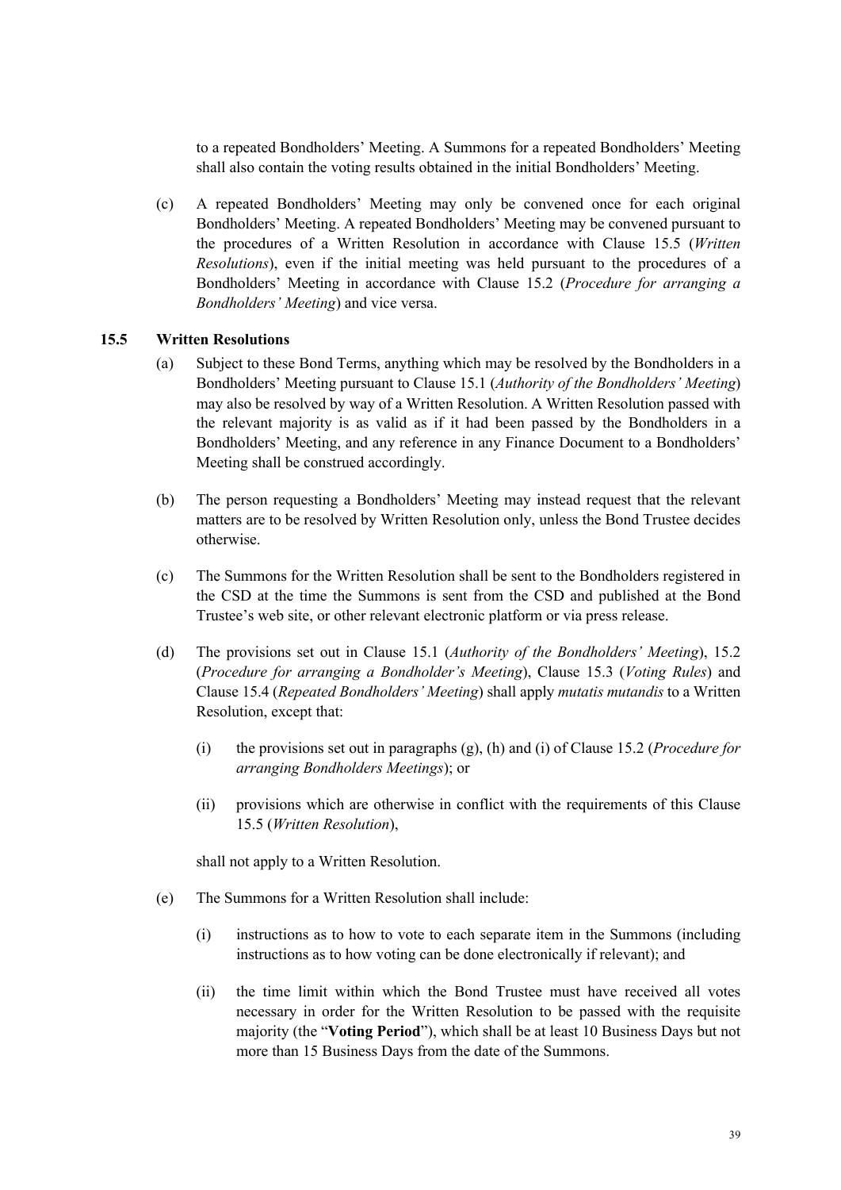to a repeated Bondholders' Meeting. A Summons for a repeated Bondholders' Meeting shall also contain the voting results obtained in the initial Bondholders' Meeting.

(c) A repeated Bondholders' Meeting may only be convened once for each original Bondholders' Meeting. A repeated Bondholders' Meeting may be convened pursuant to the procedures of a Written Resolution in accordance with Clause 15.5 (*Written Resolutions*), even if the initial meeting was held pursuant to the procedures of a Bondholders' Meeting in accordance with Clause 15.2 (*Procedure for arranging a Bondholders' Meeting*) and vice versa.

### 15.5 Written Resolutions

(a) Subject to these Bond Terms, anything which may be resolved by the Bondholders in a Bondholders' Meeting pursuant to Clause 15.1 (*Authority of the Bondholders' Meeting*) may also be resolved by way of a Written Resolution. A Written Resolution passed with the relevant majority is as valid as if it had been passed by the Bondholders in a Bondholders' Meeting, and any reference in any Finance Document to a Bondholders' Meeting shall be construed accordingly.

(b) The person requesting a Bondholders' Meeting may instead request that the relevant matters are to be resolved by Written Resolution only, unless the Bond Trustee decides otherwise.

(c) The Summons for the Written Resolution shall be sent to the Bondholders registered in the CSD at the time the Summons is sent from the CSD and published at the Bond Trustee's web site, or other relevant electronic platform or via press release.

(d) The provisions set out in Clause 15.1 (*Authority of the Bondholders' Meeting*), 15.2 (*Procedure for arranging a Bondholder's Meeting*), Clause 15.3 (*Voting Rules*) and Clause 15.4 (*Repeated Bondholders' Meeting*) shall apply *mutatis mutandis* to a Written Resolution, except that:

   (i) the provisions set out in paragraphs (g), (h) and (i) of Clause 15.2 (*Procedure for arranging Bondholders Meetings*); or

   (ii) provisions which are otherwise in conflict with the requirements of this Clause 15.5 (*Written Resolution*),

   shall not apply to a Written Resolution.

(e) The Summons for a Written Resolution shall include:

   (i) instructions as to how to vote to each separate item in the Summons (including instructions as to how voting can be done electronically if relevant); and

   (ii) the time limit within which the Bond Trustee must have received all votes necessary in order for the Written Resolution to be passed with the requisite majority (the "**Voting Period**"), which shall be at least 10 Business Days but not more than 15 Business Days from the date of the Summons.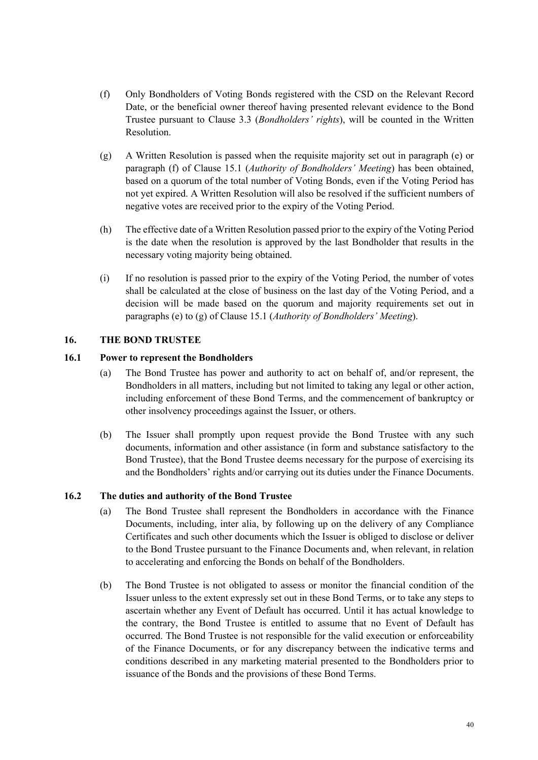(f) Only Bondholders of Voting Bonds registered with the CSD on the Relevant Record Date, or the beneficial owner thereof having presented relevant evidence to the Bond Trustee pursuant to Clause 3.3 (*Bondholders' rights*), will be counted in the Written Resolution.

(g) A Written Resolution is passed when the requisite majority set out in paragraph (e) or paragraph (f) of Clause 15.1 (*Authority of Bondholders' Meeting*) has been obtained, based on a quorum of the total number of Voting Bonds, even if the Voting Period has not yet expired. A Written Resolution will also be resolved if the sufficient numbers of negative votes are received prior to the expiry of the Voting Period.

(h) The effective date of a Written Resolution passed prior to the expiry of the Voting Period is the date when the resolution is approved by the last Bondholder that results in the necessary voting majority being obtained.

(i) If no resolution is passed prior to the expiry of the Voting Period, the number of votes shall be calculated at the close of business on the last day of the Voting Period, and a decision will be made based on the quorum and majority requirements set out in paragraphs (e) to (g) of Clause 15.1 (*Authority of Bondholders' Meeting*).

## 16. THE BOND TRUSTEE

### 16.1 Power to represent the Bondholders

(a) The Bond Trustee has power and authority to act on behalf of, and/or represent, the Bondholders in all matters, including but not limited to taking any legal or other action, including enforcement of these Bond Terms, and the commencement of bankruptcy or other insolvency proceedings against the Issuer, or others.

(b) The Issuer shall promptly upon request provide the Bond Trustee with any such documents, information and other assistance (in form and substance satisfactory to the Bond Trustee), that the Bond Trustee deems necessary for the purpose of exercising its and the Bondholders' rights and/or carrying out its duties under the Finance Documents.

### 16.2 The duties and authority of the Bond Trustee

(a) The Bond Trustee shall represent the Bondholders in accordance with the Finance Documents, including, inter alia, by following up on the delivery of any Compliance Certificates and such other documents which the Issuer is obliged to disclose or deliver to the Bond Trustee pursuant to the Finance Documents and, when relevant, in relation to accelerating and enforcing the Bonds on behalf of the Bondholders.

(b) The Bond Trustee is not obligated to assess or monitor the financial condition of the Issuer unless to the extent expressly set out in these Bond Terms, or to take any steps to ascertain whether any Event of Default has occurred. Until it has actual knowledge to the contrary, the Bond Trustee is entitled to assume that no Event of Default has occurred. The Bond Trustee is not responsible for the valid execution or enforceability of the Finance Documents, or for any discrepancy between the indicative terms and conditions described in any marketing material presented to the Bondholders prior to issuance of the Bonds and the provisions of these Bond Terms.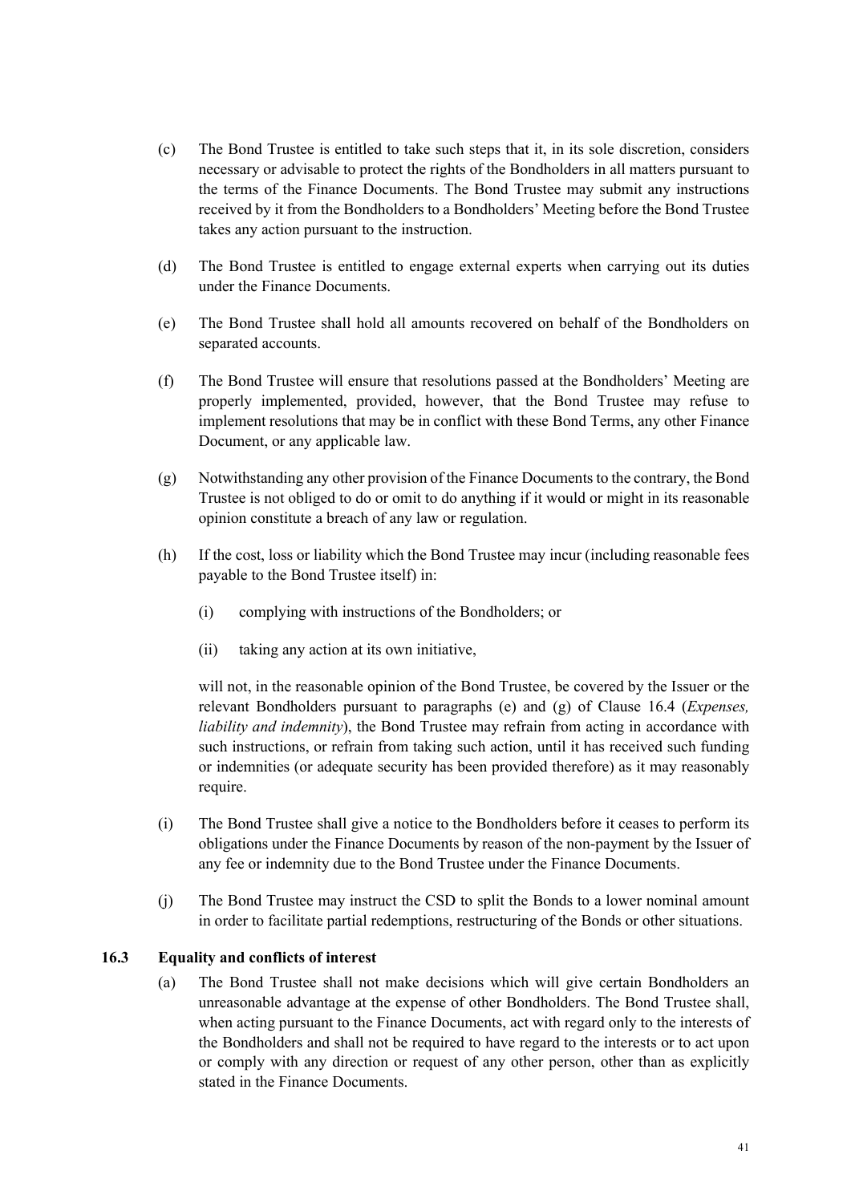(c) The Bond Trustee is entitled to take such steps that it, in its sole discretion, considers necessary or advisable to protect the rights of the Bondholders in all matters pursuant to the terms of the Finance Documents. The Bond Trustee may submit any instructions received by it from the Bondholders to a Bondholders' Meeting before the Bond Trustee takes any action pursuant to the instruction.

(d) The Bond Trustee is entitled to engage external experts when carrying out its duties under the Finance Documents.

(e) The Bond Trustee shall hold all amounts recovered on behalf of the Bondholders on separated accounts.

(f) The Bond Trustee will ensure that resolutions passed at the Bondholders' Meeting are properly implemented, provided, however, that the Bond Trustee may refuse to implement resolutions that may be in conflict with these Bond Terms, any other Finance Document, or any applicable law.

(g) Notwithstanding any other provision of the Finance Documents to the contrary, the Bond Trustee is not obliged to do or omit to do anything if it would or might in its reasonable opinion constitute a breach of any law or regulation.

(h) If the cost, loss or liability which the Bond Trustee may incur (including reasonable fees payable to the Bond Trustee itself) in:

(i) complying with instructions of the Bondholders; or

(ii) taking any action at its own initiative,

will not, in the reasonable opinion of the Bond Trustee, be covered by the Issuer or the relevant Bondholders pursuant to paragraphs (e) and (g) of Clause 16.4 (*Expenses, liability and indemnity*), the Bond Trustee may refrain from acting in accordance with such instructions, or refrain from taking such action, until it has received such funding or indemnities (or adequate security has been provided therefore) as it may reasonably require.

(i) The Bond Trustee shall give a notice to the Bondholders before it ceases to perform its obligations under the Finance Documents by reason of the non-payment by the Issuer of any fee or indemnity due to the Bond Trustee under the Finance Documents.

(j) The Bond Trustee may instruct the CSD to split the Bonds to a lower nominal amount in order to facilitate partial redemptions, restructuring of the Bonds or other situations.

### 16.3 Equality and conflicts of interest

(a) The Bond Trustee shall not make decisions which will give certain Bondholders an unreasonable advantage at the expense of other Bondholders. The Bond Trustee shall, when acting pursuant to the Finance Documents, act with regard only to the interests of the Bondholders and shall not be required to have regard to the interests or to act upon or comply with any direction or request of any other person, other than as explicitly stated in the Finance Documents.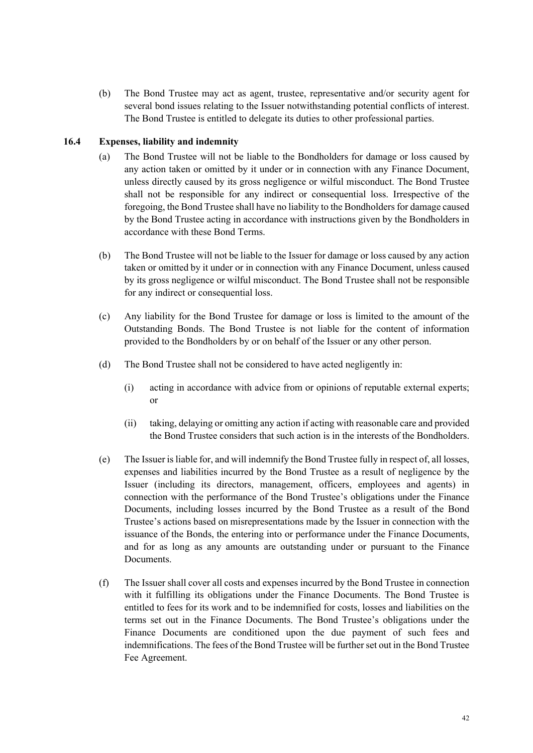(b) The Bond Trustee may act as agent, trustee, representative and/or security agent for several bond issues relating to the Issuer notwithstanding potential conflicts of interest. The Bond Trustee is entitled to delegate its duties to other professional parties.

### 16.4 Expenses, liability and indemnity

(a) The Bond Trustee will not be liable to the Bondholders for damage or loss caused by any action taken or omitted by it under or in connection with any Finance Document, unless directly caused by its gross negligence or wilful misconduct. The Bond Trustee shall not be responsible for any indirect or consequential loss. Irrespective of the foregoing, the Bond Trustee shall have no liability to the Bondholders for damage caused by the Bond Trustee acting in accordance with instructions given by the Bondholders in accordance with these Bond Terms.

(b) The Bond Trustee will not be liable to the Issuer for damage or loss caused by any action taken or omitted by it under or in connection with any Finance Document, unless caused by its gross negligence or wilful misconduct. The Bond Trustee shall not be responsible for any indirect or consequential loss.

(c) Any liability for the Bond Trustee for damage or loss is limited to the amount of the Outstanding Bonds. The Bond Trustee is not liable for the content of information provided to the Bondholders by or on behalf of the Issuer or any other person.

(d) The Bond Trustee shall not be considered to have acted negligently in:

(i) acting in accordance with advice from or opinions of reputable external experts; or

(ii) taking, delaying or omitting any action if acting with reasonable care and provided the Bond Trustee considers that such action is in the interests of the Bondholders.

(e) The Issuer is liable for, and will indemnify the Bond Trustee fully in respect of, all losses, expenses and liabilities incurred by the Bond Trustee as a result of negligence by the Issuer (including its directors, management, officers, employees and agents) in connection with the performance of the Bond Trustee's obligations under the Finance Documents, including losses incurred by the Bond Trustee as a result of the Bond Trustee's actions based on misrepresentations made by the Issuer in connection with the issuance of the Bonds, the entering into or performance under the Finance Documents, and for as long as any amounts are outstanding under or pursuant to the Finance Documents.

(f) The Issuer shall cover all costs and expenses incurred by the Bond Trustee in connection with it fulfilling its obligations under the Finance Documents. The Bond Trustee is entitled to fees for its work and to be indemnified for costs, losses and liabilities on the terms set out in the Finance Documents. The Bond Trustee's obligations under the Finance Documents are conditioned upon the due payment of such fees and indemnifications. The fees of the Bond Trustee will be further set out in the Bond Trustee Fee Agreement.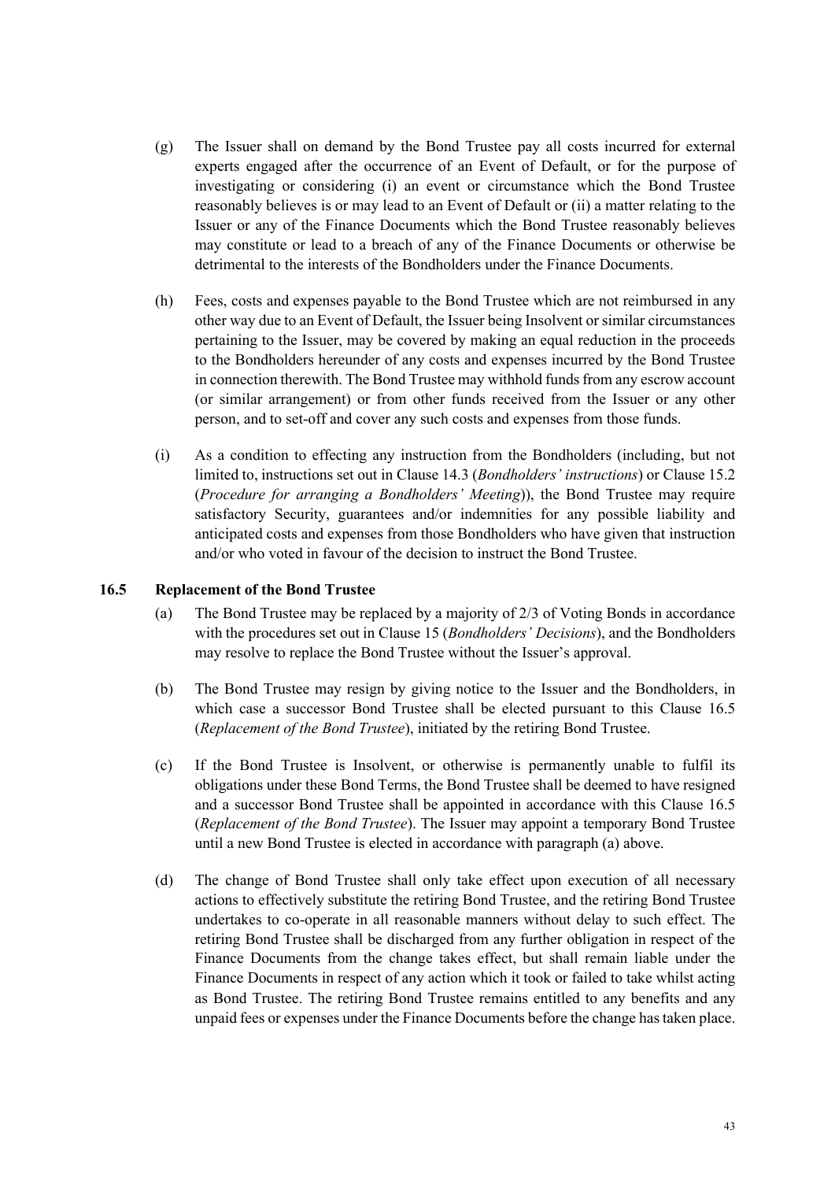(g) The Issuer shall on demand by the Bond Trustee pay all costs incurred for external experts engaged after the occurrence of an Event of Default, or for the purpose of investigating or considering (i) an event or circumstance which the Bond Trustee reasonably believes is or may lead to an Event of Default or (ii) a matter relating to the Issuer or any of the Finance Documents which the Bond Trustee reasonably believes may constitute or lead to a breach of any of the Finance Documents or otherwise be detrimental to the interests of the Bondholders under the Finance Documents.

(h) Fees, costs and expenses payable to the Bond Trustee which are not reimbursed in any other way due to an Event of Default, the Issuer being Insolvent or similar circumstances pertaining to the Issuer, may be covered by making an equal reduction in the proceeds to the Bondholders hereunder of any costs and expenses incurred by the Bond Trustee in connection therewith. The Bond Trustee may withhold funds from any escrow account (or similar arrangement) or from other funds received from the Issuer or any other person, and to set-off and cover any such costs and expenses from those funds.

(i) As a condition to effecting any instruction from the Bondholders (including, but not limited to, instructions set out in Clause 14.3 (*Bondholders' instructions*) or Clause 15.2 (*Procedure for arranging a Bondholders' Meeting*)), the Bond Trustee may require satisfactory Security, guarantees and/or indemnities for any possible liability and anticipated costs and expenses from those Bondholders who have given that instruction and/or who voted in favour of the decision to instruct the Bond Trustee.

### 16.5 Replacement of the Bond Trustee

(a) The Bond Trustee may be replaced by a majority of 2/3 of Voting Bonds in accordance with the procedures set out in Clause 15 (*Bondholders' Decisions*), and the Bondholders may resolve to replace the Bond Trustee without the Issuer's approval.

(b) The Bond Trustee may resign by giving notice to the Issuer and the Bondholders, in which case a successor Bond Trustee shall be elected pursuant to this Clause 16.5 (*Replacement of the Bond Trustee*), initiated by the retiring Bond Trustee.

(c) If the Bond Trustee is Insolvent, or otherwise is permanently unable to fulfil its obligations under these Bond Terms, the Bond Trustee shall be deemed to have resigned and a successor Bond Trustee shall be appointed in accordance with this Clause 16.5 (*Replacement of the Bond Trustee*). The Issuer may appoint a temporary Bond Trustee until a new Bond Trustee is elected in accordance with paragraph (a) above.

(d) The change of Bond Trustee shall only take effect upon execution of all necessary actions to effectively substitute the retiring Bond Trustee, and the retiring Bond Trustee undertakes to co-operate in all reasonable manners without delay to such effect. The retiring Bond Trustee shall be discharged from any further obligation in respect of the Finance Documents from the change takes effect, but shall remain liable under the Finance Documents in respect of any action which it took or failed to take whilst acting as Bond Trustee. The retiring Bond Trustee remains entitled to any benefits and any unpaid fees or expenses under the Finance Documents before the change has taken place.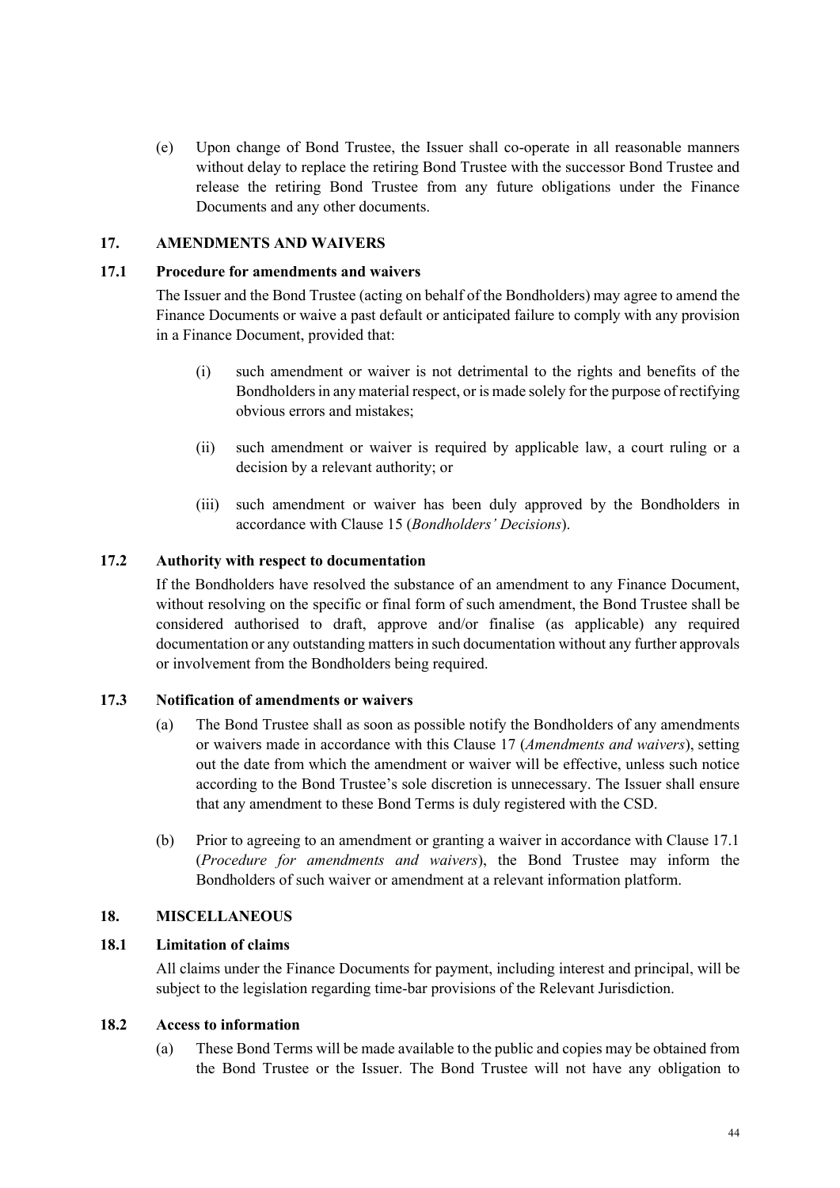(e) Upon change of Bond Trustee, the Issuer shall co-operate in all reasonable manners without delay to replace the retiring Bond Trustee with the successor Bond Trustee and release the retiring Bond Trustee from any future obligations under the Finance Documents and any other documents.

## 17. AMENDMENTS AND WAIVERS

### 17.1 Procedure for amendments and waivers

The Issuer and the Bond Trustee (acting on behalf of the Bondholders) may agree to amend the Finance Documents or waive a past default or anticipated failure to comply with any provision in a Finance Document, provided that:

(i) such amendment or waiver is not detrimental to the rights and benefits of the Bondholders in any material respect, or is made solely for the purpose of rectifying obvious errors and mistakes;

(ii) such amendment or waiver is required by applicable law, a court ruling or a decision by a relevant authority; or

(iii) such amendment or waiver has been duly approved by the Bondholders in accordance with Clause 15 (*Bondholders' Decisions*).

### 17.2 Authority with respect to documentation

If the Bondholders have resolved the substance of an amendment to any Finance Document, without resolving on the specific or final form of such amendment, the Bond Trustee shall be considered authorised to draft, approve and/or finalise (as applicable) any required documentation or any outstanding matters in such documentation without any further approvals or involvement from the Bondholders being required.

### 17.3 Notification of amendments or waivers

(a) The Bond Trustee shall as soon as possible notify the Bondholders of any amendments or waivers made in accordance with this Clause 17 (*Amendments and waivers*), setting out the date from which the amendment or waiver will be effective, unless such notice according to the Bond Trustee's sole discretion is unnecessary. The Issuer shall ensure that any amendment to these Bond Terms is duly registered with the CSD.

(b) Prior to agreeing to an amendment or granting a waiver in accordance with Clause 17.1 (*Procedure for amendments and waivers*), the Bond Trustee may inform the Bondholders of such waiver or amendment at a relevant information platform.

## 18. MISCELLANEOUS

### 18.1 Limitation of claims

All claims under the Finance Documents for payment, including interest and principal, will be subject to the legislation regarding time-bar provisions of the Relevant Jurisdiction.

### 18.2 Access to information

(a) These Bond Terms will be made available to the public and copies may be obtained from the Bond Trustee or the Issuer. The Bond Trustee will not have any obligation to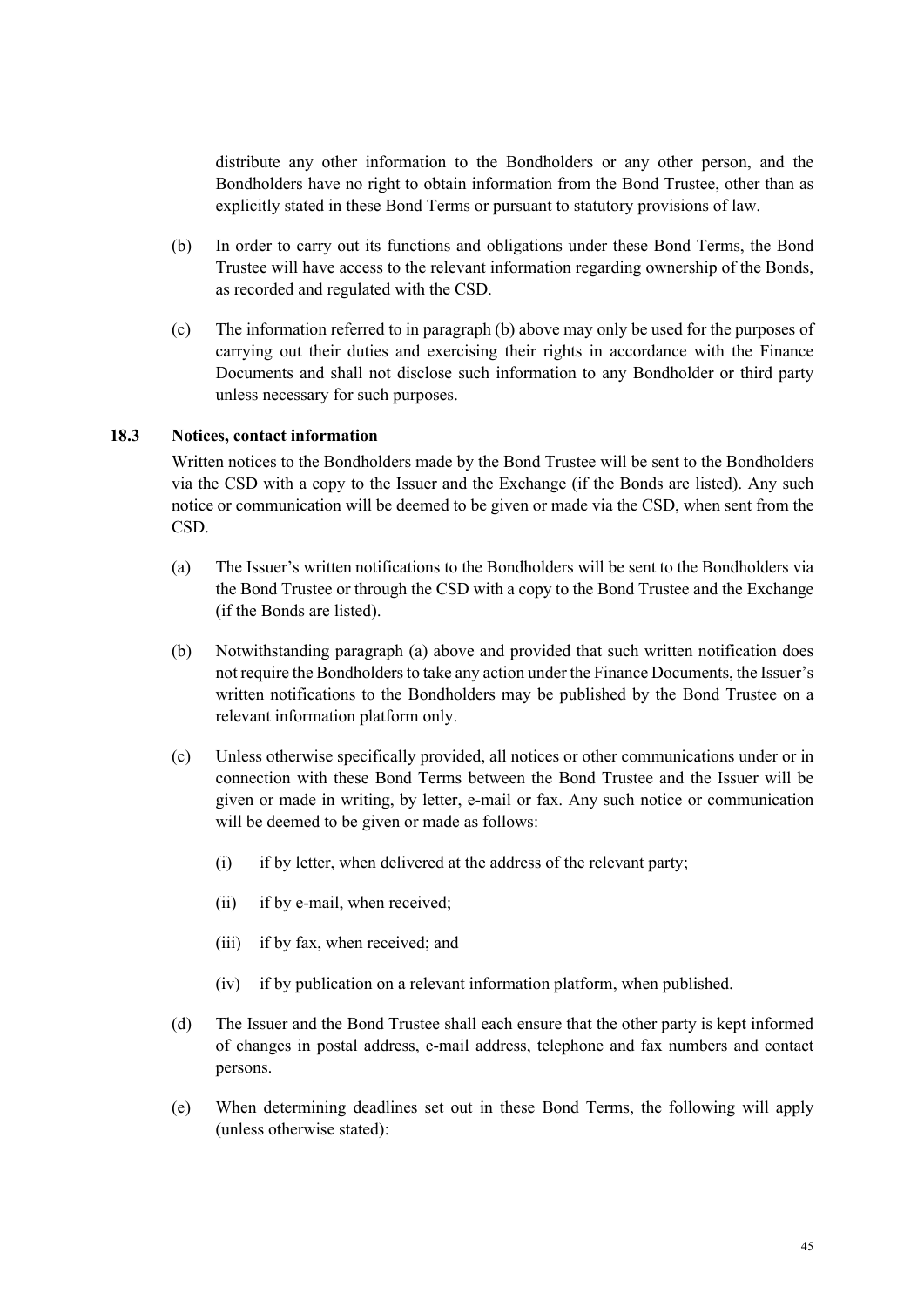distribute any other information to the Bondholders or any other person, and the Bondholders have no right to obtain information from the Bond Trustee, other than as explicitly stated in these Bond Terms or pursuant to statutory provisions of law.

(b) In order to carry out its functions and obligations under these Bond Terms, the Bond Trustee will have access to the relevant information regarding ownership of the Bonds, as recorded and regulated with the CSD.

(c) The information referred to in paragraph (b) above may only be used for the purposes of carrying out their duties and exercising their rights in accordance with the Finance Documents and shall not disclose such information to any Bondholder or third party unless necessary for such purposes.

### 18.3 Notices, contact information

Written notices to the Bondholders made by the Bond Trustee will be sent to the Bondholders via the CSD with a copy to the Issuer and the Exchange (if the Bonds are listed). Any such notice or communication will be deemed to be given or made via the CSD, when sent from the CSD.

(a) The Issuer's written notifications to the Bondholders will be sent to the Bondholders via the Bond Trustee or through the CSD with a copy to the Bond Trustee and the Exchange (if the Bonds are listed).

(b) Notwithstanding paragraph (a) above and provided that such written notification does not require the Bondholders to take any action under the Finance Documents, the Issuer's written notifications to the Bondholders may be published by the Bond Trustee on a relevant information platform only.

(c) Unless otherwise specifically provided, all notices or other communications under or in connection with these Bond Terms between the Bond Trustee and the Issuer will be given or made in writing, by letter, e-mail or fax. Any such notice or communication will be deemed to be given or made as follows:

   (i) if by letter, when delivered at the address of the relevant party;

   (ii) if by e-mail, when received;

   (iii) if by fax, when received; and

   (iv) if by publication on a relevant information platform, when published.

(d) The Issuer and the Bond Trustee shall each ensure that the other party is kept informed of changes in postal address, e-mail address, telephone and fax numbers and contact persons.

(e) When determining deadlines set out in these Bond Terms, the following will apply (unless otherwise stated):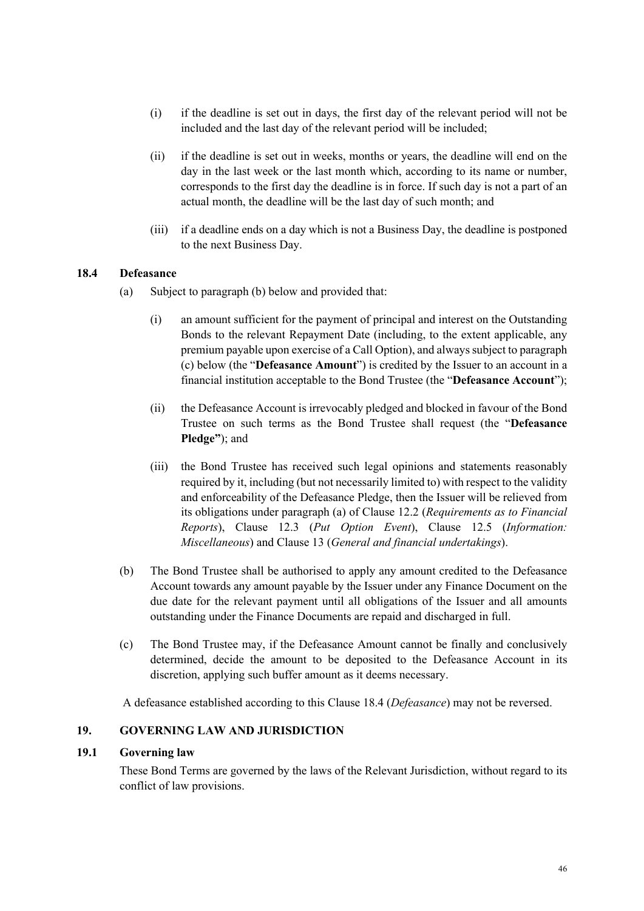(i) if the deadline is set out in days, the first day of the relevant period will not be included and the last day of the relevant period will be included;

(ii) if the deadline is set out in weeks, months or years, the deadline will end on the day in the last week or the last month which, according to its name or number, corresponds to the first day the deadline is in force. If such day is not a part of an actual month, the deadline will be the last day of such month; and

(iii) if a deadline ends on a day which is not a Business Day, the deadline is postponed to the next Business Day.

### 18.4 Defeasance

(a) Subject to paragraph (b) below and provided that:

(i) an amount sufficient for the payment of principal and interest on the Outstanding Bonds to the relevant Repayment Date (including, to the extent applicable, any premium payable upon exercise of a Call Option), and always subject to paragraph (c) below (the "**Defeasance Amount**") is credited by the Issuer to an account in a financial institution acceptable to the Bond Trustee (the "**Defeasance Account**");

(ii) the Defeasance Account is irrevocably pledged and blocked in favour of the Bond Trustee on such terms as the Bond Trustee shall request (the "**Defeasance Pledge"**); and

(iii) the Bond Trustee has received such legal opinions and statements reasonably required by it, including (but not necessarily limited to) with respect to the validity and enforceability of the Defeasance Pledge, then the Issuer will be relieved from its obligations under paragraph (a) of Clause 12.2 (*Requirements as to Financial Reports*), Clause 12.3 (*Put Option Event*), Clause 12.5 (*Information: Miscellaneous*) and Clause 13 (*General and financial undertakings*).

(b) The Bond Trustee shall be authorised to apply any amount credited to the Defeasance Account towards any amount payable by the Issuer under any Finance Document on the due date for the relevant payment until all obligations of the Issuer and all amounts outstanding under the Finance Documents are repaid and discharged in full.

(c) The Bond Trustee may, if the Defeasance Amount cannot be finally and conclusively determined, decide the amount to be deposited to the Defeasance Account in its discretion, applying such buffer amount as it deems necessary.

A defeasance established according to this Clause 18.4 (*Defeasance*) may not be reversed.

## 19. GOVERNING LAW AND JURISDICTION

### 19.1 Governing law

These Bond Terms are governed by the laws of the Relevant Jurisdiction, without regard to its conflict of law provisions.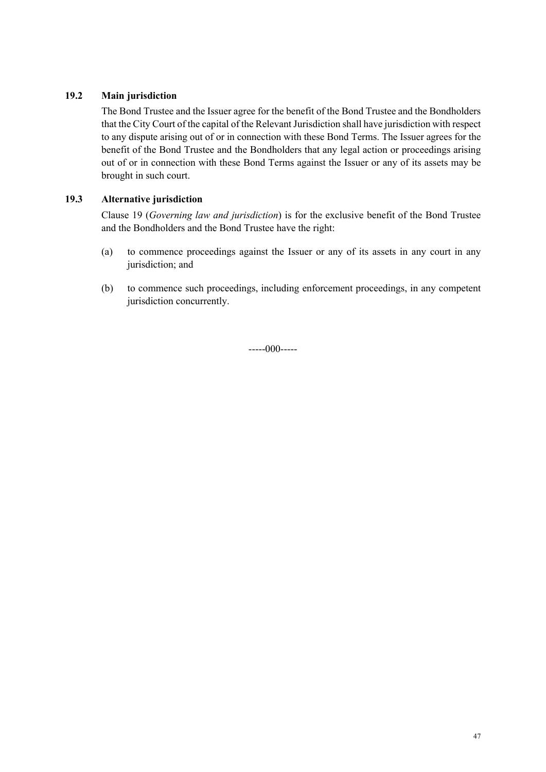### 19.2 Main jurisdiction

The Bond Trustee and the Issuer agree for the benefit of the Bond Trustee and the Bondholders that the City Court of the capital of the Relevant Jurisdiction shall have jurisdiction with respect to any dispute arising out of or in connection with these Bond Terms. The Issuer agrees for the benefit of the Bond Trustee and the Bondholders that any legal action or proceedings arising out of or in connection with these Bond Terms against the Issuer or any of its assets may be brought in such court.

### 19.3 Alternative jurisdiction

Clause 19 (*Governing law and jurisdiction*) is for the exclusive benefit of the Bond Trustee and the Bondholders and the Bond Trustee have the right:

(a) to commence proceedings against the Issuer or any of its assets in any court in any jurisdiction; and

(b) to commence such proceedings, including enforcement proceedings, in any competent jurisdiction concurrently.

-----000-----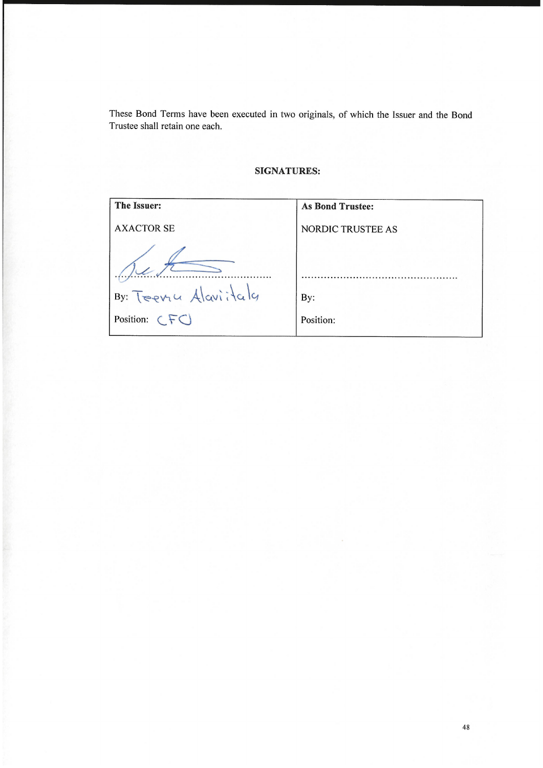These Bond Terms have been executed in two originals, of which the Issuer and the Bond Trustee shall retain one each.

**SIGNATURES:**

| **The Issuer:** | **As Bond Trustee:** |
|---|---|
| AXACTOR SE | NORDIC TRUSTEE AS |
| ................................................ | ................................................ |
| By: Teemu Alavitala | By: |
| Position: CFO | Position: |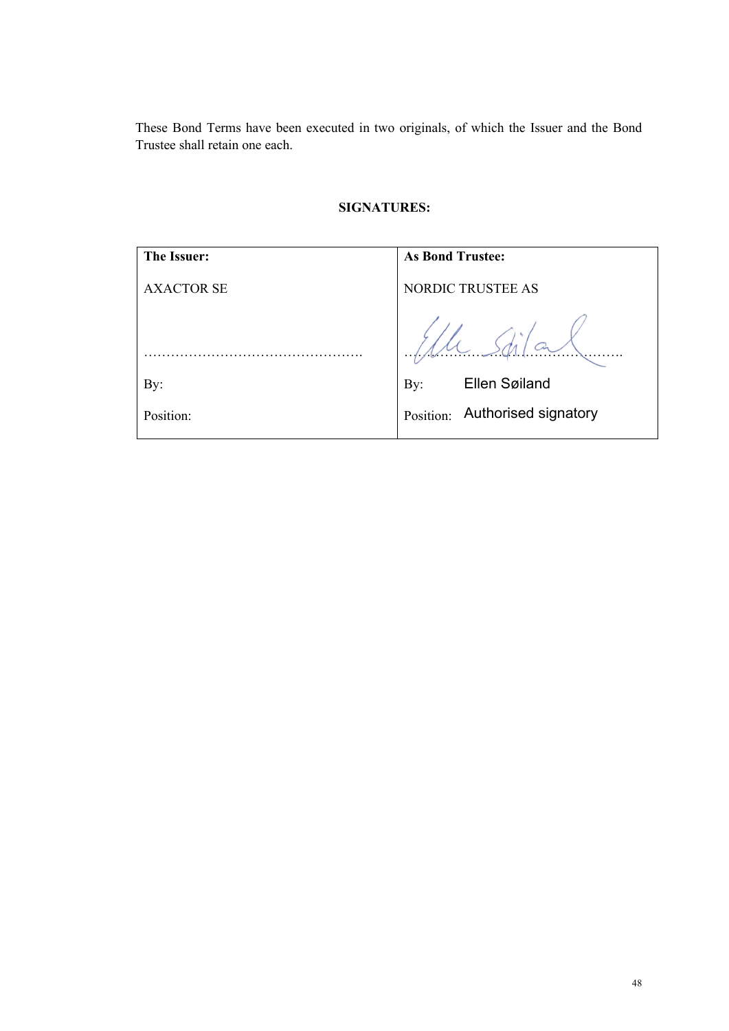These Bond Terms have been executed in two originals, of which the Issuer and the Bond Trustee shall retain one each.

**SIGNATURES:**

| **The Issuer:** | **As Bond Trustee:** |
|---|---|
| AXACTOR SE | NORDIC TRUSTEE AS |
| …………………………………………. | …………………………………………. |
| By: | By: Ellen Søiland |
| Position: | Position: Authorised signatory |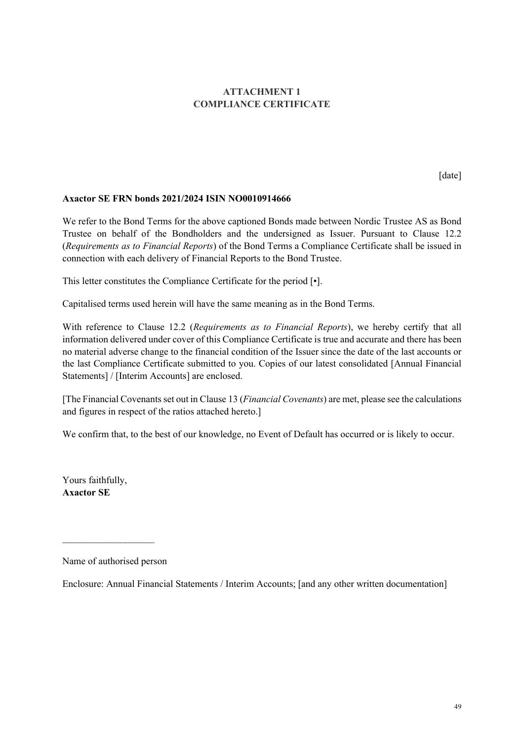# ATTACHMENT 1
# COMPLIANCE CERTIFICATE

[date]

**Axactor SE FRN bonds 2021/2024 ISIN NO0010914666**

We refer to the Bond Terms for the above captioned Bonds made between Nordic Trustee AS as Bond Trustee on behalf of the Bondholders and the undersigned as Issuer. Pursuant to Clause 12.2 (*Requirements as to Financial Reports*) of the Bond Terms a Compliance Certificate shall be issued in connection with each delivery of Financial Reports to the Bond Trustee.

This letter constitutes the Compliance Certificate for the period [•].

Capitalised terms used herein will have the same meaning as in the Bond Terms.

With reference to Clause 12.2 (*Requirements as to Financial Reports*), we hereby certify that all information delivered under cover of this Compliance Certificate is true and accurate and there has been no material adverse change to the financial condition of the Issuer since the date of the last accounts or the last Compliance Certificate submitted to you. Copies of our latest consolidated [Annual Financial Statements] / [Interim Accounts] are enclosed.

[The Financial Covenants set out in Clause 13 (*Financial Covenants*) are met, please see the calculations and figures in respect of the ratios attached hereto.]

We confirm that, to the best of our knowledge, no Event of Default has occurred or is likely to occur.

Yours faithfully,
**Axactor SE**

\_\_\_\_\_\_\_\_\_\_\_\_\_\_\_\_\_\_\_

Name of authorised person

Enclosure: Annual Financial Statements / Interim Accounts; [and any other written documentation]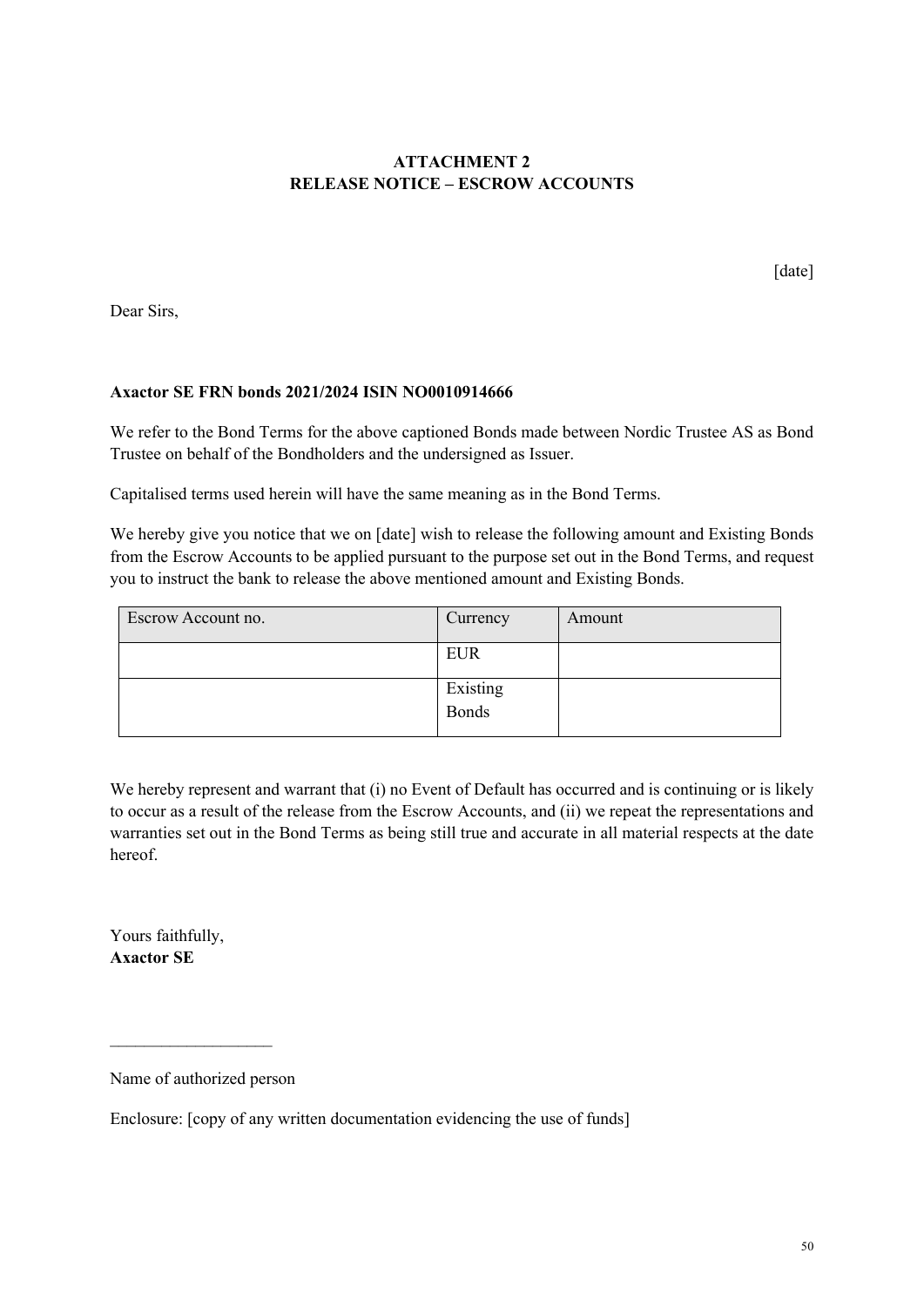**ATTACHMENT 2**
**RELEASE NOTICE – ESCROW ACCOUNTS**

[date]

Dear Sirs,

**Axactor SE FRN bonds 2021/2024 ISIN NO0010914666**

We refer to the Bond Terms for the above captioned Bonds made between Nordic Trustee AS as Bond Trustee on behalf of the Bondholders and the undersigned as Issuer.

Capitalised terms used herein will have the same meaning as in the Bond Terms.

We hereby give you notice that we on [date] wish to release the following amount and Existing Bonds from the Escrow Accounts to be applied pursuant to the purpose set out in the Bond Terms, and request you to instruct the bank to release the above mentioned amount and Existing Bonds.

| Escrow Account no. | Currency | Amount |
|---|---|---|
| | EUR | |
| | Existing Bonds | |

We hereby represent and warrant that (i) no Event of Default has occurred and is continuing or is likely to occur as a result of the release from the Escrow Accounts, and (ii) we repeat the representations and warranties set out in the Bond Terms as being still true and accurate in all material respects at the date hereof.

Yours faithfully,
**Axactor SE**

___________________

Name of authorized person

Enclosure: [copy of any written documentation evidencing the use of funds]